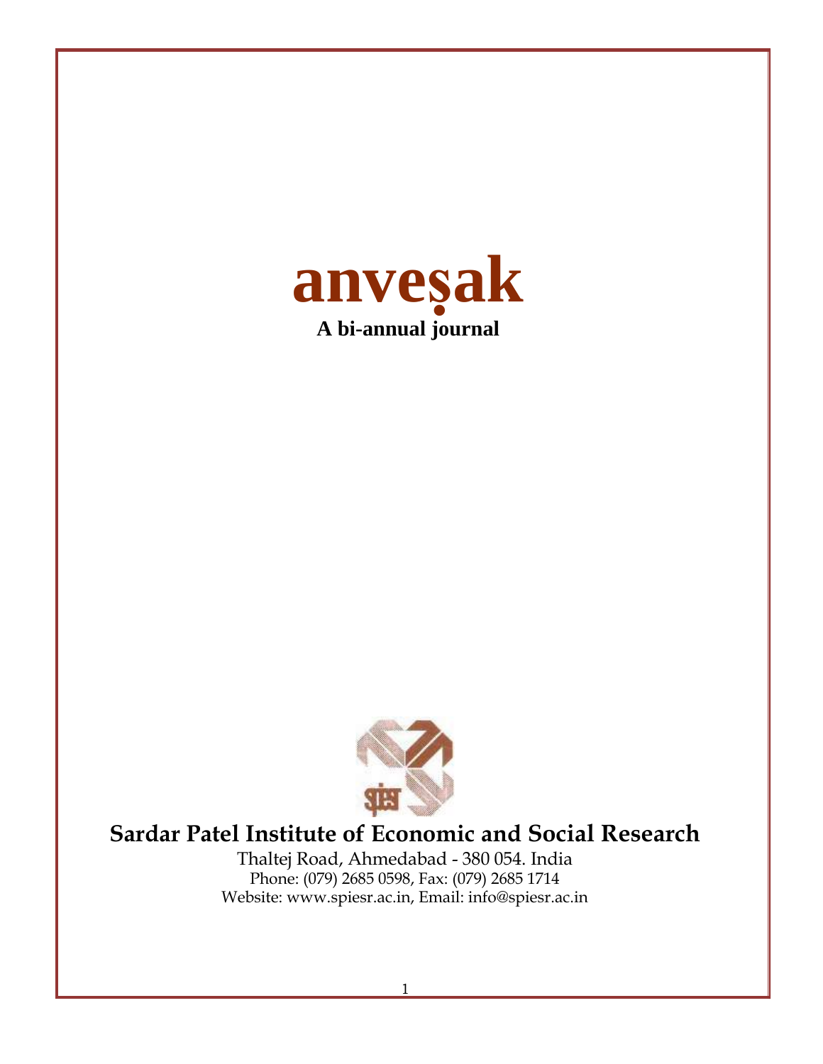# anveṣak

**A bi-annual journal**

## Sardar Patel Institute of Economic and Social Research

Thaltej Road, Ahmedabad - 380 054. India

Phone: (079) 2685 0598, Fax: (079) 2685 1714

Website: www.spiesr.ac.in, Email: info@spiesr.ac.in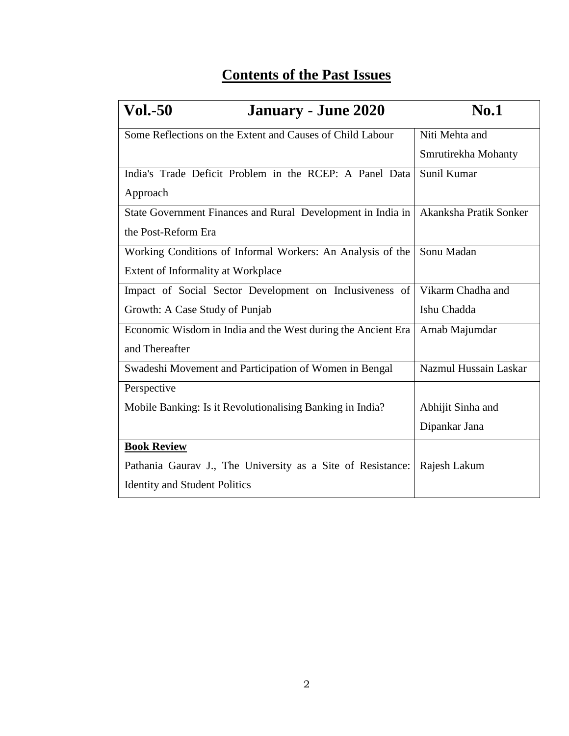## Contents of the Past Issues

| Vol.-50 January - June 2020 | No.1 |
|---|---|
| Some Reflections on the Extent and Causes of Child Labour | Niti Mehta and Smrutirekha Mohanty |
| India's Trade Deficit Problem in the RCEP: A Panel Data Approach | Sunil Kumar |
| State Government Finances and Rural Development in India in the Post-Reform Era | Akanksha Pratik Sonker |
| Working Conditions of Informal Workers: An Analysis of the Extent of Informality at Workplace | Sonu Madan |
| Impact of Social Sector Development on Inclusiveness of Growth: A Case Study of Punjab | Vikarm Chadha and Ishu Chadda |
| Economic Wisdom in India and the West during the Ancient Era and Thereafter | Arnab Majumdar |
| Swadeshi Movement and Participation of Women in Bengal | Nazmul Hussain Laskar |
| Perspective<br>Mobile Banking: Is it Revolutionalising Banking in India? | Abhijit Sinha and Dipankar Jana |
| **Book Review**<br>Pathania Gaurav J., The University as a Site of Resistance: Identity and Student Politics | Rajesh Lakum |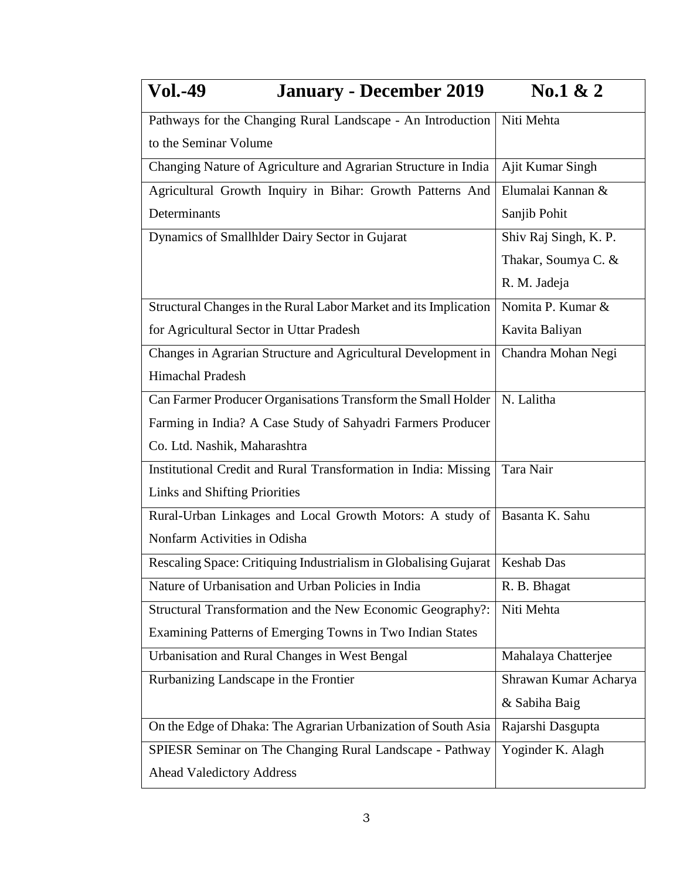| Vol.-49 January - December 2019 No.1 & 2 | |
|---|---|
| Pathways for the Changing Rural Landscape - An Introduction to the Seminar Volume | Niti Mehta |
| Changing Nature of Agriculture and Agrarian Structure in India | Ajit Kumar Singh |
| Agricultural Growth Inquiry in Bihar: Growth Patterns And Determinants | Elumalai Kannan & Sanjib Pohit |
| Dynamics of Smallhlder Dairy Sector in Gujarat | Shiv Raj Singh, K. P. Thakar, Soumya C. & R. M. Jadeja |
| Structural Changes in the Rural Labor Market and its Implication for Agricultural Sector in Uttar Pradesh | Nomita P. Kumar & Kavita Baliyan |
| Changes in Agrarian Structure and Agricultural Development in Himachal Pradesh | Chandra Mohan Negi |
| Can Farmer Producer Organisations Transform the Small Holder Farming in India? A Case Study of Sahyadri Farmers Producer Co. Ltd. Nashik, Maharashtra | N. Lalitha |
| Institutional Credit and Rural Transformation in India: Missing Links and Shifting Priorities | Tara Nair |
| Rural-Urban Linkages and Local Growth Motors: A study of Nonfarm Activities in Odisha | Basanta K. Sahu |
| Rescaling Space: Critiquing Industrialism in Globalising Gujarat | Keshab Das |
| Nature of Urbanisation and Urban Policies in India | R. B. Bhagat |
| Structural Transformation and the New Economic Geography?: Examining Patterns of Emerging Towns in Two Indian States | Niti Mehta |
| Urbanisation and Rural Changes in West Bengal | Mahalaya Chatterjee |
| Rurbanizing Landscape in the Frontier | Shrawan Kumar Acharya & Sabiha Baig |
| On the Edge of Dhaka: The Agrarian Urbanization of South Asia | Rajarshi Dasgupta |
| SPIESR Seminar on The Changing Rural Landscape - Pathway Ahead Valedictory Address | Yoginder K. Alagh |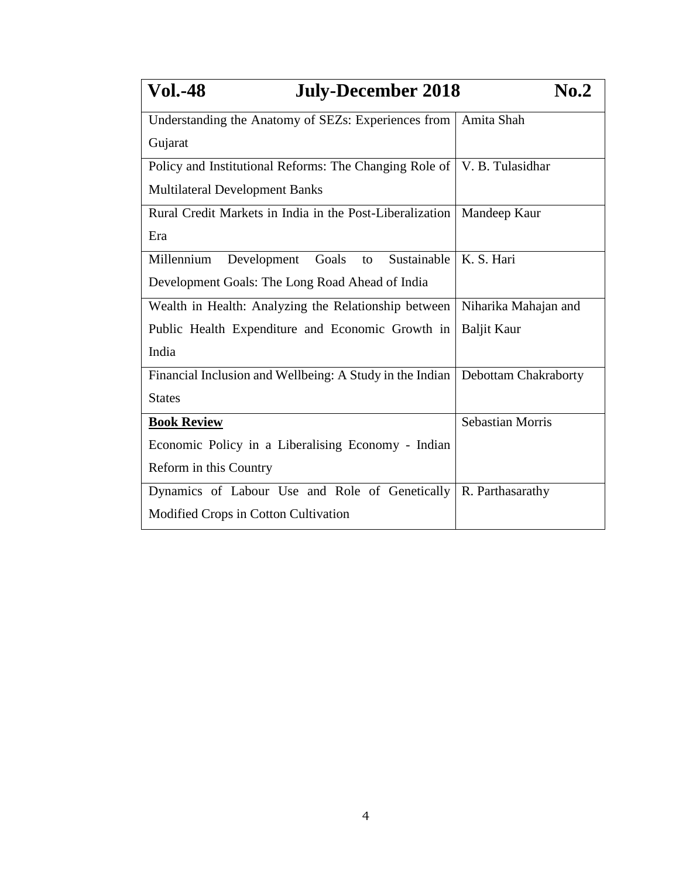| Vol.-48 | July-December 2018 No.2 |
|---|---|
| Understanding the Anatomy of SEZs: Experiences from Gujarat | Amita Shah |
| Policy and Institutional Reforms: The Changing Role of Multilateral Development Banks | V. B. Tulasidhar |
| Rural Credit Markets in India in the Post-Liberalization Era | Mandeep Kaur |
| Millennium Development Goals to Sustainable Development Goals: The Long Road Ahead of India | K. S. Hari |
| Wealth in Health: Analyzing the Relationship between Public Health Expenditure and Economic Growth in India | Niharika Mahajan and Baljit Kaur |
| Financial Inclusion and Wellbeing: A Study in the Indian States | Debottam Chakraborty |
| **Book Review** Economic Policy in a Liberalising Economy - Indian Reform in this Country | Sebastian Morris |
| Dynamics of Labour Use and Role of Genetically Modified Crops in Cotton Cultivation | R. Parthasarathy |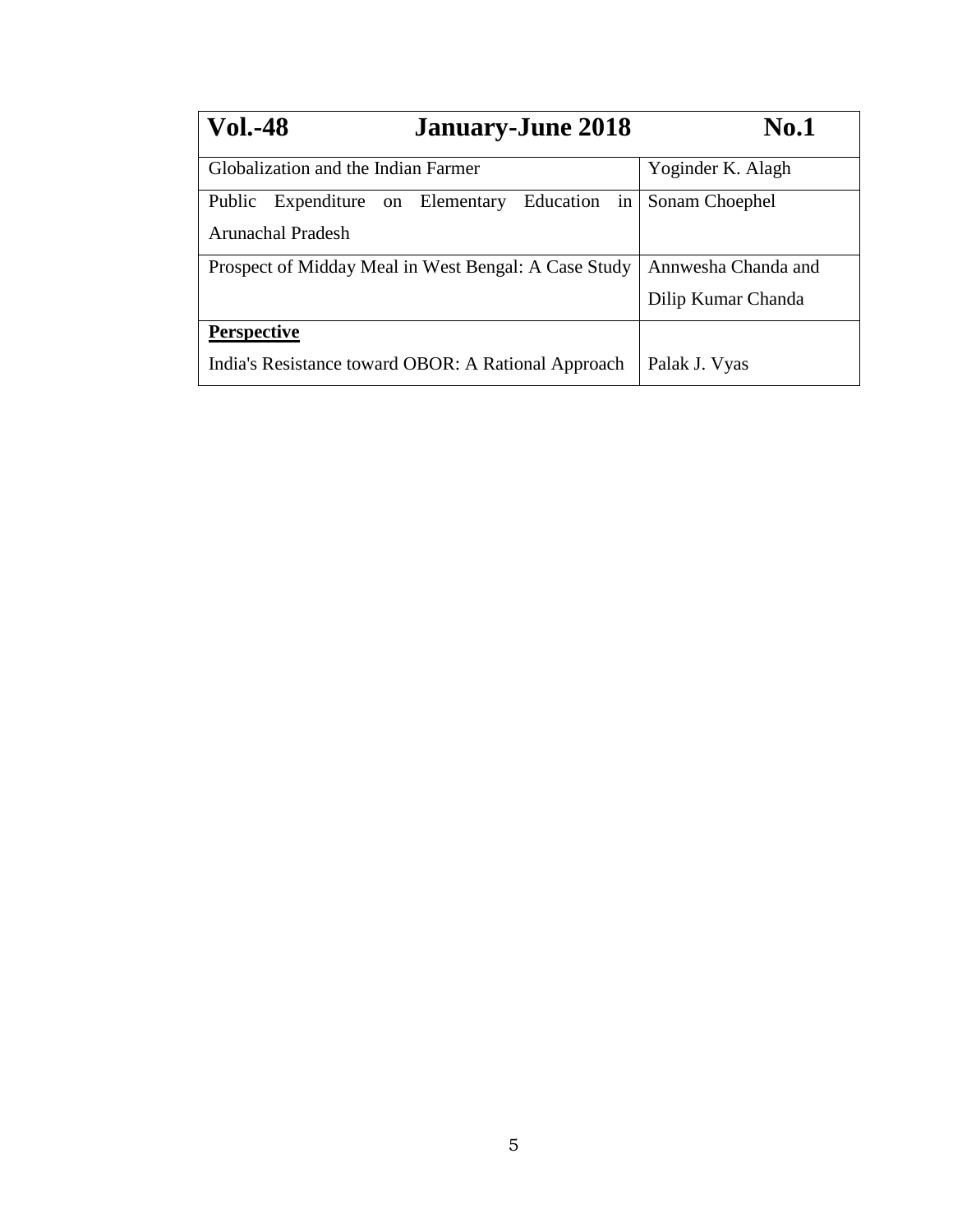| Vol.-48 | January-June 2018 | No.1 |
| --- | --- |
| Globalization and the Indian Farmer | Yoginder K. Alagh |
| Public Expenditure on Elementary Education in Arunachal Pradesh | Sonam Choephel |
| Prospect of Midday Meal in West Bengal: A Case Study | Annwesha Chanda and Dilip Kumar Chanda |
| **Perspective** India's Resistance toward OBOR: A Rational Approach | Palak J. Vyas |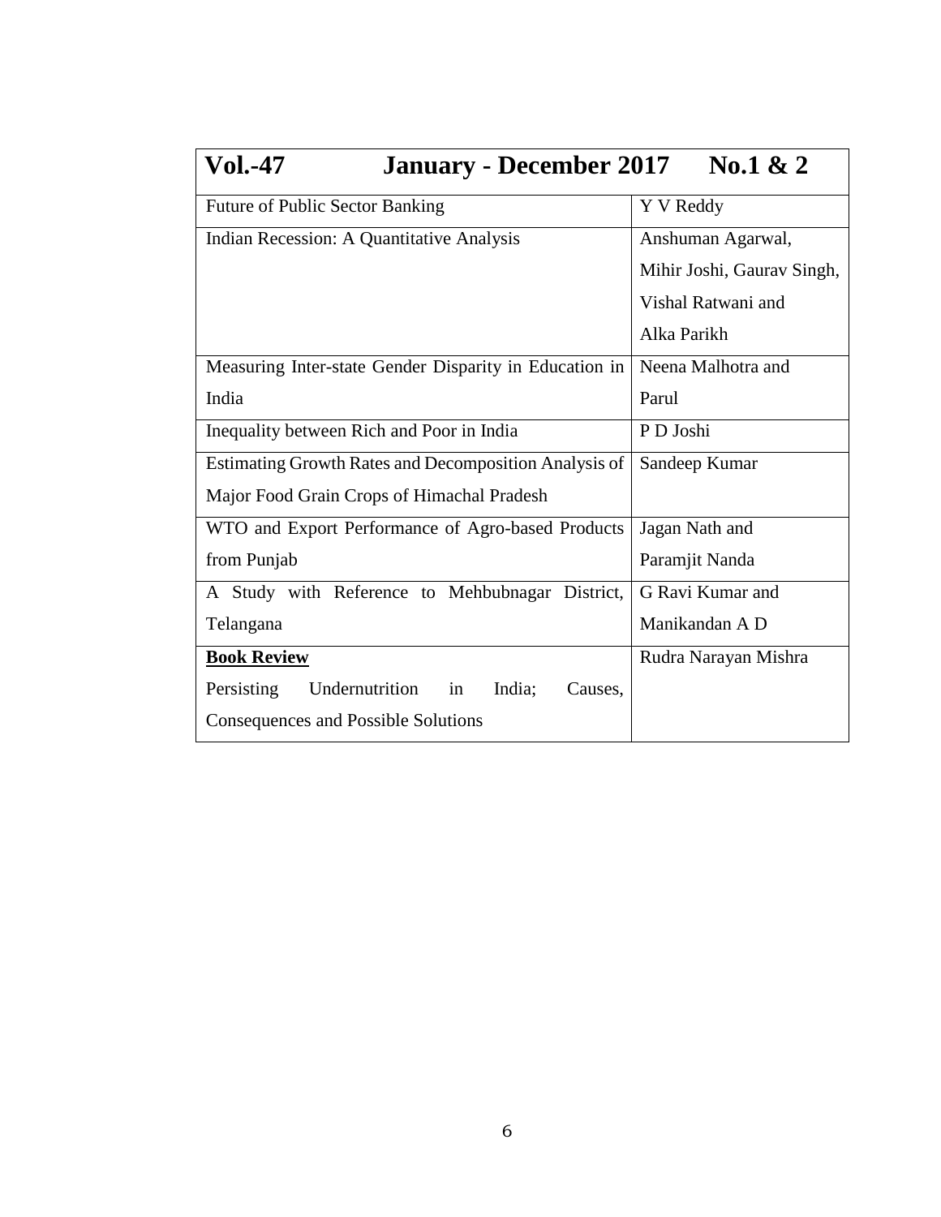| Vol.-47 January - December 2017 No.1 & 2 | |
|---|---|
| Future of Public Sector Banking | Y V Reddy |
| Indian Recession: A Quantitative Analysis | Anshuman Agarwal, Mihir Joshi, Gaurav Singh, Vishal Ratwani and Alka Parikh |
| Measuring Inter-state Gender Disparity in Education in India | Neena Malhotra and Parul |
| Inequality between Rich and Poor in India | P D Joshi |
| Estimating Growth Rates and Decomposition Analysis of Major Food Grain Crops of Himachal Pradesh | Sandeep Kumar |
| WTO and Export Performance of Agro-based Products from Punjab | Jagan Nath and Paramjit Nanda |
| A Study with Reference to Mehbubnagar District, Telangana | G Ravi Kumar and Manikandan A D |
| **Book Review** Persisting Undernutrition in India; Causes, Consequences and Possible Solutions | Rudra Narayan Mishra |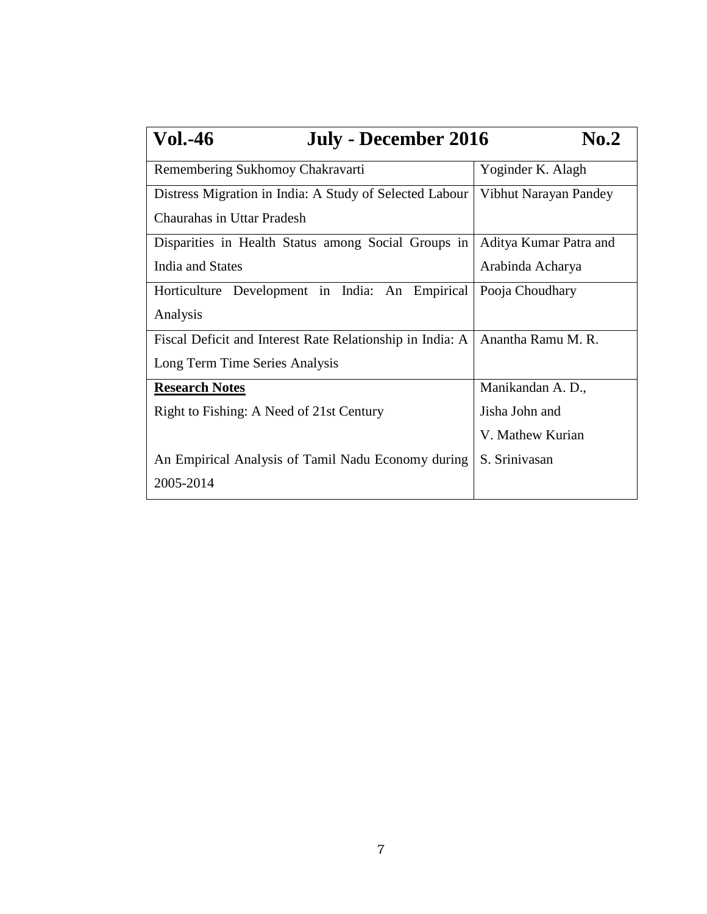| Vol.-46 July - December 2016 No.2 | |
|---|---|
| Remembering Sukhomoy Chakravarti | Yoginder K. Alagh |
| Distress Migration in India: A Study of Selected Labour Chaurahas in Uttar Pradesh | Vibhut Narayan Pandey |
| Disparities in Health Status among Social Groups in India and States | Aditya Kumar Patra and Arabinda Acharya |
| Horticulture Development in India: An Empirical Analysis | Pooja Choudhary |
| Fiscal Deficit and Interest Rate Relationship in India: A Long Term Time Series Analysis | Anantha Ramu M. R. |
| **Research Notes** Right to Fishing: A Need of 21st Century | Manikandan A. D., Jisha John and V. Mathew Kurian |
| An Empirical Analysis of Tamil Nadu Economy during 2005-2014 | S. Srinivasan |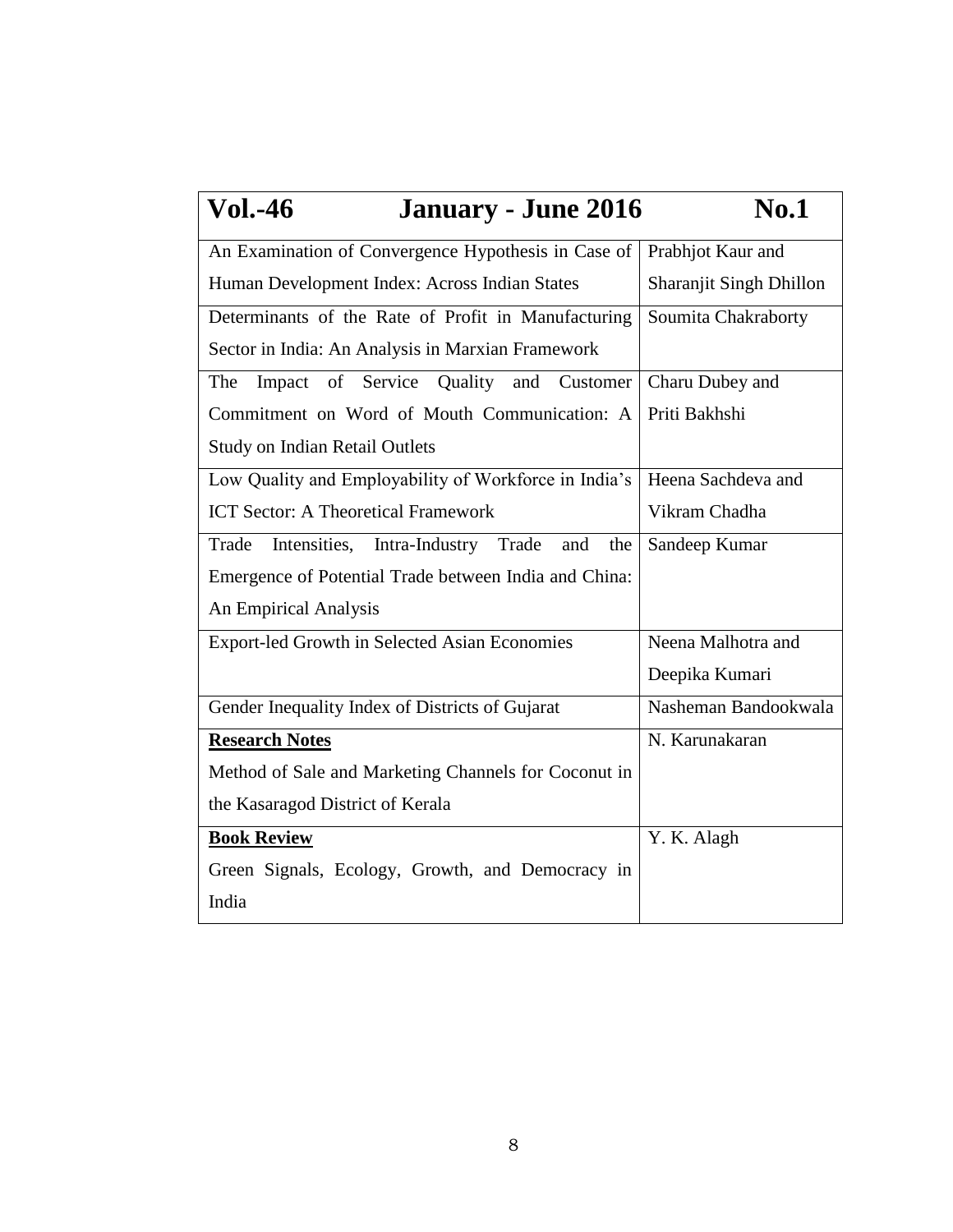| **Vol.-46** | **January - June 2016** | **No.1** |
|---|---|---|
| An Examination of Convergence Hypothesis in Case of Human Development Index: Across Indian States | | Prabhjot Kaur and Sharanjit Singh Dhillon |
| Determinants of the Rate of Profit in Manufacturing Sector in India: An Analysis in Marxian Framework | | Soumita Chakraborty |
| The Impact of Service Quality and Customer Commitment on Word of Mouth Communication: A Study on Indian Retail Outlets | | Charu Dubey and Priti Bakhshi |
| Low Quality and Employability of Workforce in India's ICT Sector: A Theoretical Framework | | Heena Sachdeva and Vikram Chadha |
| Trade Intensities, Intra-Industry Trade and the Emergence of Potential Trade between India and China: An Empirical Analysis | | Sandeep Kumar |
| Export-led Growth in Selected Asian Economies | | Neena Malhotra and Deepika Kumari |
| Gender Inequality Index of Districts of Gujarat | | Nasheman Bandookwala |
| **Research Notes** Method of Sale and Marketing Channels for Coconut in the Kasaragod District of Kerala | | N. Karunakaran |
| **Book Review** Green Signals, Ecology, Growth, and Democracy in India | | Y. K. Alagh |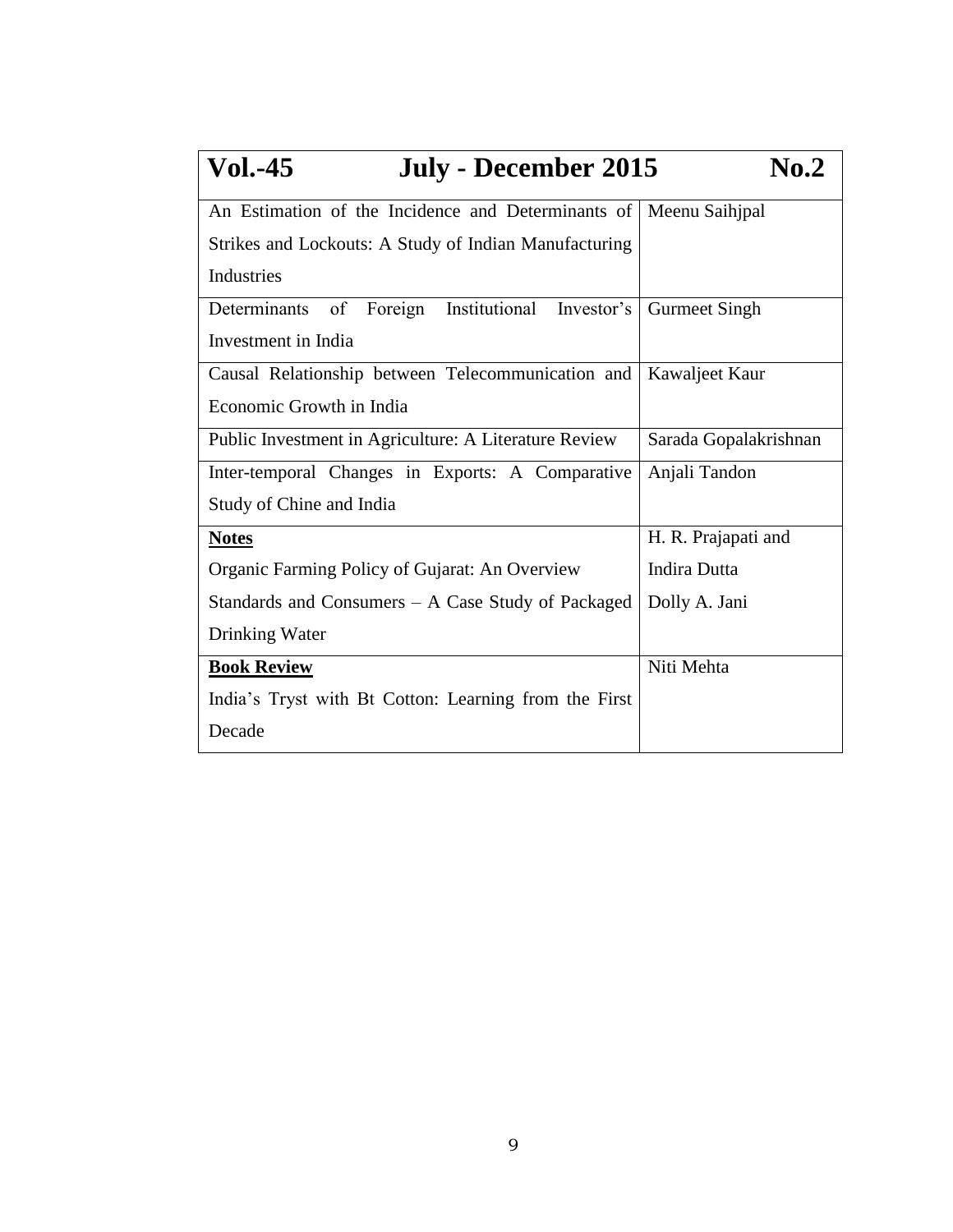| **Vol.-45 July - December 2015 No.2** | |
|---|---|
| An Estimation of the Incidence and Determinants of Strikes and Lockouts: A Study of Indian Manufacturing Industries | Meenu Saihjpal |
| Determinants of Foreign Institutional Investor's Investment in India | Gurmeet Singh |
| Causal Relationship between Telecommunication and Economic Growth in India | Kawaljeet Kaur |
| Public Investment in Agriculture: A Literature Review | Sarada Gopalakrishnan |
| Inter-temporal Changes in Exports: A Comparative Study of Chine and India | Anjali Tandon |
| **Notes** | H. R. Prajapati and |
| Organic Farming Policy of Gujarat: An Overview | Indira Dutta |
| Standards and Consumers – A Case Study of Packaged Drinking Water | Dolly A. Jani |
| **Book Review** | Niti Mehta |
| India's Tryst with Bt Cotton: Learning from the First Decade | |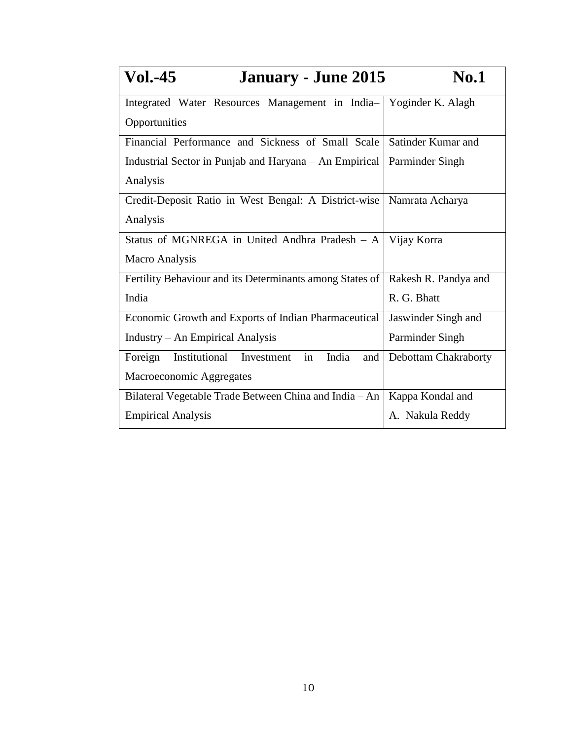| Vol.-45 | January - June 2015 No.1 |
| --- | --- |
| Integrated Water Resources Management in India– Opportunities | Yoginder K. Alagh |
| Financial Performance and Sickness of Small Scale Industrial Sector in Punjab and Haryana – An Empirical Analysis | Satinder Kumar and Parminder Singh |
| Credit-Deposit Ratio in West Bengal: A District-wise Analysis | Namrata Acharya |
| Status of MGNREGA in United Andhra Pradesh – A Macro Analysis | Vijay Korra |
| Fertility Behaviour and its Determinants among States of India | Rakesh R. Pandya and R. G. Bhatt |
| Economic Growth and Exports of Indian Pharmaceutical Industry – An Empirical Analysis | Jaswinder Singh and Parminder Singh |
| Foreign Institutional Investment in India and Macroeconomic Aggregates | Debottam Chakraborty |
| Bilateral Vegetable Trade Between China and India – An Empirical Analysis | Kappa Kondal and A. Nakula Reddy |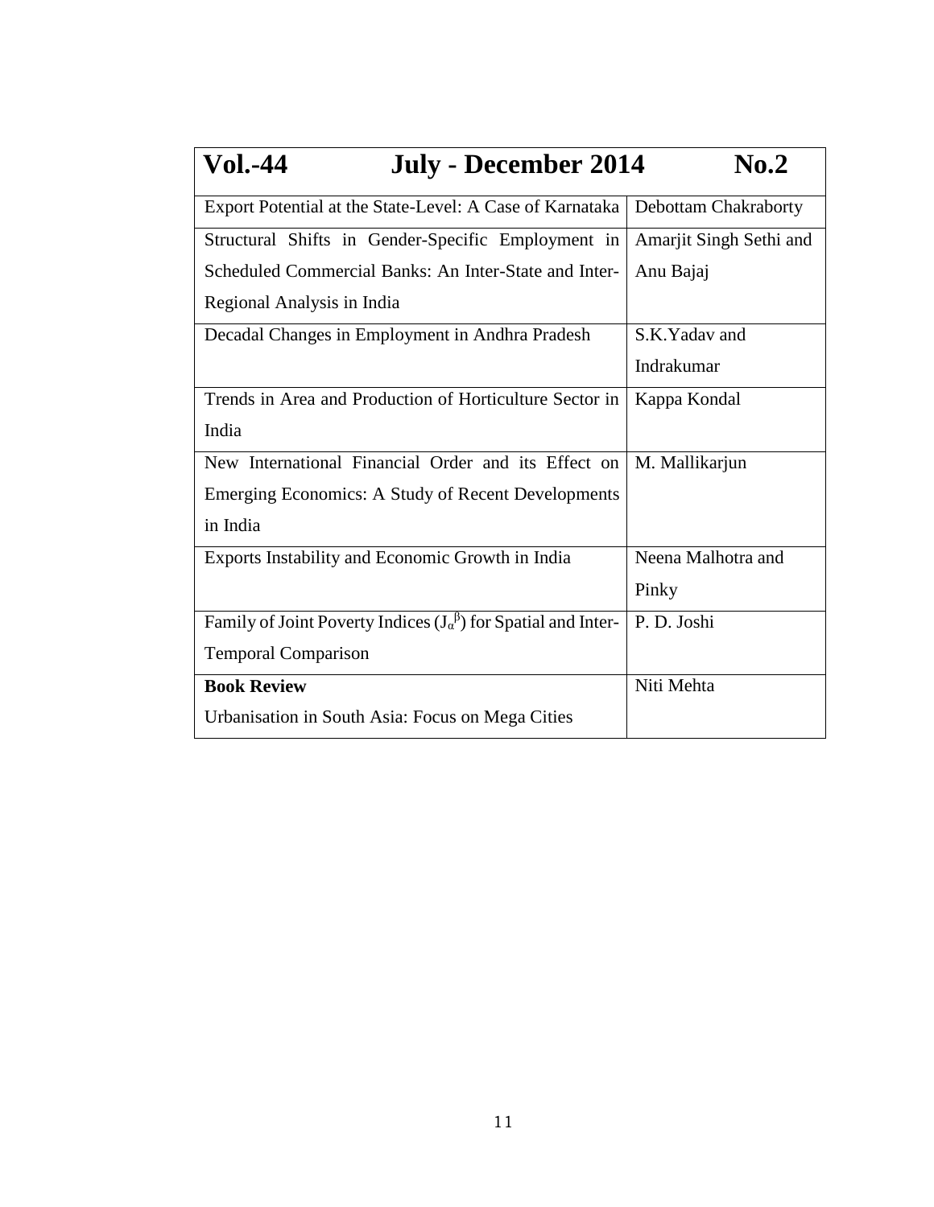| **Vol.-44** | **July - December 2014 No.2** |
|---|---|
| Export Potential at the State-Level: A Case of Karnataka | Debottam Chakraborty |
| Structural Shifts in Gender-Specific Employment in Scheduled Commercial Banks: An Inter-State and Inter-Regional Analysis in India | Amarjit Singh Sethi and Anu Bajaj |
| Decadal Changes in Employment in Andhra Pradesh | S.K.Yadav and Indrakumar |
| Trends in Area and Production of Horticulture Sector in India | Kappa Kondal |
| New International Financial Order and its Effect on Emerging Economics: A Study of Recent Developments in India | M. Mallikarjun |
| Exports Instability and Economic Growth in India | Neena Malhotra and Pinky |
| Family of Joint Poverty Indices ($J_\alpha^\beta$) for Spatial and Inter-Temporal Comparison | P. D. Joshi |
| **Book Review** Urbanisation in South Asia: Focus on Mega Cities | Niti Mehta |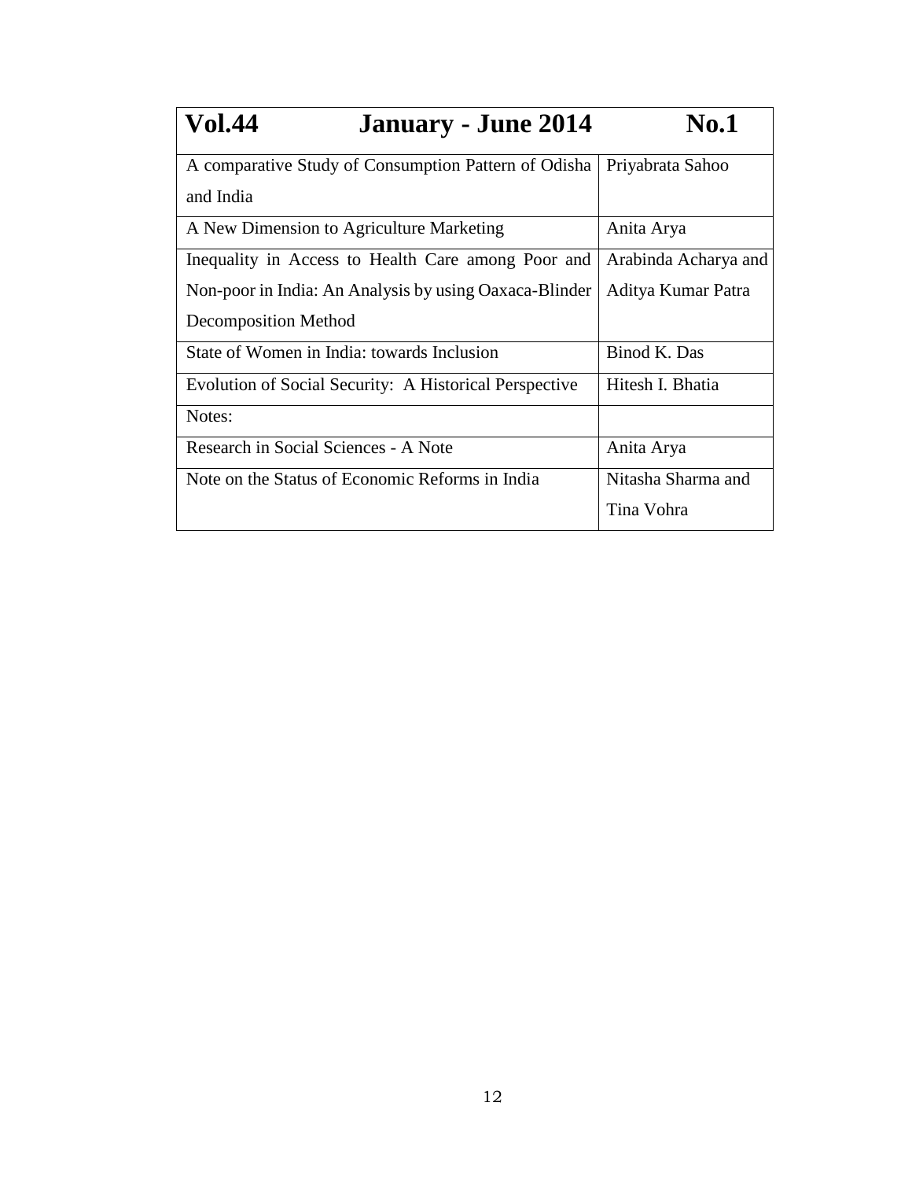| Vol.44 January - June 2014 No.1 | |
|---|---|
| A comparative Study of Consumption Pattern of Odisha and India | Priyabrata Sahoo |
| A New Dimension to Agriculture Marketing | Anita Arya |
| Inequality in Access to Health Care among Poor and Non-poor in India: An Analysis by using Oaxaca-Blinder Decomposition Method | Arabinda Acharya and Aditya Kumar Patra |
| State of Women in India: towards Inclusion | Binod K. Das |
| Evolution of Social Security: A Historical Perspective | Hitesh I. Bhatia |
| Notes: | |
| Research in Social Sciences - A Note | Anita Arya |
| Note on the Status of Economic Reforms in India | Nitasha Sharma and Tina Vohra |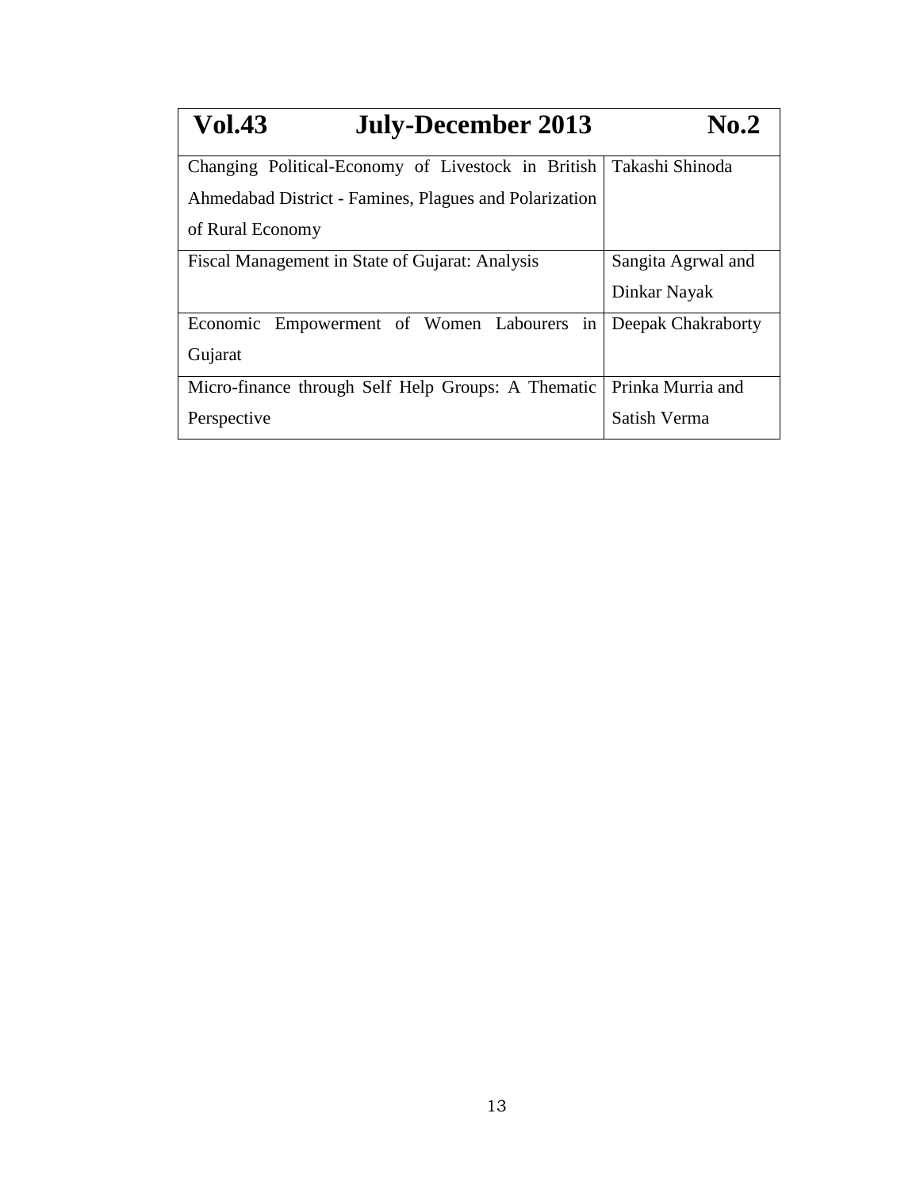| Vol.43 July-December 2013 No.2 | |
|---|---|
| Changing Political-Economy of Livestock in British Ahmedabad District - Famines, Plagues and Polarization of Rural Economy | Takashi Shinoda |
| Fiscal Management in State of Gujarat: Analysis | Sangita Agrwal and Dinkar Nayak |
| Economic Empowerment of Women Labourers in Gujarat | Deepak Chakraborty |
| Micro-finance through Self Help Groups: A Thematic Perspective | Prinka Murria and Satish Verma |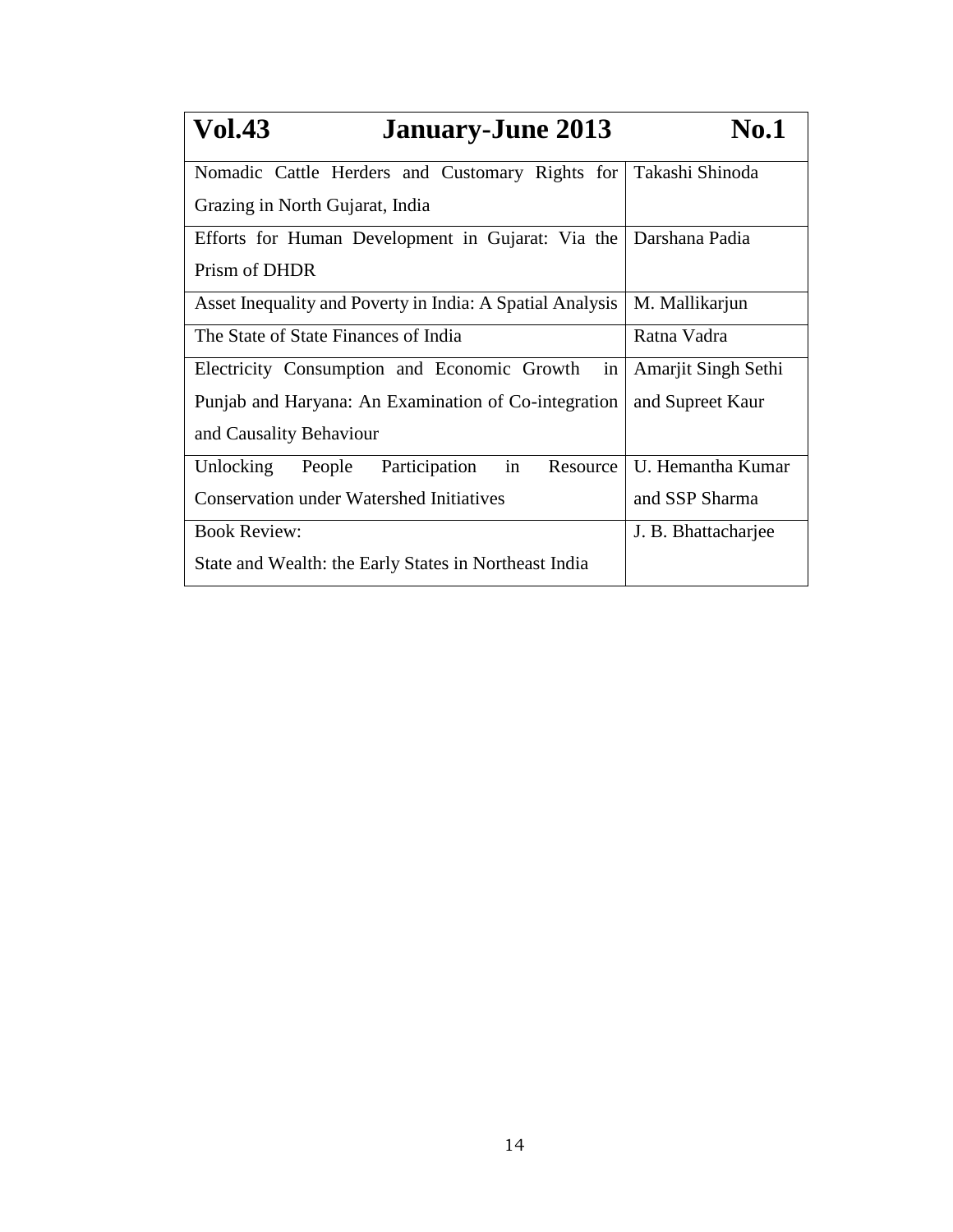| Vol.43 January-June 2013 No.1 | |
|---|---|
| Nomadic Cattle Herders and Customary Rights for Grazing in North Gujarat, India | Takashi Shinoda |
| Efforts for Human Development in Gujarat: Via the Prism of DHDR | Darshana Padia |
| Asset Inequality and Poverty in India: A Spatial Analysis | M. Mallikarjun |
| The State of State Finances of India | Ratna Vadra |
| Electricity Consumption and Economic Growth in Punjab and Haryana: An Examination of Co-integration and Causality Behaviour | Amarjit Singh Sethi and Supreet Kaur |
| Unlocking People Participation in Resource Conservation under Watershed Initiatives | U. Hemantha Kumar and SSP Sharma |
| Book Review: State and Wealth: the Early States in Northeast India | J. B. Bhattacharjee |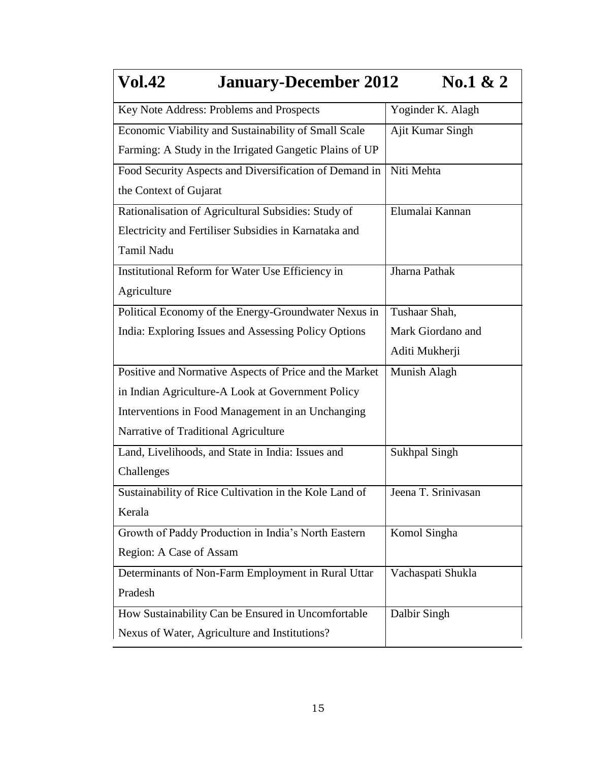## Vol.42 January-December 2012 No.1 & 2

| Title | Author |
|---|---|
| Key Note Address: Problems and Prospects | Yoginder K. Alagh |
| Economic Viability and Sustainability of Small Scale Farming: A Study in the Irrigated Gangetic Plains of UP | Ajit Kumar Singh |
| Food Security Aspects and Diversification of Demand in the Context of Gujarat | Niti Mehta |
| Rationalisation of Agricultural Subsidies: Study of Electricity and Fertiliser Subsidies in Karnataka and Tamil Nadu | Elumalai Kannan |
| Institutional Reform for Water Use Efficiency in Agriculture | Jharna Pathak |
| Political Economy of the Energy-Groundwater Nexus in India: Exploring Issues and Assessing Policy Options | Tushaar Shah, Mark Giordano and Aditi Mukherji |
| Positive and Normative Aspects of Price and the Market in Indian Agriculture-A Look at Government Policy Interventions in Food Management in an Unchanging Narrative of Traditional Agriculture | Munish Alagh |
| Land, Livelihoods, and State in India: Issues and Challenges | Sukhpal Singh |
| Sustainability of Rice Cultivation in the Kole Land of Kerala | Jeena T. Srinivasan |
| Growth of Paddy Production in India's North Eastern Region: A Case of Assam | Komol Singha |
| Determinants of Non-Farm Employment in Rural Uttar Pradesh | Vachaspati Shukla |
| How Sustainability Can be Ensured in Uncomfortable Nexus of Water, Agriculture and Institutions? | Dalbir Singh |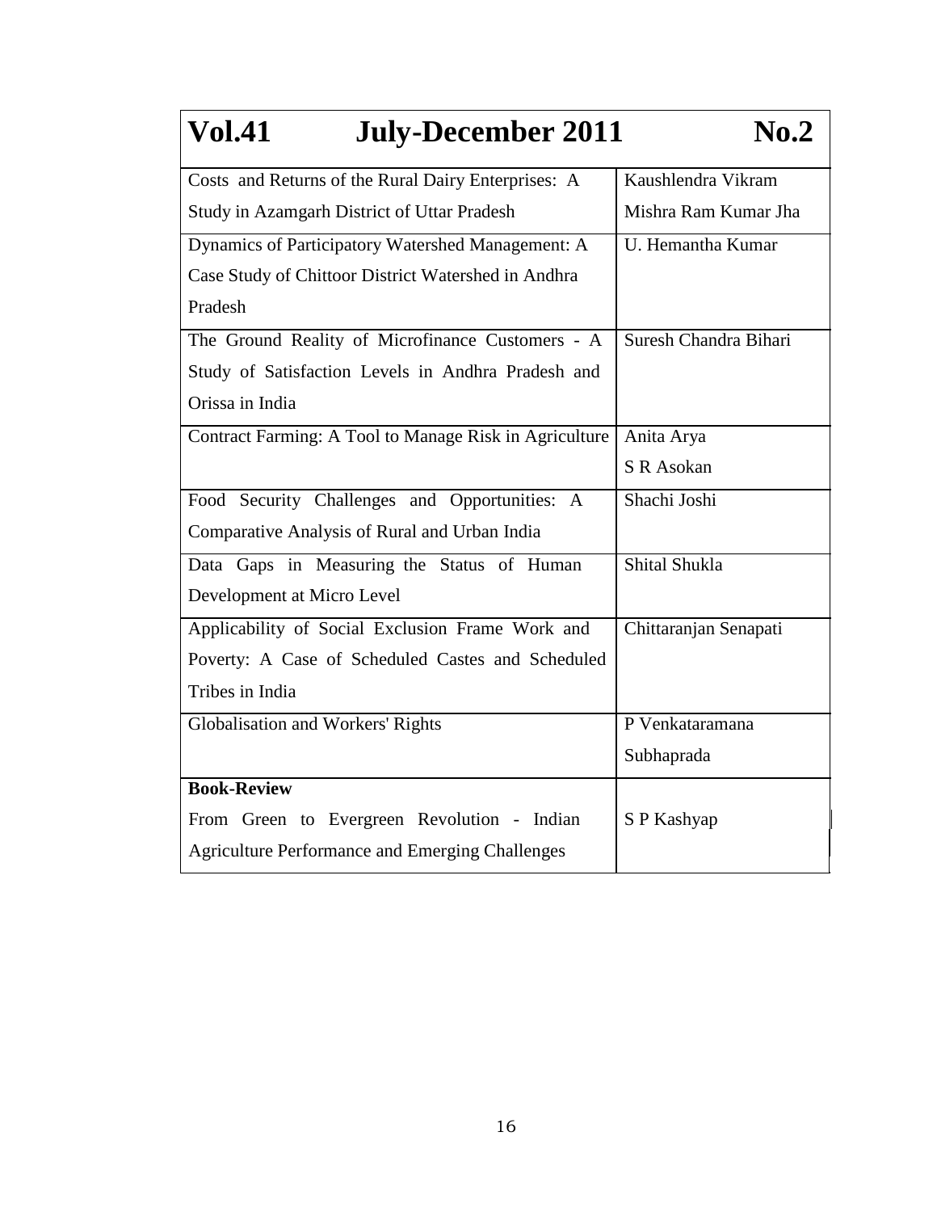| Vol.41 July-December 2011 No.2 | |
|---|---|
| Costs and Returns of the Rural Dairy Enterprises: A Study in Azamgarh District of Uttar Pradesh | Kaushlendra Vikram Mishra Ram Kumar Jha |
| Dynamics of Participatory Watershed Management: A Case Study of Chittoor District Watershed in Andhra Pradesh | U. Hemantha Kumar |
| The Ground Reality of Microfinance Customers - A Study of Satisfaction Levels in Andhra Pradesh and Orissa in India | Suresh Chandra Bihari |
| Contract Farming: A Tool to Manage Risk in Agriculture | Anita Arya<br>S R Asokan |
| Food Security Challenges and Opportunities: A Comparative Analysis of Rural and Urban India | Shachi Joshi |
| Data Gaps in Measuring the Status of Human Development at Micro Level | Shital Shukla |
| Applicability of Social Exclusion Frame Work and Poverty: A Case of Scheduled Castes and Scheduled Tribes in India | Chittaranjan Senapati |
| Globalisation and Workers' Rights | P Venkataramana<br>Subhaprada |
| **Book-Review**<br>From Green to Evergreen Revolution - Indian Agriculture Performance and Emerging Challenges | S P Kashyap |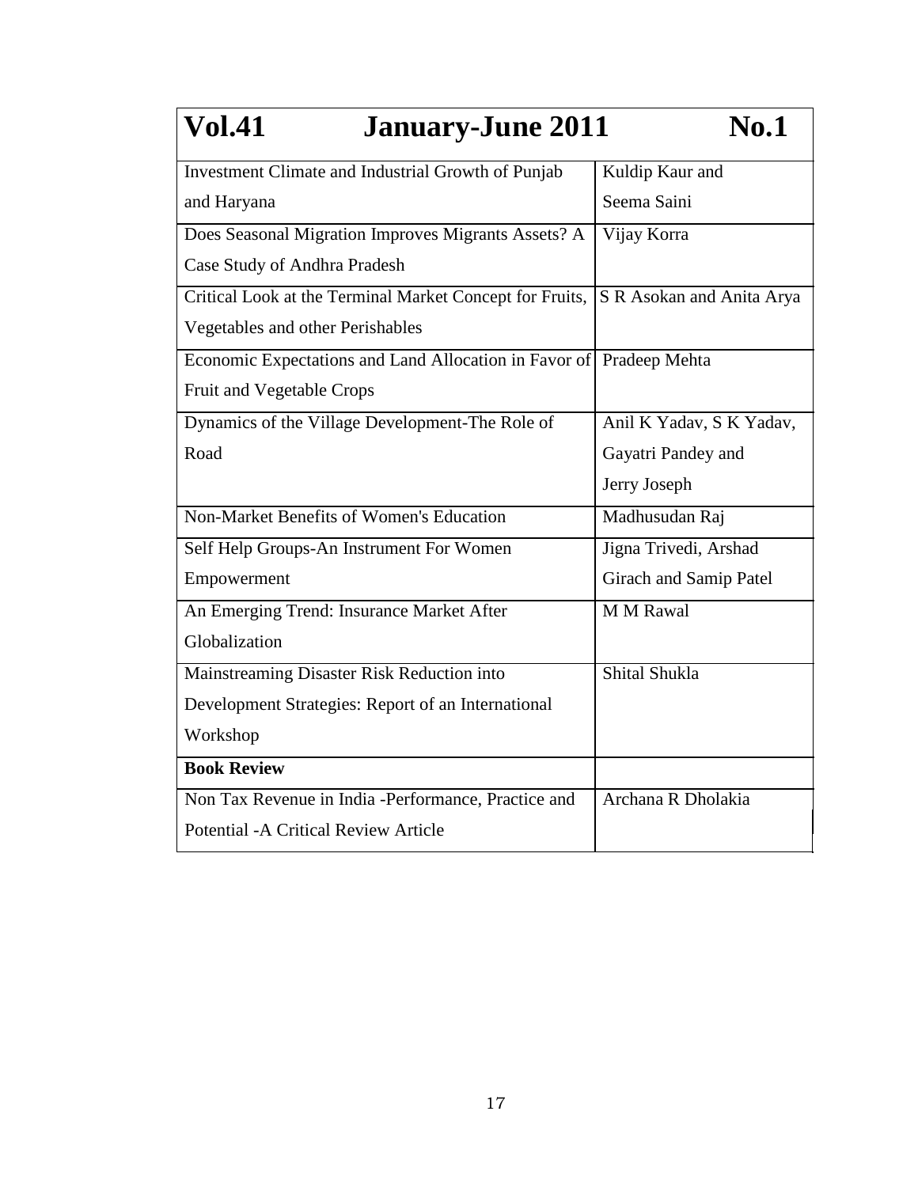# Vol.41 January-June 2011 No.1

| Title | Author(s) |
|---|---|
| Investment Climate and Industrial Growth of Punjab and Haryana | Kuldip Kaur and Seema Saini |
| Does Seasonal Migration Improves Migrants Assets? A Case Study of Andhra Pradesh | Vijay Korra |
| Critical Look at the Terminal Market Concept for Fruits, Vegetables and other Perishables | S R Asokan and Anita Arya |
| Economic Expectations and Land Allocation in Favor of Fruit and Vegetable Crops | Pradeep Mehta |
| Dynamics of the Village Development-The Role of Road | Anil K Yadav, S K Yadav, Gayatri Pandey and Jerry Joseph |
| Non-Market Benefits of Women's Education | Madhusudan Raj |
| Self Help Groups-An Instrument For Women Empowerment | Jigna Trivedi, Arshad Girach and Samip Patel |
| An Emerging Trend: Insurance Market After Globalization | M M Rawal |
| Mainstreaming Disaster Risk Reduction into Development Strategies: Report of an International Workshop | Shital Shukla |
| **Book Review** | |
| Non Tax Revenue in India -Performance, Practice and Potential -A Critical Review Article | Archana R Dholakia |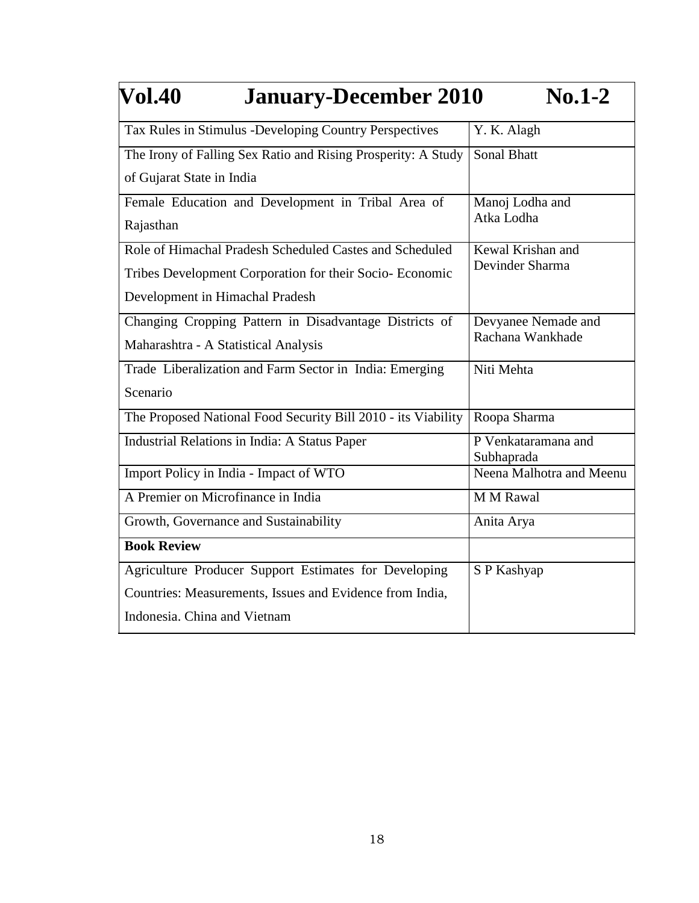# Vol.40 January-December 2010 No.1-2

| Title | Author |
|---|---|
| Tax Rules in Stimulus -Developing Country Perspectives | Y. K. Alagh |
| The Irony of Falling Sex Ratio and Rising Prosperity: A Study of Gujarat State in India | Sonal Bhatt |
| Female Education and Development in Tribal Area of Rajasthan | Manoj Lodha and Atka Lodha |
| Role of Himachal Pradesh Scheduled Castes and Scheduled Tribes Development Corporation for their Socio- Economic Development in Himachal Pradesh | Kewal Krishan and Devinder Sharma |
| Changing Cropping Pattern in Disadvantage Districts of Maharashtra - A Statistical Analysis | Devyanee Nemade and Rachana Wankhade |
| Trade Liberalization and Farm Sector in India: Emerging Scenario | Niti Mehta |
| The Proposed National Food Security Bill 2010 - its Viability | Roopa Sharma |
| Industrial Relations in India: A Status Paper | P Venkataramana and Subhaprada |
| Import Policy in India - Impact of WTO | Neena Malhotra and Meenu |
| A Premier on Microfinance in India | M M Rawal |
| Growth, Governance and Sustainability | Anita Arya |
| **Book Review** | |
| Agriculture Producer Support Estimates for Developing Countries: Measurements, Issues and Evidence from India, Indonesia. China and Vietnam | S P Kashyap |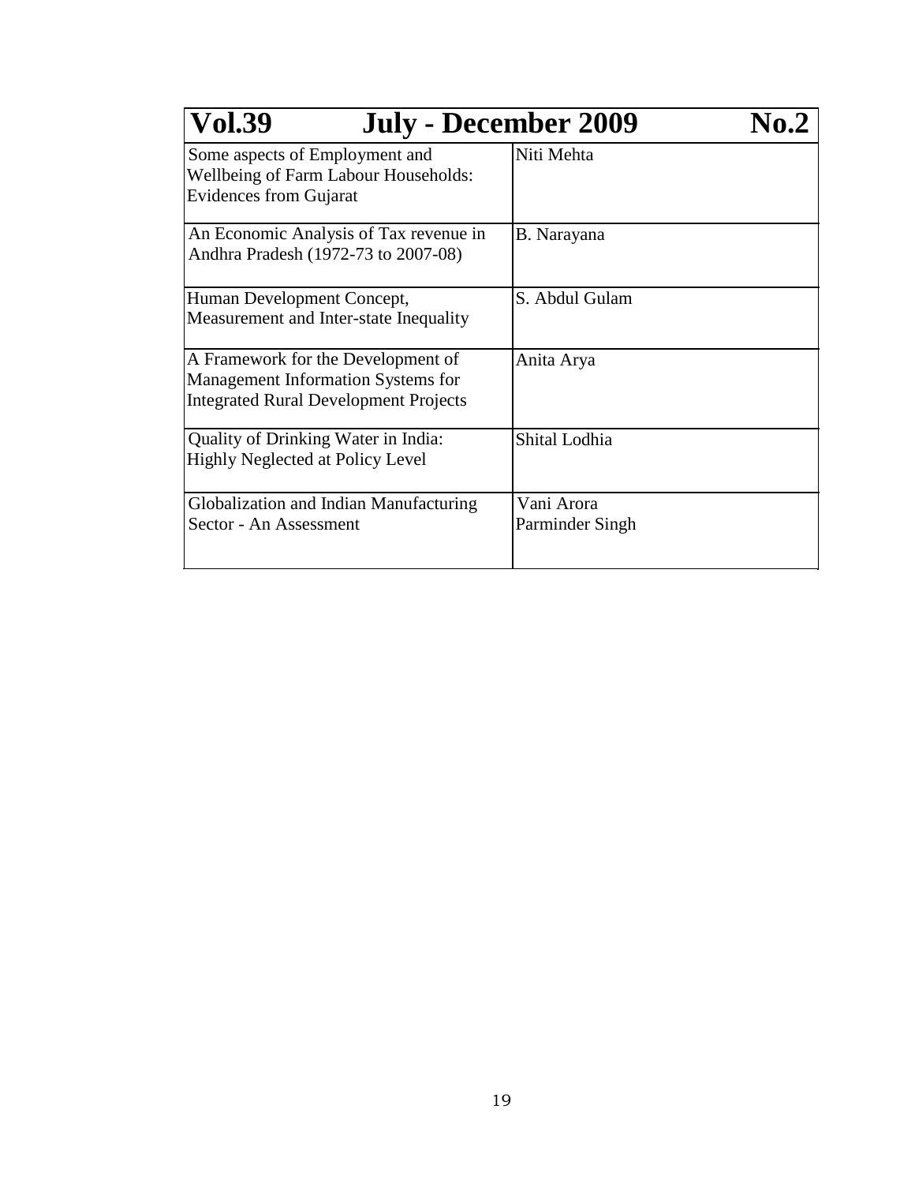| Vol.39 | July - December 2009 No.2 |
|---|---|
| Some aspects of Employment and Wellbeing of Farm Labour Households: Evidences from Gujarat | Niti Mehta |
| An Economic Analysis of Tax revenue in Andhra Pradesh (1972-73 to 2007-08) | B. Narayana |
| Human Development Concept, Measurement and Inter-state Inequality | S. Abdul Gulam |
| A Framework for the Development of Management Information Systems for Integrated Rural Development Projects | Anita Arya |
| Quality of Drinking Water in India: Highly Neglected at Policy Level | Shital Lodhia |
| Globalization and Indian Manufacturing Sector - An Assessment | Vani Arora<br>Parminder Singh |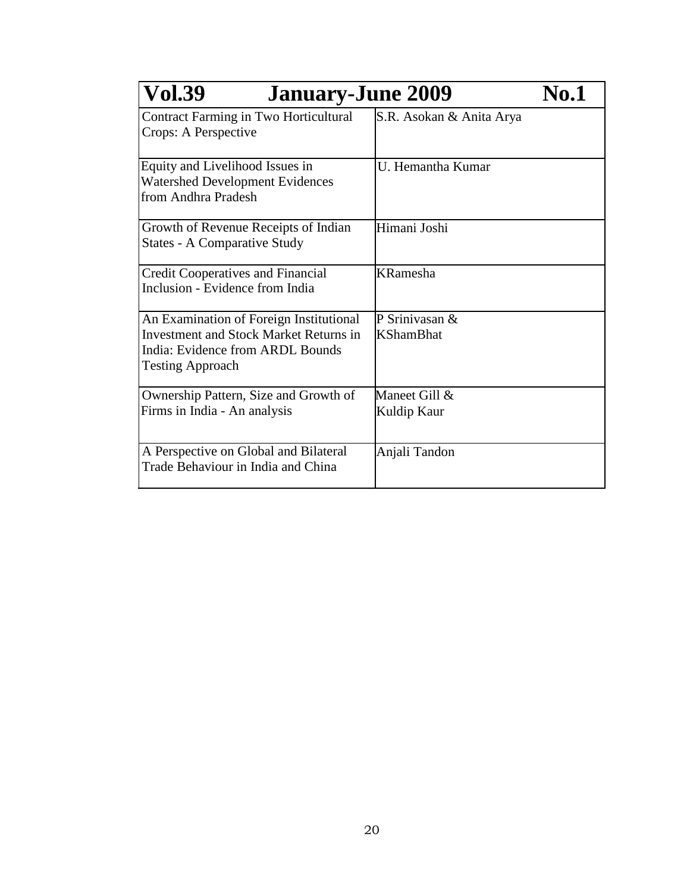| Vol.39 January-June 2009 No.1 | |
|---|---|
| Contract Farming in Two Horticultural Crops: A Perspective | S.R. Asokan & Anita Arya |
| Equity and Livelihood Issues in Watershed Development Evidences from Andhra Pradesh | U. Hemantha Kumar |
| Growth of Revenue Receipts of Indian States - A Comparative Study | Himani Joshi |
| Credit Cooperatives and Financial Inclusion - Evidence from India | KRamesha |
| An Examination of Foreign Institutional Investment and Stock Market Returns in India: Evidence from ARDL Bounds Testing Approach | P Srinivasan & KShamBhat |
| Ownership Pattern, Size and Growth of Firms in India - An analysis | Maneet Gill & Kuldip Kaur |
| A Perspective on Global and Bilateral Trade Behaviour in India and China | Anjali Tandon |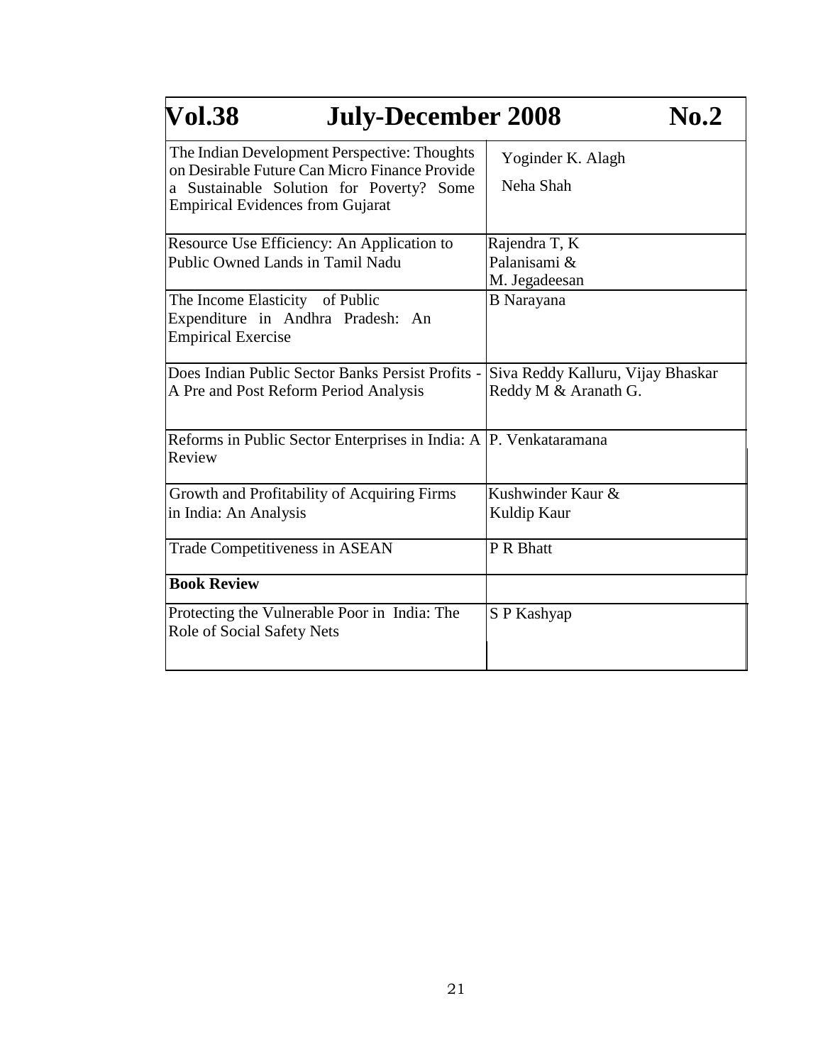| **Vol.38** | **July-December 2008** | **No.2** |
|---|---|---|
| The Indian Development Perspective: Thoughts on Desirable Future Can Micro Finance Provide a Sustainable Solution for Poverty? Some Empirical Evidences from Gujarat | Yoginder K. Alagh<br>Neha Shah | |
| Resource Use Efficiency: An Application to Public Owned Lands in Tamil Nadu | Rajendra T, K<br>Palanisami &<br>M. Jegadeesan | |
| The Income Elasticity of Public Expenditure in Andhra Pradesh: An Empirical Exercise | B Narayana | |
| Does Indian Public Sector Banks Persist Profits - A Pre and Post Reform Period Analysis | Siva Reddy Kalluru, Vijay Bhaskar Reddy M & Aranath G. | |
| Reforms in Public Sector Enterprises in India: A Review | P. Venkataramana | |
| Growth and Profitability of Acquiring Firms in India: An Analysis | Kushwinder Kaur &<br>Kuldip Kaur | |
| Trade Competitiveness in ASEAN | P R Bhatt | |
| **Book Review** | | |
| Protecting the Vulnerable Poor in India: The Role of Social Safety Nets | S P Kashyap | |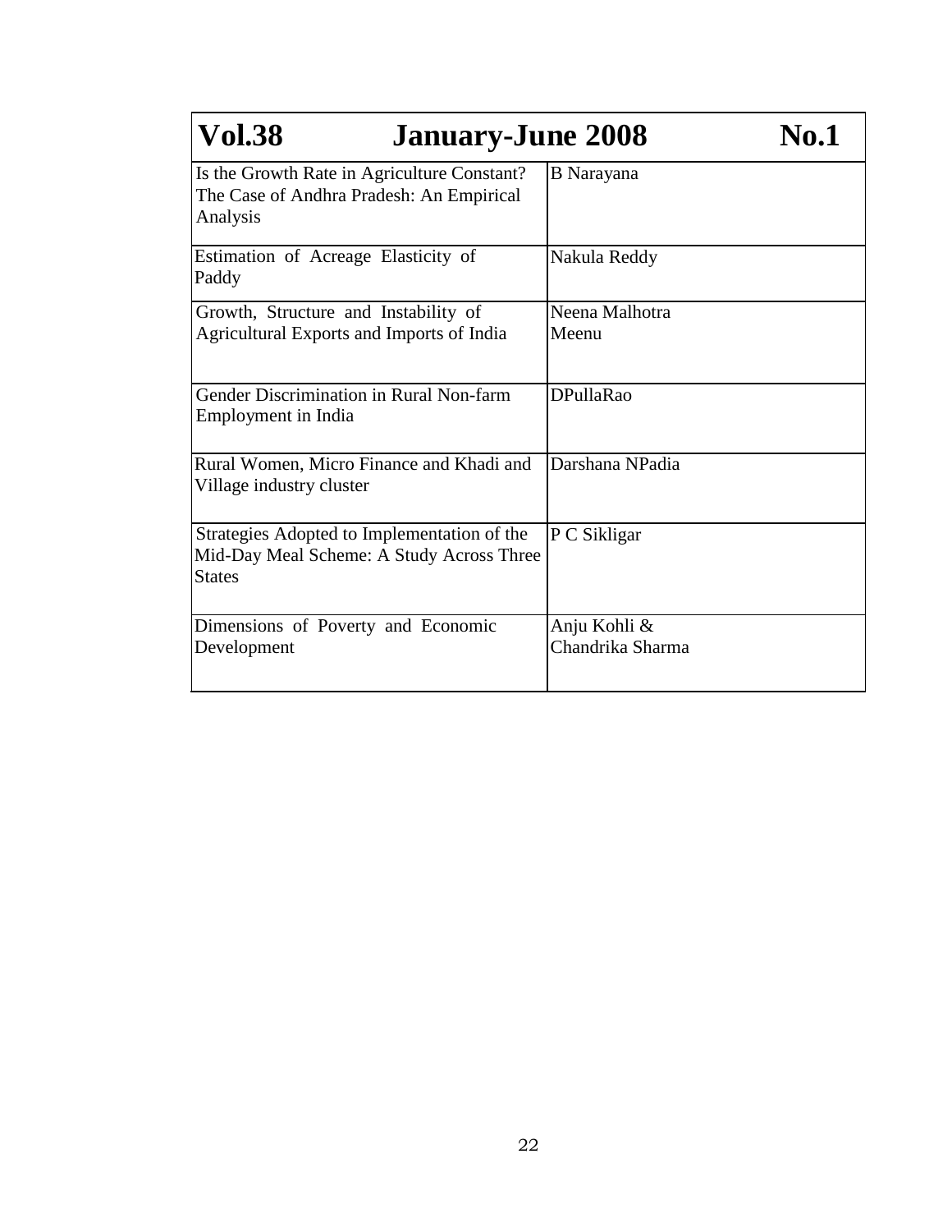| **Vol.38 January-June 2008 No.1** | |
|---|---|
| Is the Growth Rate in Agriculture Constant? The Case of Andhra Pradesh: An Empirical Analysis | B Narayana |
| Estimation of Acreage Elasticity of Paddy | Nakula Reddy |
| Growth, Structure and Instability of Agricultural Exports and Imports of India | Neena Malhotra Meenu |
| Gender Discrimination in Rural Non-farm Employment in India | DPullaRao |
| Rural Women, Micro Finance and Khadi and Village industry cluster | Darshana NPadia |
| Strategies Adopted to Implementation of the Mid-Day Meal Scheme: A Study Across Three States | P C Sikligar |
| Dimensions of Poverty and Economic Development | Anju Kohli & Chandrika Sharma |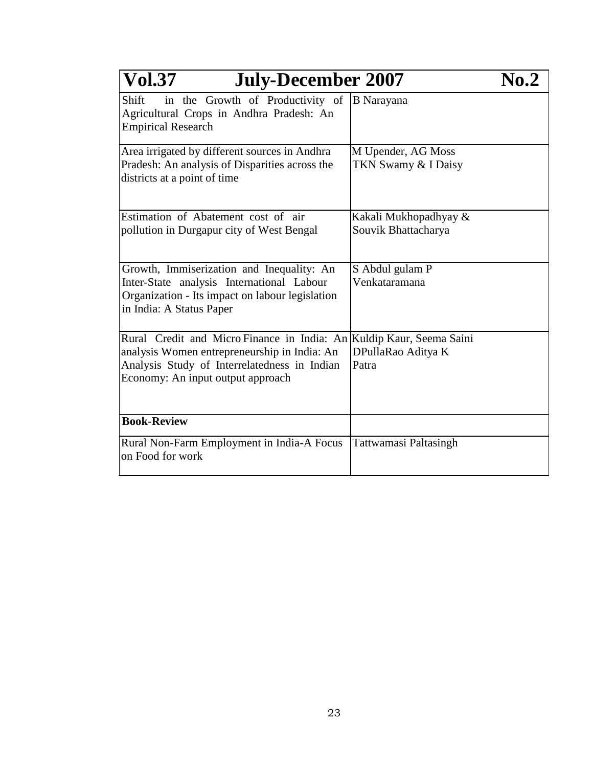| Vol.37 July-December 2007 No.2 | |
|---|---|
| Shift in the Growth of Productivity of Agricultural Crops in Andhra Pradesh: An Empirical Research | B Narayana |
| Area irrigated by different sources in Andhra Pradesh: An analysis of Disparities across the districts at a point of time | M Upender, AG Moss TKN Swamy & I Daisy |
| Estimation of Abatement cost of air pollution in Durgapur city of West Bengal | Kakali Mukhopadhyay & Souvik Bhattacharya |
| Growth, Immiserization and Inequality: An Inter-State analysis International Labour Organization - Its impact on labour legislation in India: A Status Paper | S Abdul gulam P Venkataramana |
| Rural Credit and Micro Finance in India: An analysis Women entrepreneurship in India: An Analysis Study of Interrelatedness in Indian Economy: An input output approach | Kuldip Kaur, Seema Saini DPullaRao Aditya K Patra |
| **Book-Review** | |
| Rural Non-Farm Employment in India-A Focus on Food for work | Tattwamasi Paltasingh |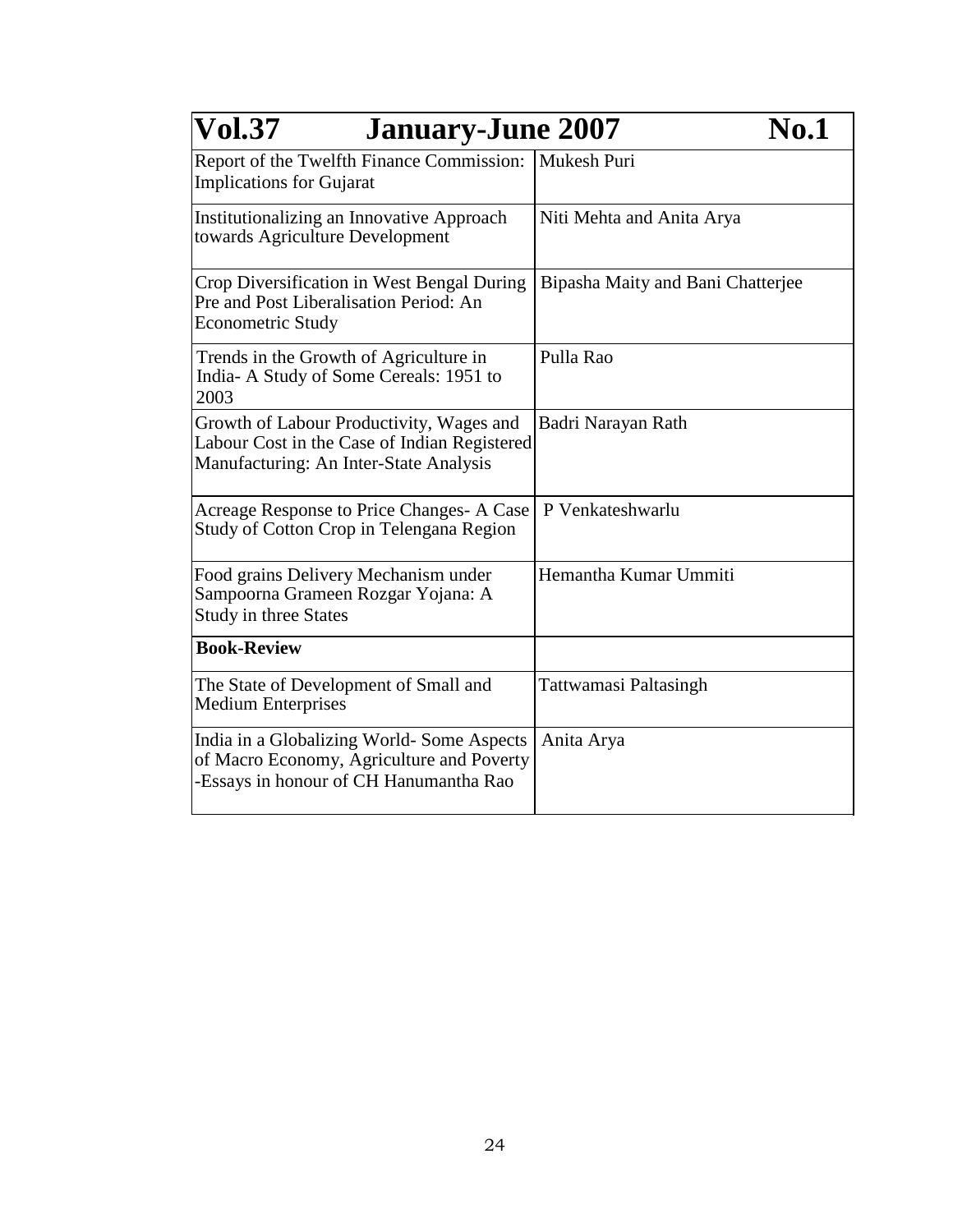| **Vol.37** | **January-June 2007 No.1** |
|---|---|
| Report of the Twelfth Finance Commission: Implications for Gujarat | Mukesh Puri |
| Institutionalizing an Innovative Approach towards Agriculture Development | Niti Mehta and Anita Arya |
| Crop Diversification in West Bengal During Pre and Post Liberalisation Period: An Econometric Study | Bipasha Maity and Bani Chatterjee |
| Trends in the Growth of Agriculture in India- A Study of Some Cereals: 1951 to 2003 | Pulla Rao |
| Growth of Labour Productivity, Wages and Labour Cost in the Case of Indian Registered Manufacturing: An Inter-State Analysis | Badri Narayan Rath |
| Acreage Response to Price Changes- A Case Study of Cotton Crop in Telengana Region | P Venkateshwarlu |
| Food grains Delivery Mechanism under Sampoorna Grameen Rozgar Yojana: A Study in three States | Hemantha Kumar Ummiti |
| **Book-Review** | |
| The State of Development of Small and Medium Enterprises | Tattwamasi Paltasingh |
| India in a Globalizing World- Some Aspects of Macro Economy, Agriculture and Poverty -Essays in honour of CH Hanumantha Rao | Anita Arya |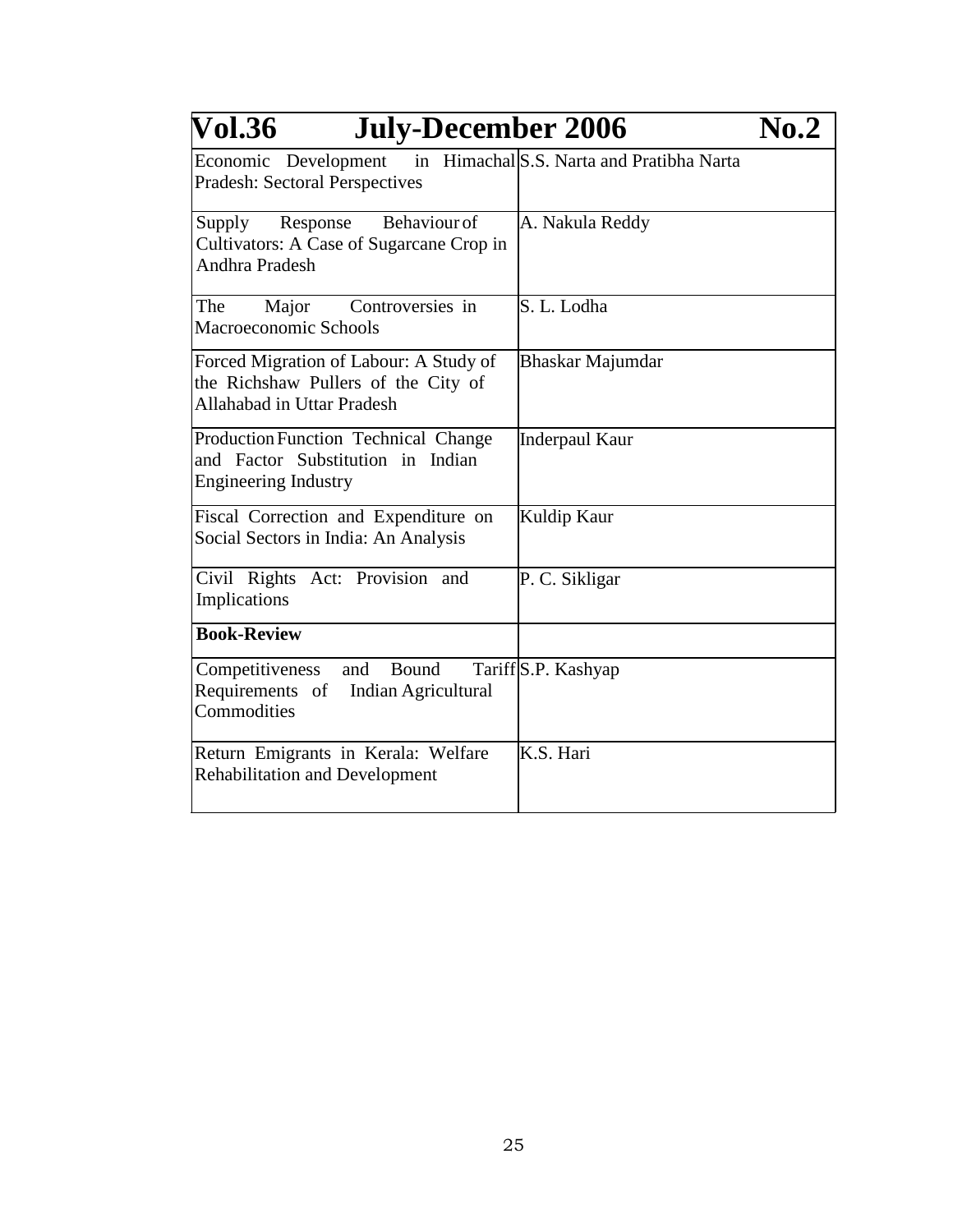| Vol.36 July-December 2006 No.2 | |
|---|---|
| Economic Development in Himachal Pradesh: Sectoral Perspectives | S.S. Narta and Pratibha Narta |
| Supply Response Behaviour of Cultivators: A Case of Sugarcane Crop in Andhra Pradesh | A. Nakula Reddy |
| The Major Controversies in Macroeconomic Schools | S. L. Lodha |
| Forced Migration of Labour: A Study of the Richshaw Pullers of the City of Allahabad in Uttar Pradesh | Bhaskar Majumdar |
| Production Function Technical Change and Factor Substitution in Indian Engineering Industry | Inderpaul Kaur |
| Fiscal Correction and Expenditure on Social Sectors in India: An Analysis | Kuldip Kaur |
| Civil Rights Act: Provision and Implications | P. C. Sikligar |
| **Book-Review** | |
| Competitiveness and Bound Tariff Requirements of Indian Agricultural Commodities | S.P. Kashyap |
| Return Emigrants in Kerala: Welfare Rehabilitation and Development | K.S. Hari |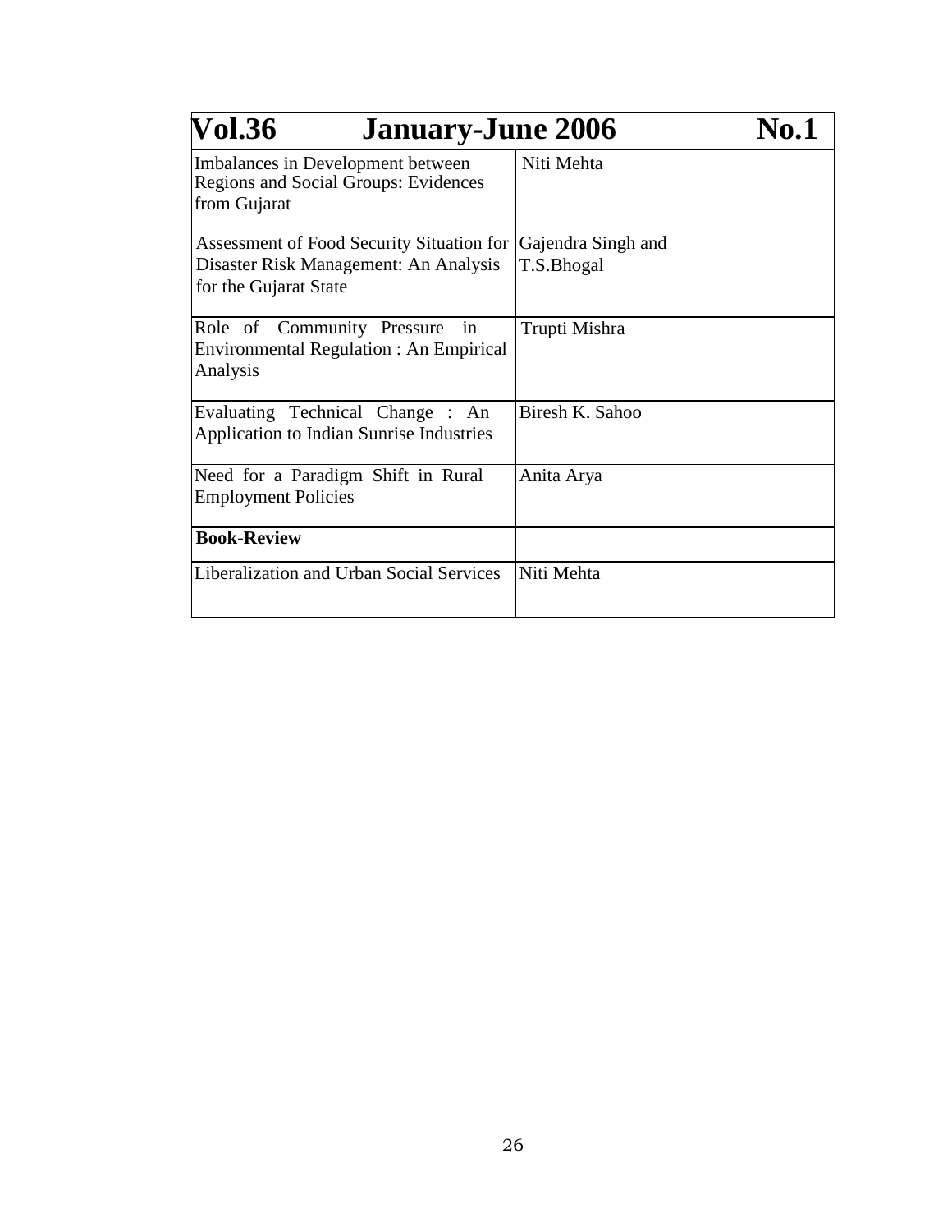| Vol.36 January-June 2006 No.1 | |
|---|---|
| Imbalances in Development between Regions and Social Groups: Evidences from Gujarat | Niti Mehta |
| Assessment of Food Security Situation for Disaster Risk Management: An Analysis for the Gujarat State | Gajendra Singh and T.S.Bhogal |
| Role of Community Pressure in Environmental Regulation : An Empirical Analysis | Trupti Mishra |
| Evaluating Technical Change : An Application to Indian Sunrise Industries | Biresh K. Sahoo |
| Need for a Paradigm Shift in Rural Employment Policies | Anita Arya |
| **Book-Review** | |
| Liberalization and Urban Social Services | Niti Mehta |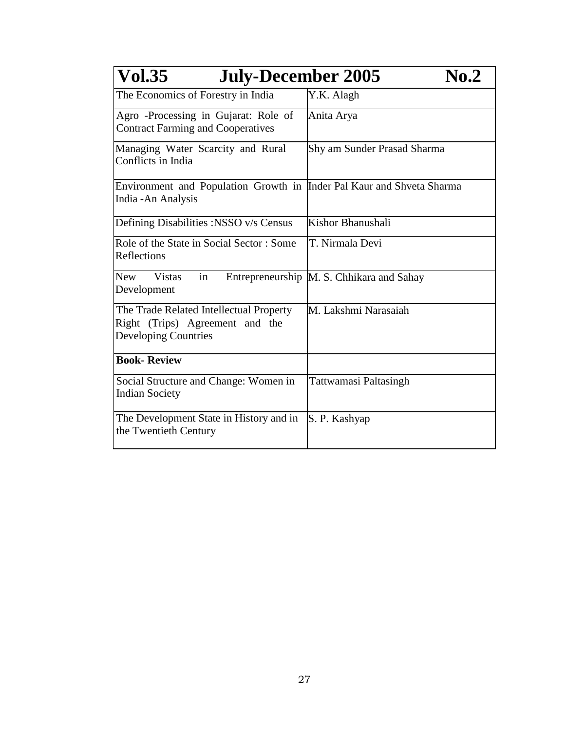| Vol.35 July-December 2005 No.2 | |
|---|---|
| The Economics of Forestry in India | Y.K. Alagh |
| Agro -Processing in Gujarat: Role of Contract Farming and Cooperatives | Anita Arya |
| Managing Water Scarcity and Rural Conflicts in India | Shy am Sunder Prasad Sharma |
| Environment and Population Growth in India -An Analysis | Inder Pal Kaur and Shveta Sharma |
| Defining Disabilities :NSSO v/s Census | Kishor Bhanushali |
| Role of the State in Social Sector : Some Reflections | T. Nirmala Devi |
| New Vistas in Entrepreneurship Development | M. S. Chhikara and Sahay |
| The Trade Related Intellectual Property Right (Trips) Agreement and the Developing Countries | M. Lakshmi Narasaiah |
| **Book- Review** | |
| Social Structure and Change: Women in Indian Society | Tattwamasi Paltasingh |
| The Development State in History and in the Twentieth Century | S. P. Kashyap |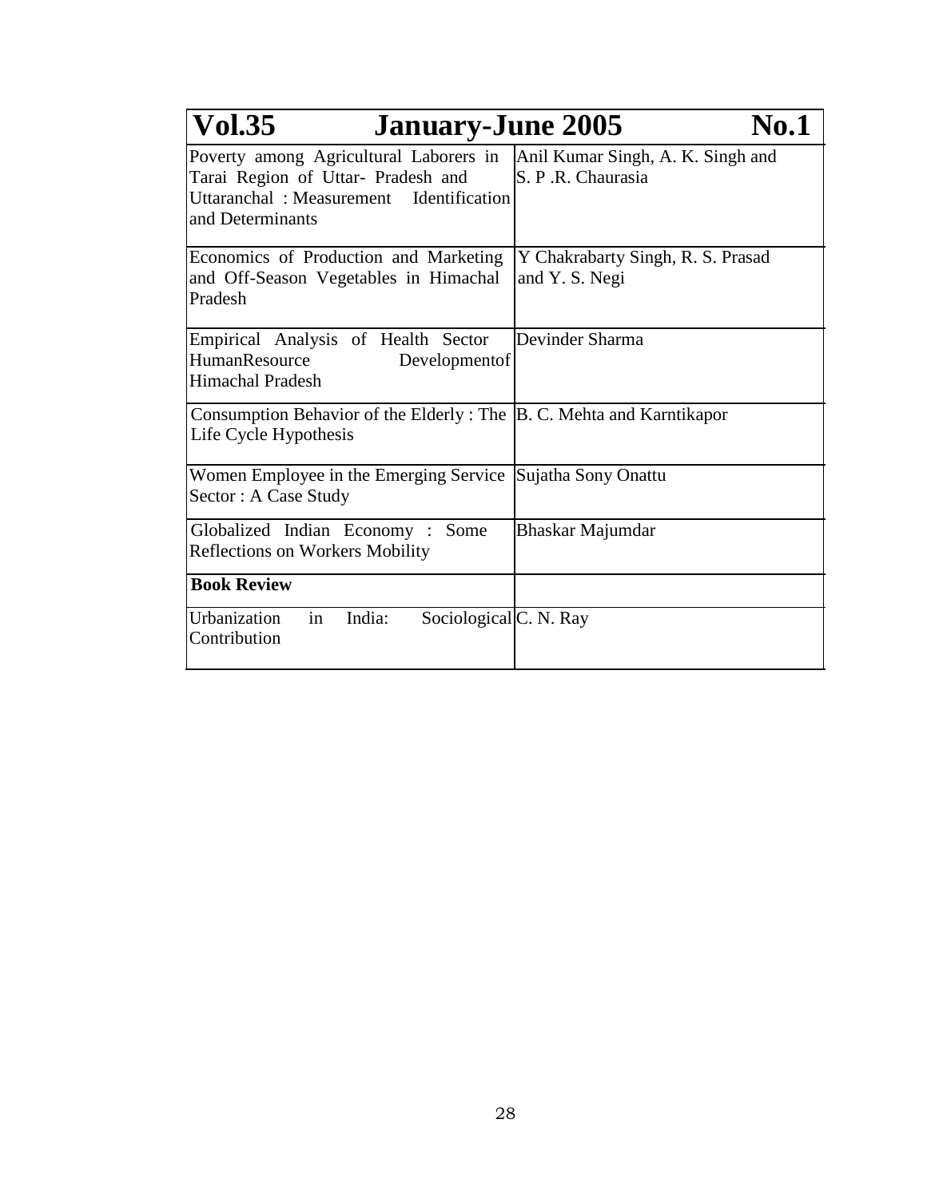| Vol.35 | January-June 2005 No.1 |
|---|---|
| Poverty among Agricultural Laborers in Tarai Region of Uttar- Pradesh and Uttaranchal : Measurement Identification and Determinants | Anil Kumar Singh, A. K. Singh and S. P .R. Chaurasia |
| Economics of Production and Marketing and Off-Season Vegetables in Himachal Pradesh | Y Chakrabarty Singh, R. S. Prasad and Y. S. Negi |
| Empirical Analysis of Health Sector HumanResource Developmentof Himachal Pradesh | Devinder Sharma |
| Consumption Behavior of the Elderly : The Life Cycle Hypothesis | B. C. Mehta and Karntikapor |
| Women Employee in the Emerging Service Sector : A Case Study | Sujatha Sony Onattu |
| Globalized Indian Economy : Some Reflections on Workers Mobility | Bhaskar Majumdar |
| **Book Review** | |
| Urbanization in India: Sociological Contribution | C. N. Ray |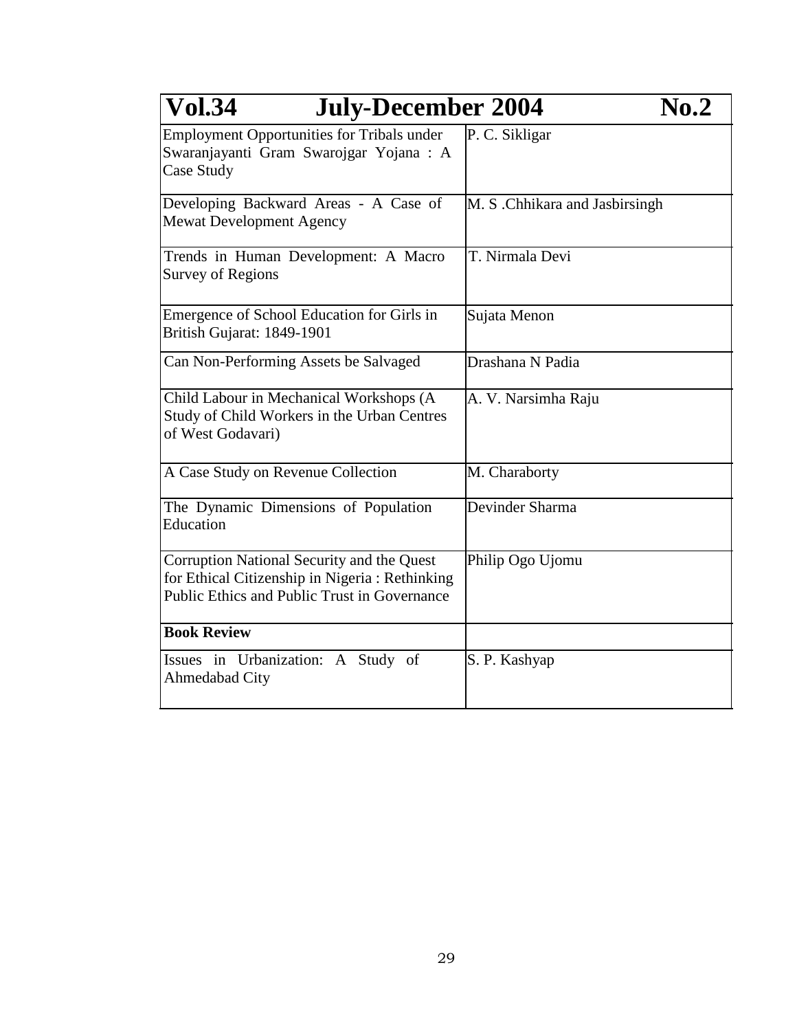| Vol.34 July-December 2004 No.2 | |
|---|---|
| Employment Opportunities for Tribals under Swaranjayanti Gram Swarojgar Yojana : A Case Study | P. C. Sikligar |
| Developing Backward Areas - A Case of Mewat Development Agency | M. S .Chhikara and Jasbirsingh |
| Trends in Human Development: A Macro Survey of Regions | T. Nirmala Devi |
| Emergence of School Education for Girls in British Gujarat: 1849-1901 | Sujata Menon |
| Can Non-Performing Assets be Salvaged | Drashana N Padia |
| Child Labour in Mechanical Workshops (A Study of Child Workers in the Urban Centres of West Godavari) | A. V. Narsimha Raju |
| A Case Study on Revenue Collection | M. Charaborty |
| The Dynamic Dimensions of Population Education | Devinder Sharma |
| Corruption National Security and the Quest for Ethical Citizenship in Nigeria : Rethinking Public Ethics and Public Trust in Governance | Philip Ogo Ujomu |
| **Book Review** | |
| Issues in Urbanization: A Study of Ahmedabad City | S. P. Kashyap |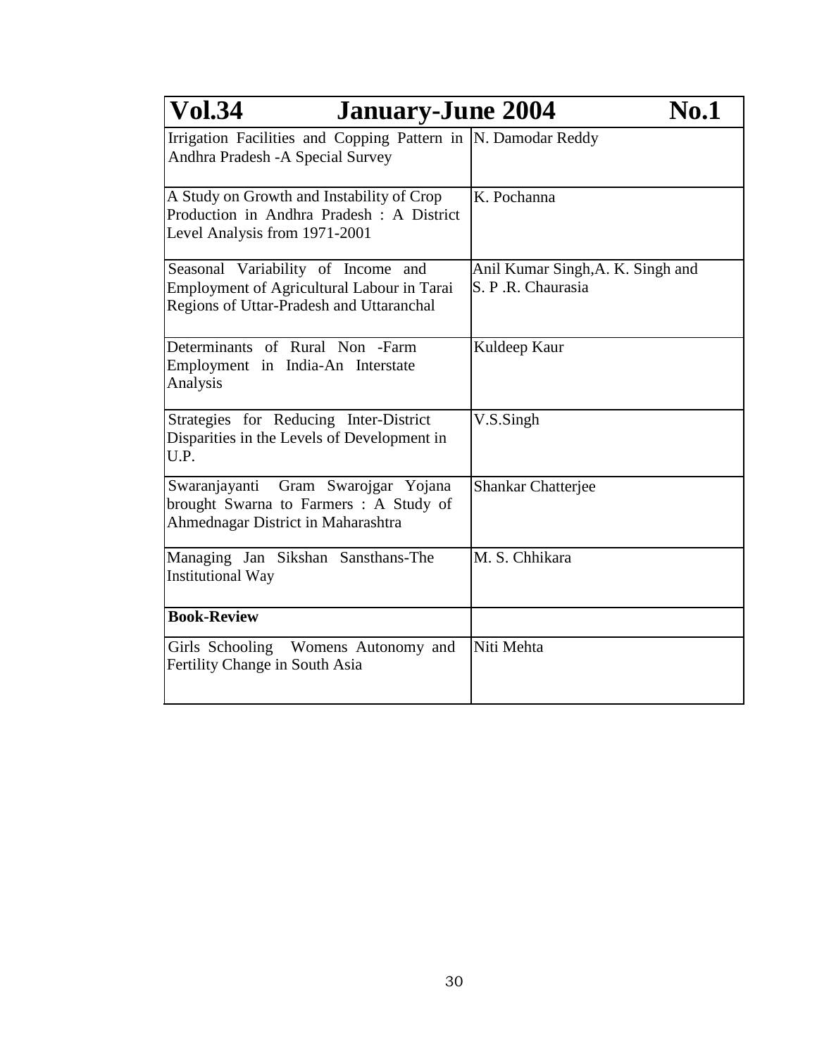| Vol.34 January-June 2004 No.1 | |
|---|---|
| Irrigation Facilities and Copping Pattern in Andhra Pradesh -A Special Survey | N. Damodar Reddy |
| A Study on Growth and Instability of Crop Production in Andhra Pradesh : A District Level Analysis from 1971-2001 | K. Pochanna |
| Seasonal Variability of Income and Employment of Agricultural Labour in Tarai Regions of Uttar-Pradesh and Uttaranchal | Anil Kumar Singh,A. K. Singh and S. P .R. Chaurasia |
| Determinants of Rural Non -Farm Employment in India-An Interstate Analysis | Kuldeep Kaur |
| Strategies for Reducing Inter-District Disparities in the Levels of Development in U.P. | V.S.Singh |
| Swaranjayanti Gram Swarojgar Yojana brought Swarna to Farmers : A Study of Ahmednagar District in Maharashtra | Shankar Chatterjee |
| Managing Jan Sikshan Sansthans-The Institutional Way | M. S. Chhikara |
| **Book-Review** | |
| Girls Schooling Womens Autonomy and Fertility Change in South Asia | Niti Mehta |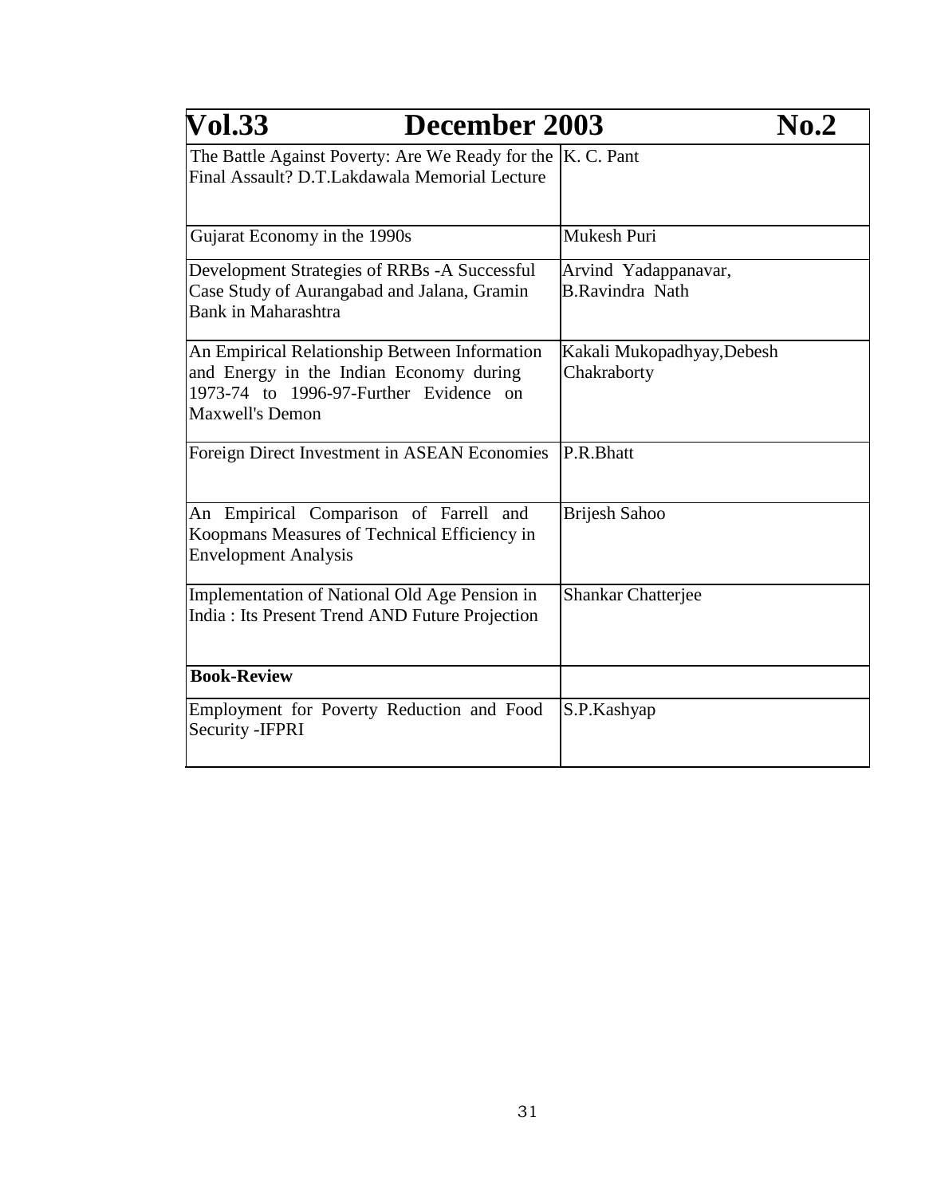| Vol.33 December 2003 No.2 | |
|---|---|
| The Battle Against Poverty: Are We Ready for the Final Assault? D.T.Lakdawala Memorial Lecture | K. C. Pant |
| Gujarat Economy in the 1990s | Mukesh Puri |
| Development Strategies of RRBs -A Successful Case Study of Aurangabad and Jalana, Gramin Bank in Maharashtra | Arvind Yadappanavar, B.Ravindra Nath |
| An Empirical Relationship Between Information and Energy in the Indian Economy during 1973-74 to 1996-97-Further Evidence on Maxwell's Demon | Kakali Mukopadhyay,Debesh Chakraborty |
| Foreign Direct Investment in ASEAN Economies | P.R.Bhatt |
| An Empirical Comparison of Farrell and Koopmans Measures of Technical Efficiency in Envelopment Analysis | Brijesh Sahoo |
| Implementation of National Old Age Pension in India : Its Present Trend AND Future Projection | Shankar Chatterjee |
| **Book-Review** | |
| Employment for Poverty Reduction and Food Security -IFPRI | S.P.Kashyap |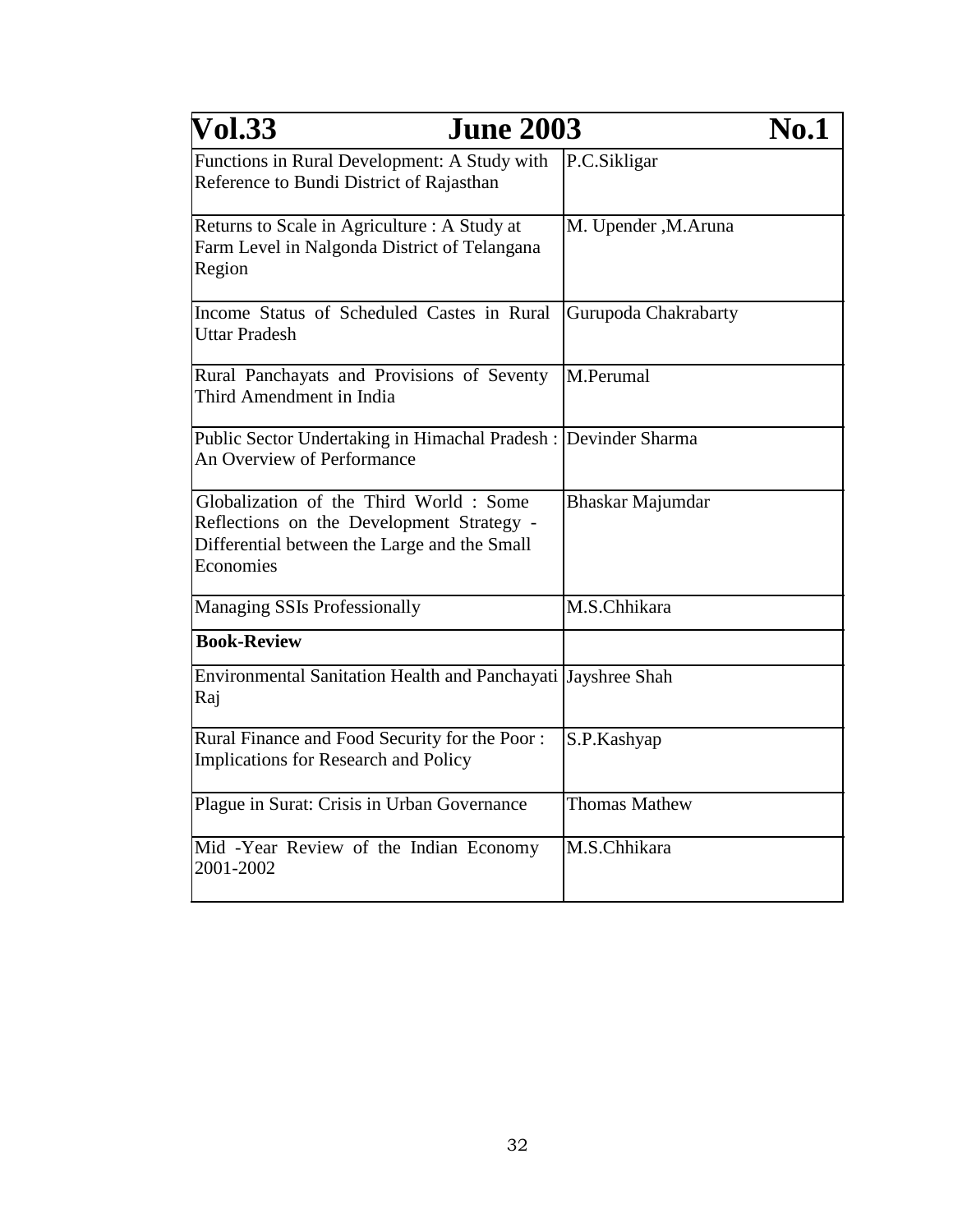| Vol.33 June 2003 No.1 | |
|---|---|
| Functions in Rural Development: A Study with Reference to Bundi District of Rajasthan | P.C.Sikligar |
| Returns to Scale in Agriculture : A Study at Farm Level in Nalgonda District of Telangana Region | M. Upender ,M.Aruna |
| Income Status of Scheduled Castes in Rural Uttar Pradesh | Gurupoda Chakrabarty |
| Rural Panchayats and Provisions of Seventy Third Amendment in India | M.Perumal |
| Public Sector Undertaking in Himachal Pradesh : An Overview of Performance | Devinder Sharma |
| Globalization of the Third World : Some Reflections on the Development Strategy - Differential between the Large and the Small Economies | Bhaskar Majumdar |
| Managing SSIs Professionally | M.S.Chhikara |
| **Book-Review** | |
| Environmental Sanitation Health and Panchayati Raj | Jayshree Shah |
| Rural Finance and Food Security for the Poor : Implications for Research and Policy | S.P.Kashyap |
| Plague in Surat: Crisis in Urban Governance | Thomas Mathew |
| Mid -Year Review of the Indian Economy 2001-2002 | M.S.Chhikara |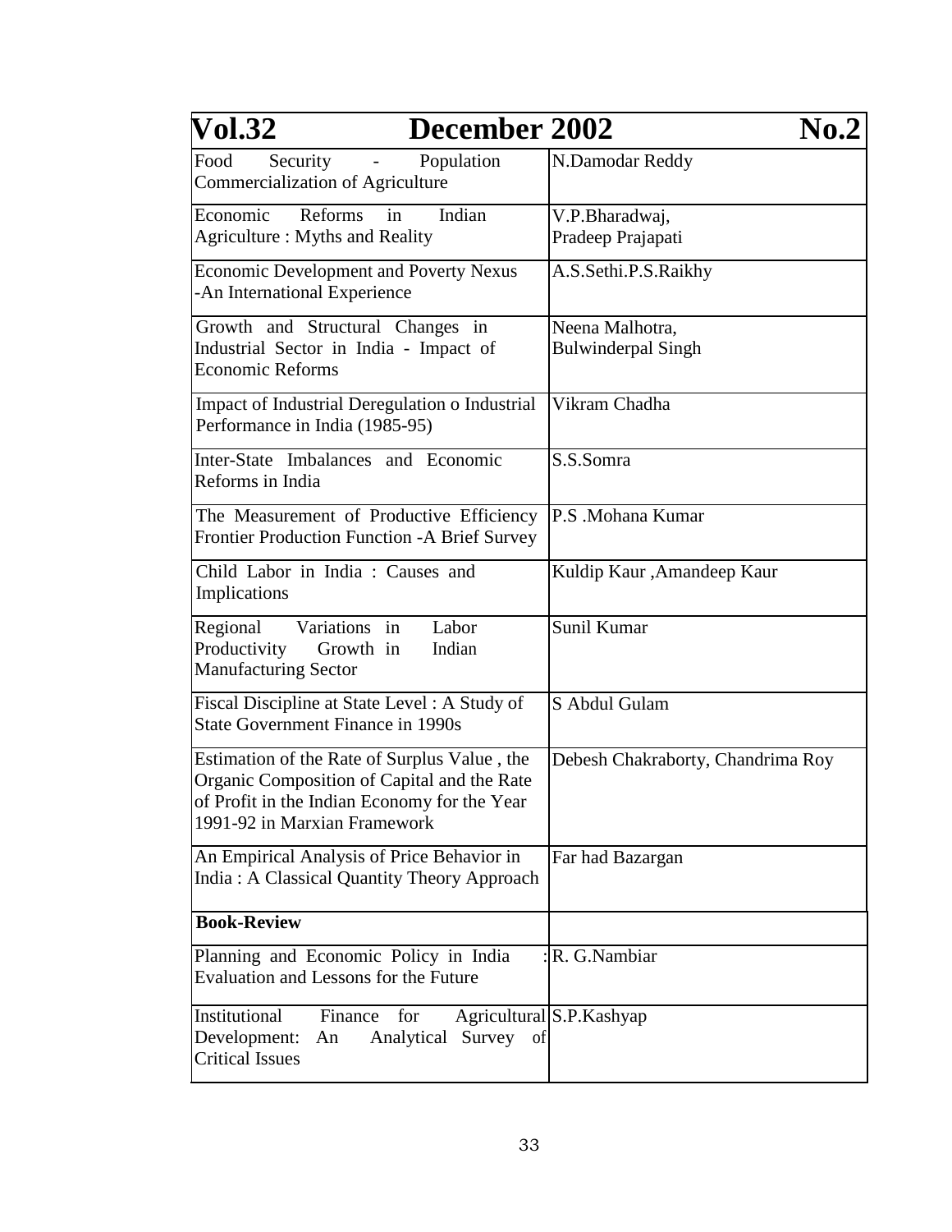| Vol.32 December 2002 No.2 | |
|---|---|
| Food Security - Population Commercialization of Agriculture | N.Damodar Reddy |
| Economic Reforms in Indian Agriculture : Myths and Reality | V.P.Bharadwaj, Pradeep Prajapati |
| Economic Development and Poverty Nexus -An International Experience | A.S.Sethi.P.S.Raikhy |
| Growth and Structural Changes in Industrial Sector in India - Impact of Economic Reforms | Neena Malhotra, Bulwinderpal Singh |
| Impact of Industrial Deregulation o Industrial Performance in India (1985-95) | Vikram Chadha |
| Inter-State Imbalances and Economic Reforms in India | S.S.Somra |
| The Measurement of Productive Efficiency Frontier Production Function -A Brief Survey | P.S .Mohana Kumar |
| Child Labor in India : Causes and Implications | Kuldip Kaur ,Amandeep Kaur |
| Regional Variations in Labor Productivity Growth in Indian Manufacturing Sector | Sunil Kumar |
| Fiscal Discipline at State Level : A Study of State Government Finance in 1990s | S Abdul Gulam |
| Estimation of the Rate of Surplus Value , the Organic Composition of Capital and the Rate of Profit in the Indian Economy for the Year 1991-92 in Marxian Framework | Debesh Chakraborty, Chandrima Roy |
| An Empirical Analysis of Price Behavior in India : A Classical Quantity Theory Approach | Far had Bazargan |
| **Book-Review** | |
| Planning and Economic Policy in India Evaluation and Lessons for the Future | :R. G.Nambiar |
| Institutional Finance for Agricultural Development: An Analytical Survey of Critical Issues | S.P.Kashyap |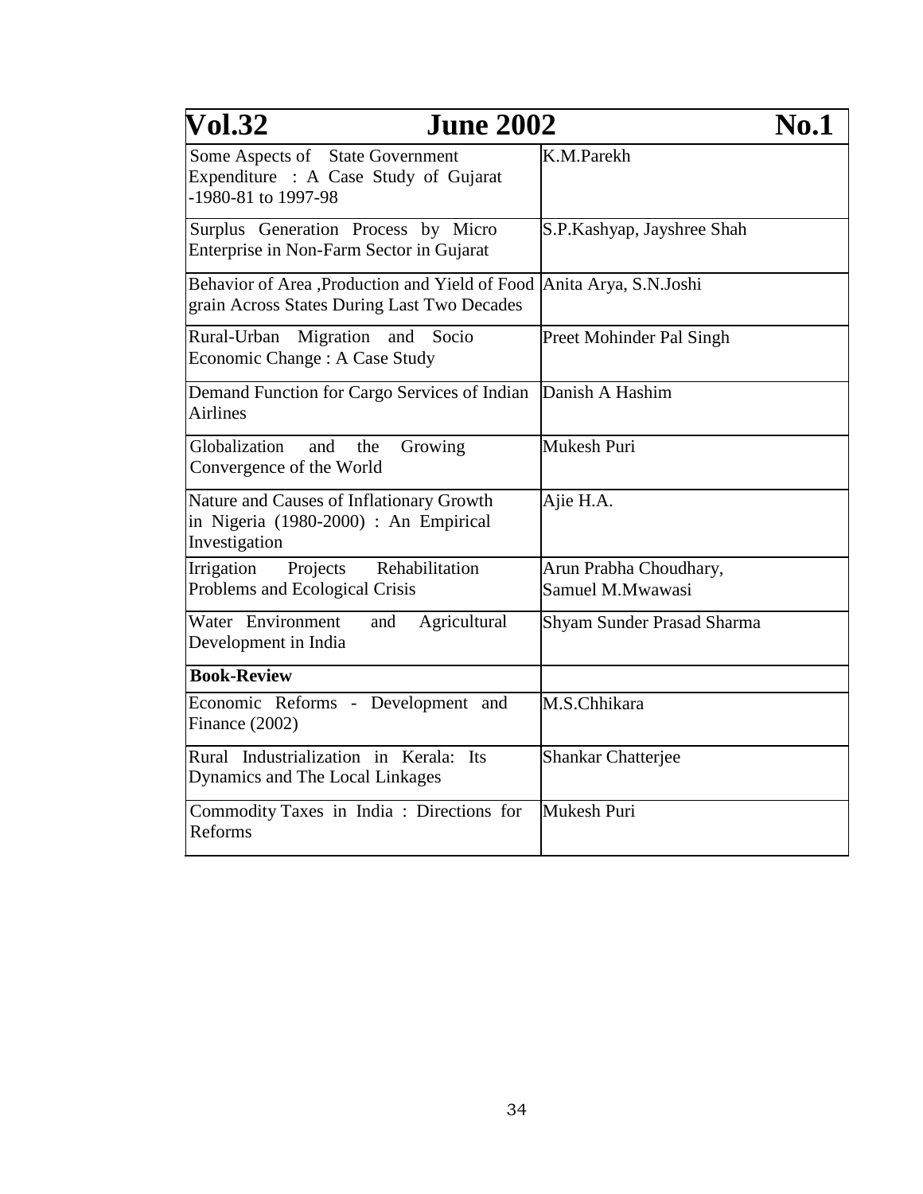| **Vol.32** | **June 2002** **No.1** |
|---|---|
| Some Aspects of State Government Expenditure : A Case Study of Gujarat -1980-81 to 1997-98 | K.M.Parekh |
| Surplus Generation Process by Micro Enterprise in Non-Farm Sector in Gujarat | S.P.Kashyap, Jayshree Shah |
| Behavior of Area ,Production and Yield of Food grain Across States During Last Two Decades | Anita Arya, S.N.Joshi |
| Rural-Urban Migration and Socio Economic Change : A Case Study | Preet Mohinder Pal Singh |
| Demand Function for Cargo Services of Indian Airlines | Danish A Hashim |
| Globalization and the Growing Convergence of the World | Mukesh Puri |
| Nature and Causes of Inflationary Growth in Nigeria (1980-2000) : An Empirical Investigation | Ajie H.A. |
| Irrigation Projects Rehabilitation Problems and Ecological Crisis | Arun Prabha Choudhary, Samuel M.Mwawasi |
| Water Environment and Agricultural Development in India | Shyam Sunder Prasad Sharma |
| **Book-Review** | |
| Economic Reforms - Development and Finance (2002) | M.S.Chhikara |
| Rural Industrialization in Kerala: Its Dynamics and The Local Linkages | Shankar Chatterjee |
| Commodity Taxes in India : Directions for Reforms | Mukesh Puri |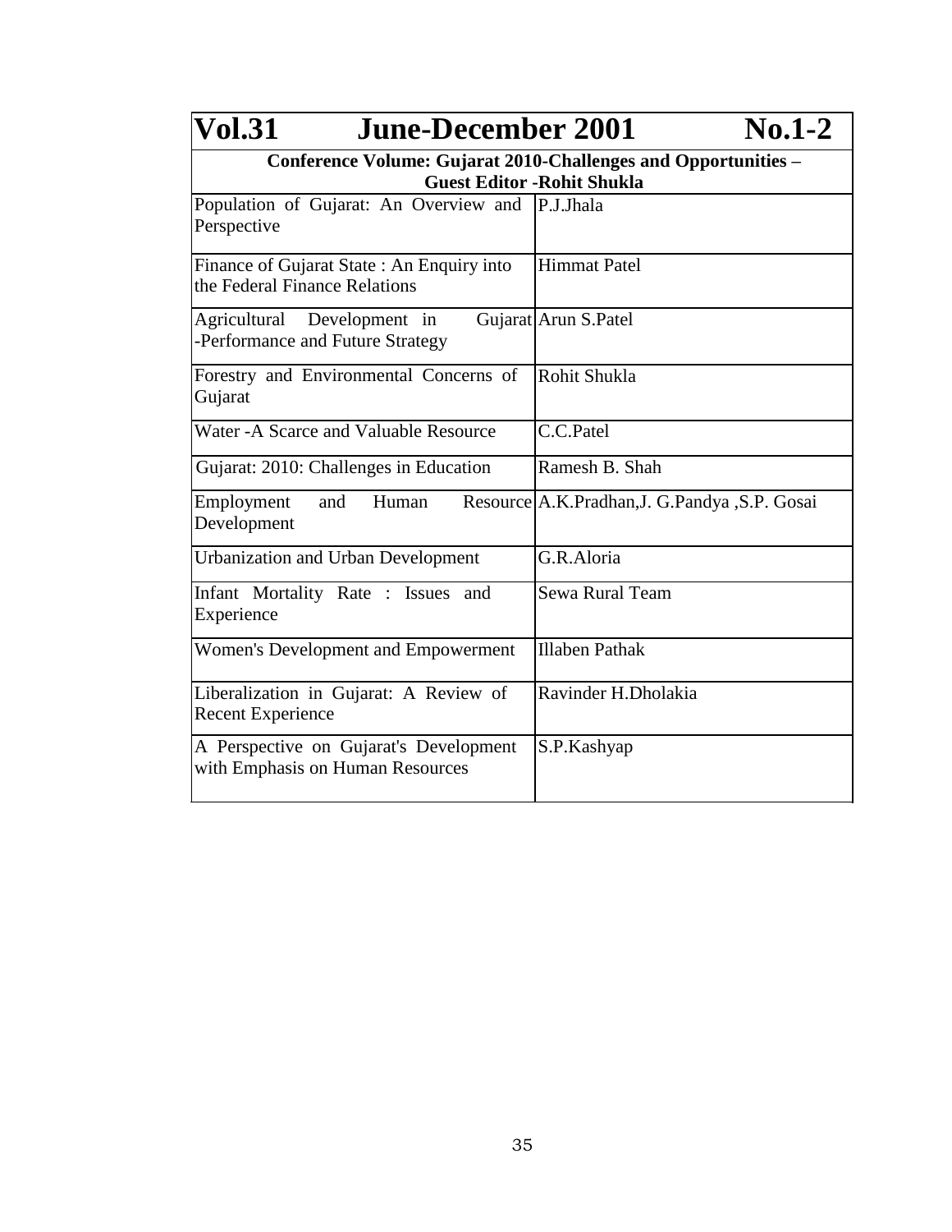| Vol.31 June-December 2001 No.1-2 | |
|---|---|
| **Conference Volume: Gujarat 2010-Challenges and Opportunities – Guest Editor -Rohit Shukla** | |
| Population of Gujarat: An Overview and Perspective | P.J.Jhala |
| Finance of Gujarat State : An Enquiry into the Federal Finance Relations | Himmat Patel |
| Agricultural Development in Gujarat -Performance and Future Strategy | Arun S.Patel |
| Forestry and Environmental Concerns of Gujarat | Rohit Shukla |
| Water -A Scarce and Valuable Resource | C.C.Patel |
| Gujarat: 2010: Challenges in Education | Ramesh B. Shah |
| Employment and Human Resource Development | A.K.Pradhan,J. G.Pandya ,S.P. Gosai |
| Urbanization and Urban Development | G.R.Aloria |
| Infant Mortality Rate : Issues and Experience | Sewa Rural Team |
| Women's Development and Empowerment | Illaben Pathak |
| Liberalization in Gujarat: A Review of Recent Experience | Ravinder H.Dholakia |
| A Perspective on Gujarat's Development with Emphasis on Human Resources | S.P.Kashyap |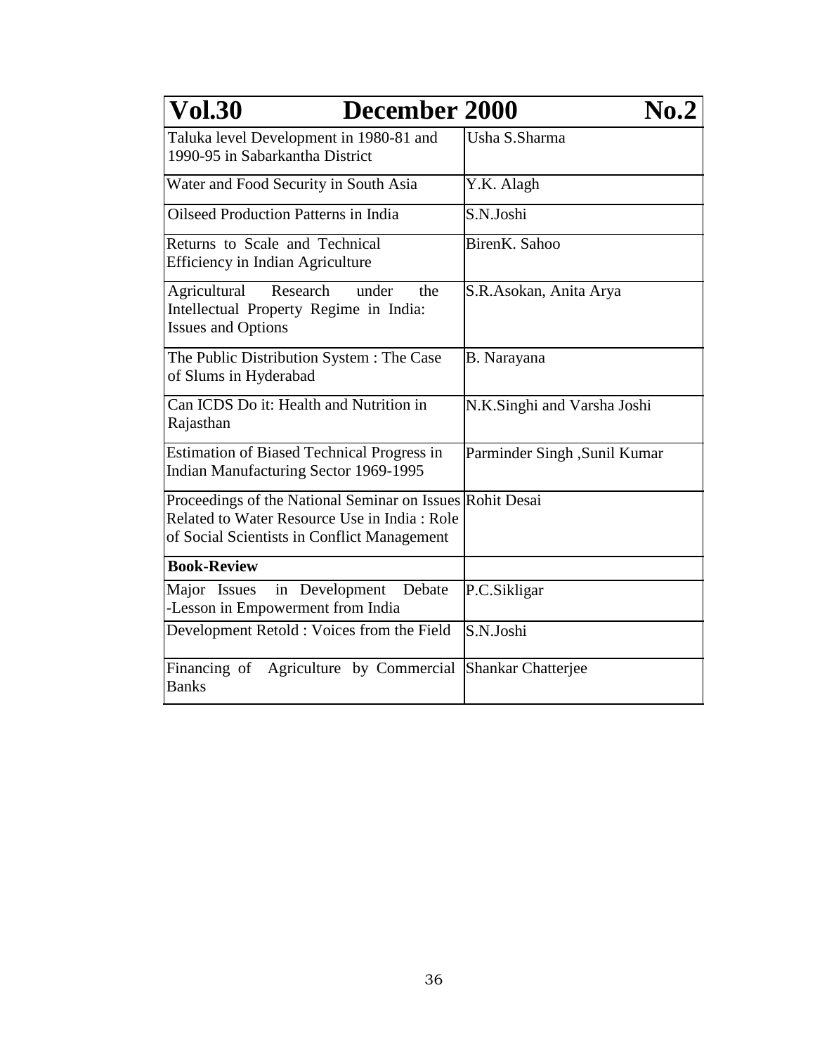| Vol.30 December 2000 No.2 | |
|---|---|
| Taluka level Development in 1980-81 and 1990-95 in Sabarkantha District | Usha S.Sharma |
| Water and Food Security in South Asia | Y.K. Alagh |
| Oilseed Production Patterns in India | S.N.Joshi |
| Returns to Scale and Technical Efficiency in Indian Agriculture | BirenK. Sahoo |
| Agricultural Research under the Intellectual Property Regime in India: Issues and Options | S.R.Asokan, Anita Arya |
| The Public Distribution System : The Case of Slums in Hyderabad | B. Narayana |
| Can ICDS Do it: Health and Nutrition in Rajasthan | N.K.Singhi and Varsha Joshi |
| Estimation of Biased Technical Progress in Indian Manufacturing Sector 1969-1995 | Parminder Singh ,Sunil Kumar |
| Proceedings of the National Seminar on Issues Related to Water Resource Use in India : Role of Social Scientists in Conflict Management | Rohit Desai |
| **Book-Review** | |
| Major Issues in Development Debate -Lesson in Empowerment from India | P.C.Sikligar |
| Development Retold : Voices from the Field | S.N.Joshi |
| Financing of Agriculture by Commercial Banks | Shankar Chatterjee |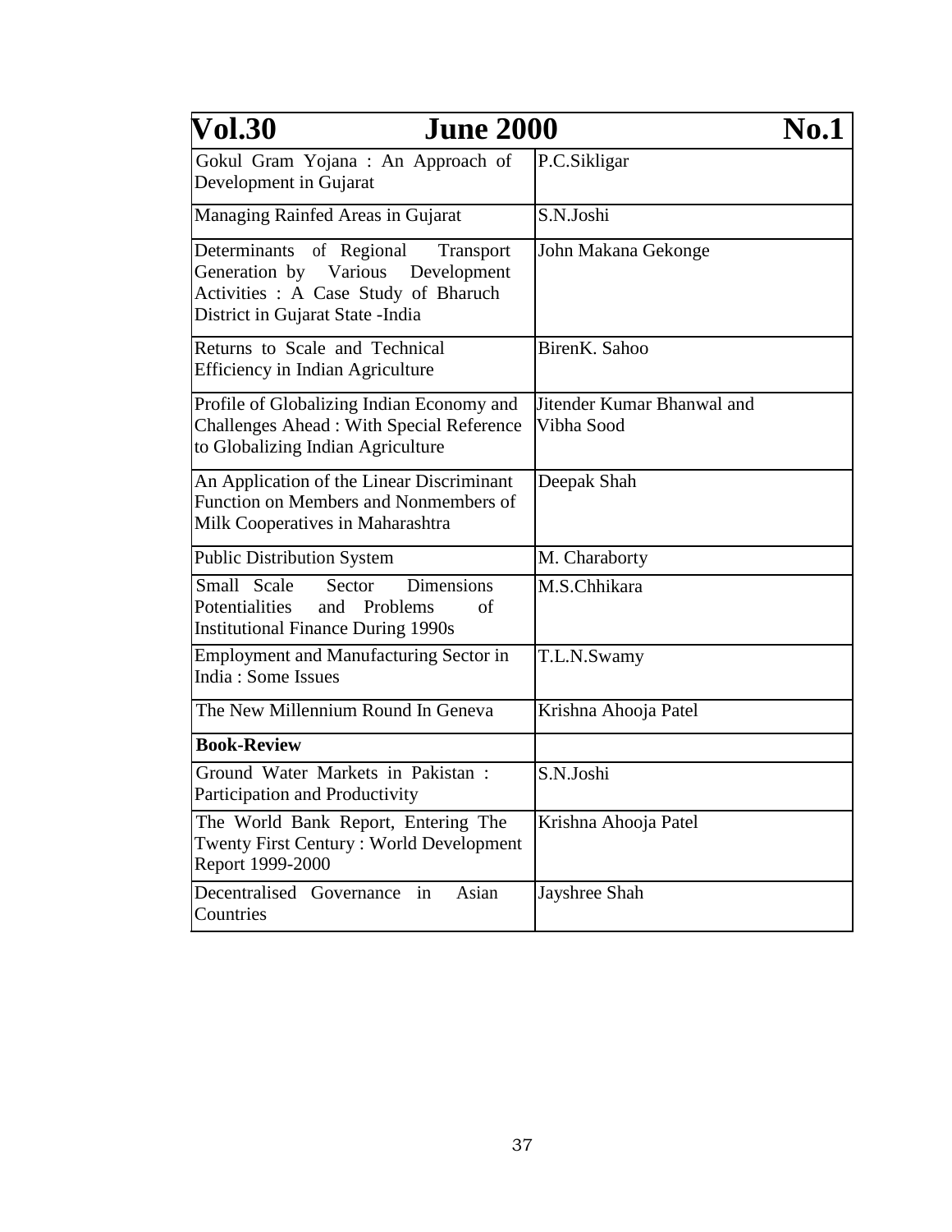| Vol.30 June 2000 | No.1 |
|---|---|
| Gokul Gram Yojana : An Approach of Development in Gujarat | P.C.Sikligar |
| Managing Rainfed Areas in Gujarat | S.N.Joshi |
| Determinants of Regional Transport Generation by Various Development Activities : A Case Study of Bharuch District in Gujarat State -India | John Makana Gekonge |
| Returns to Scale and Technical Efficiency in Indian Agriculture | BirenK. Sahoo |
| Profile of Globalizing Indian Economy and Challenges Ahead : With Special Reference to Globalizing Indian Agriculture | Jitender Kumar Bhanwal and Vibha Sood |
| An Application of the Linear Discriminant Function on Members and Nonmembers of Milk Cooperatives in Maharashtra | Deepak Shah |
| Public Distribution System | M. Charaborty |
| Small Scale Sector Dimensions Potentialities and Problems of Institutional Finance During 1990s | M.S.Chhikara |
| Employment and Manufacturing Sector in India : Some Issues | T.L.N.Swamy |
| The New Millennium Round In Geneva | Krishna Ahooja Patel |
| **Book-Review** | |
| Ground Water Markets in Pakistan : Participation and Productivity | S.N.Joshi |
| The World Bank Report, Entering The Twenty First Century : World Development Report 1999-2000 | Krishna Ahooja Patel |
| Decentralised Governance in Asian Countries | Jayshree Shah |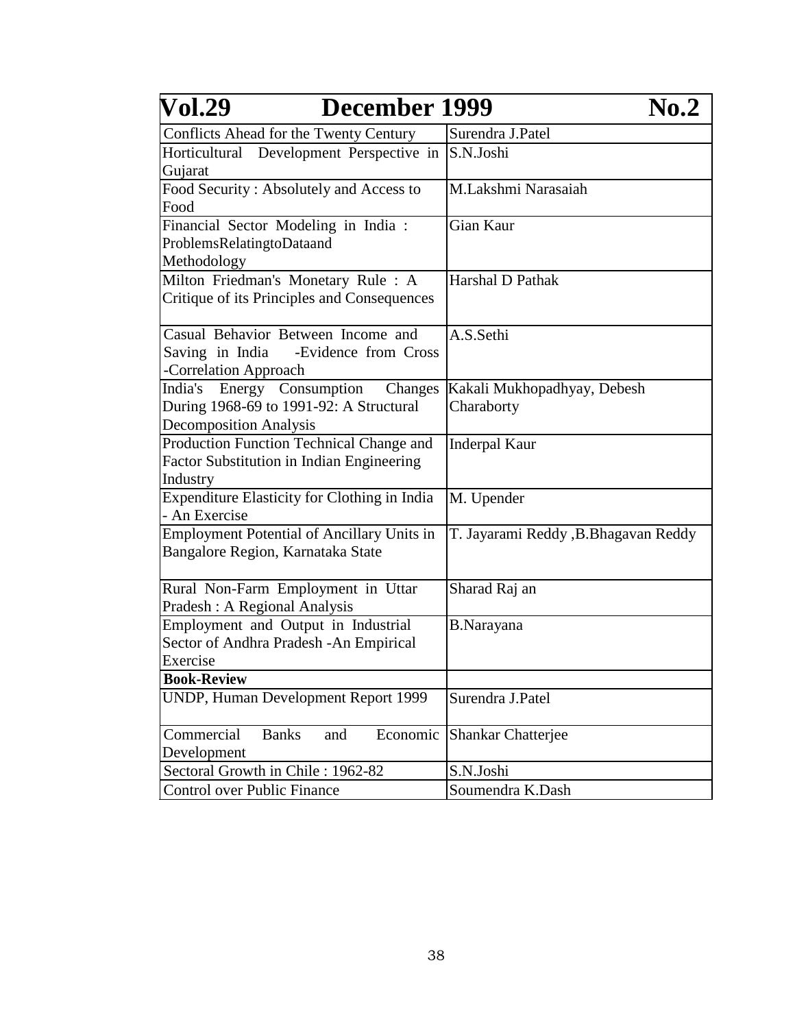| Vol.29 December 1999 No.2 | |
|---|---|
| Conflicts Ahead for the Twenty Century | Surendra J.Patel |
| Horticultural Development Perspective in Gujarat | S.N.Joshi |
| Food Security : Absolutely and Access to Food | M.Lakshmi Narasaiah |
| Financial Sector Modeling in India : ProblemsRelatingtoDataand Methodology | Gian Kaur |
| Milton Friedman's Monetary Rule : A Critique of its Principles and Consequences | Harshal D Pathak |
| Casual Behavior Between Income and Saving in India -Evidence from Cross -Correlation Approach | A.S.Sethi |
| India's Energy Consumption Changes During 1968-69 to 1991-92: A Structural Decomposition Analysis | Kakali Mukhopadhyay, Debesh Charaborty |
| Production Function Technical Change and Factor Substitution in Indian Engineering Industry | Inderpal Kaur |
| Expenditure Elasticity for Clothing in India - An Exercise | M. Upender |
| Employment Potential of Ancillary Units in Bangalore Region, Karnataka State | T. Jayarami Reddy ,B.Bhagavan Reddy |
| Rural Non-Farm Employment in Uttar Pradesh : A Regional Analysis | Sharad Raj an |
| Employment and Output in Industrial Sector of Andhra Pradesh -An Empirical Exercise | B.Narayana |
| **Book-Review** | |
| UNDP, Human Development Report 1999 | Surendra J.Patel |
| Commercial Banks and Economic Development | Shankar Chatterjee |
| Sectoral Growth in Chile : 1962-82 | S.N.Joshi |
| Control over Public Finance | Soumendra K.Dash |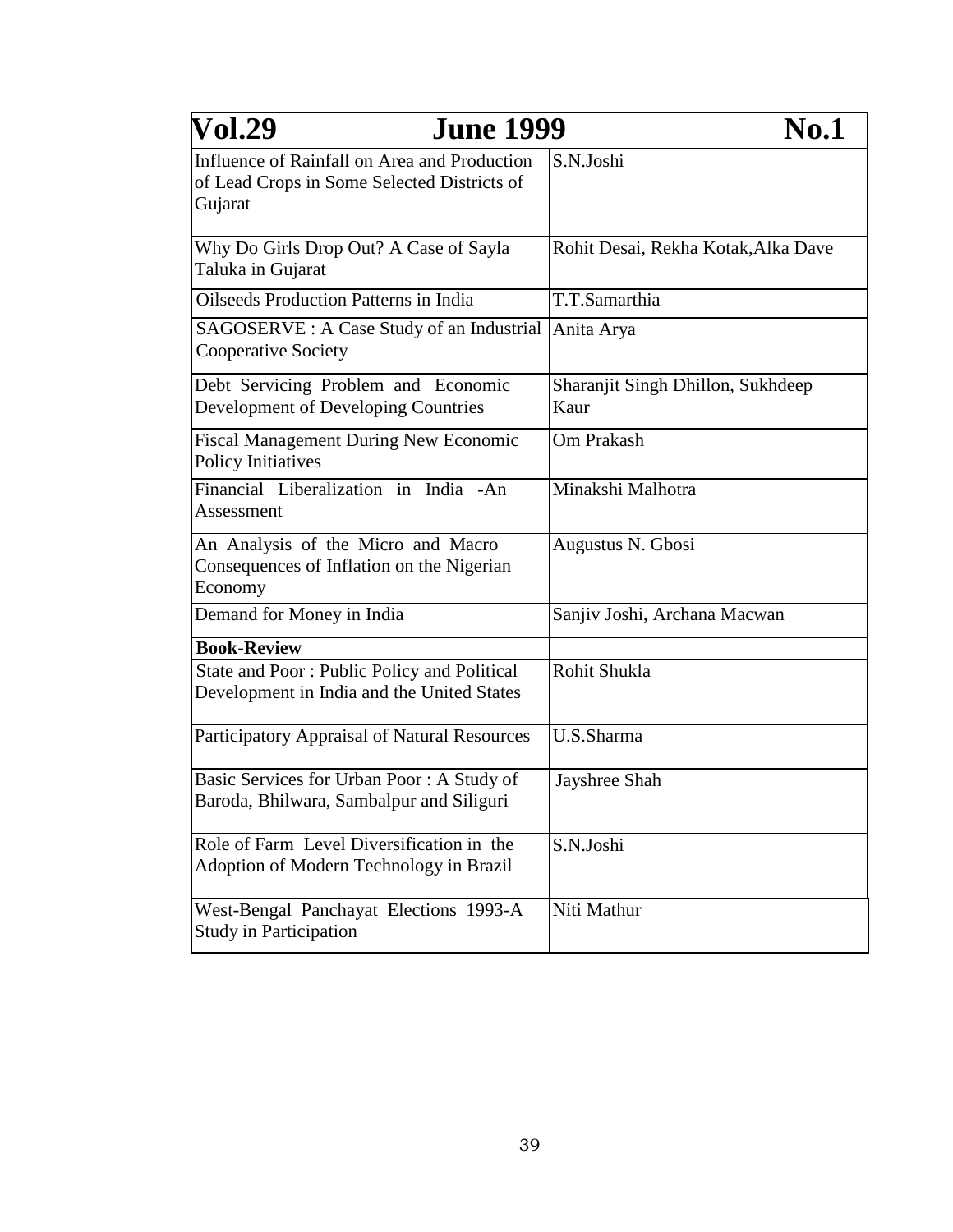| Vol.29 June 1999 No.1 | |
|---|---|
| Influence of Rainfall on Area and Production of Lead Crops in Some Selected Districts of Gujarat | S.N.Joshi |
| Why Do Girls Drop Out? A Case of Sayla Taluka in Gujarat | Rohit Desai, Rekha Kotak,Alka Dave |
| Oilseeds Production Patterns in India | T.T.Samarthia |
| SAGOSERVE : A Case Study of an Industrial Cooperative Society | Anita Arya |
| Debt Servicing Problem and Economic Development of Developing Countries | Sharanjit Singh Dhillon, Sukhdeep Kaur |
| Fiscal Management During New Economic Policy Initiatives | Om Prakash |
| Financial Liberalization in India -An Assessment | Minakshi Malhotra |
| An Analysis of the Micro and Macro Consequences of Inflation on the Nigerian Economy | Augustus N. Gbosi |
| Demand for Money in India | Sanjiv Joshi, Archana Macwan |
| **Book-Review** | |
| State and Poor : Public Policy and Political Development in India and the United States | Rohit Shukla |
| Participatory Appraisal of Natural Resources | U.S.Sharma |
| Basic Services for Urban Poor : A Study of Baroda, Bhilwara, Sambalpur and Siliguri | Jayshree Shah |
| Role of Farm Level Diversification in the Adoption of Modern Technology in Brazil | S.N.Joshi |
| West-Bengal Panchayat Elections 1993-A Study in Participation | Niti Mathur |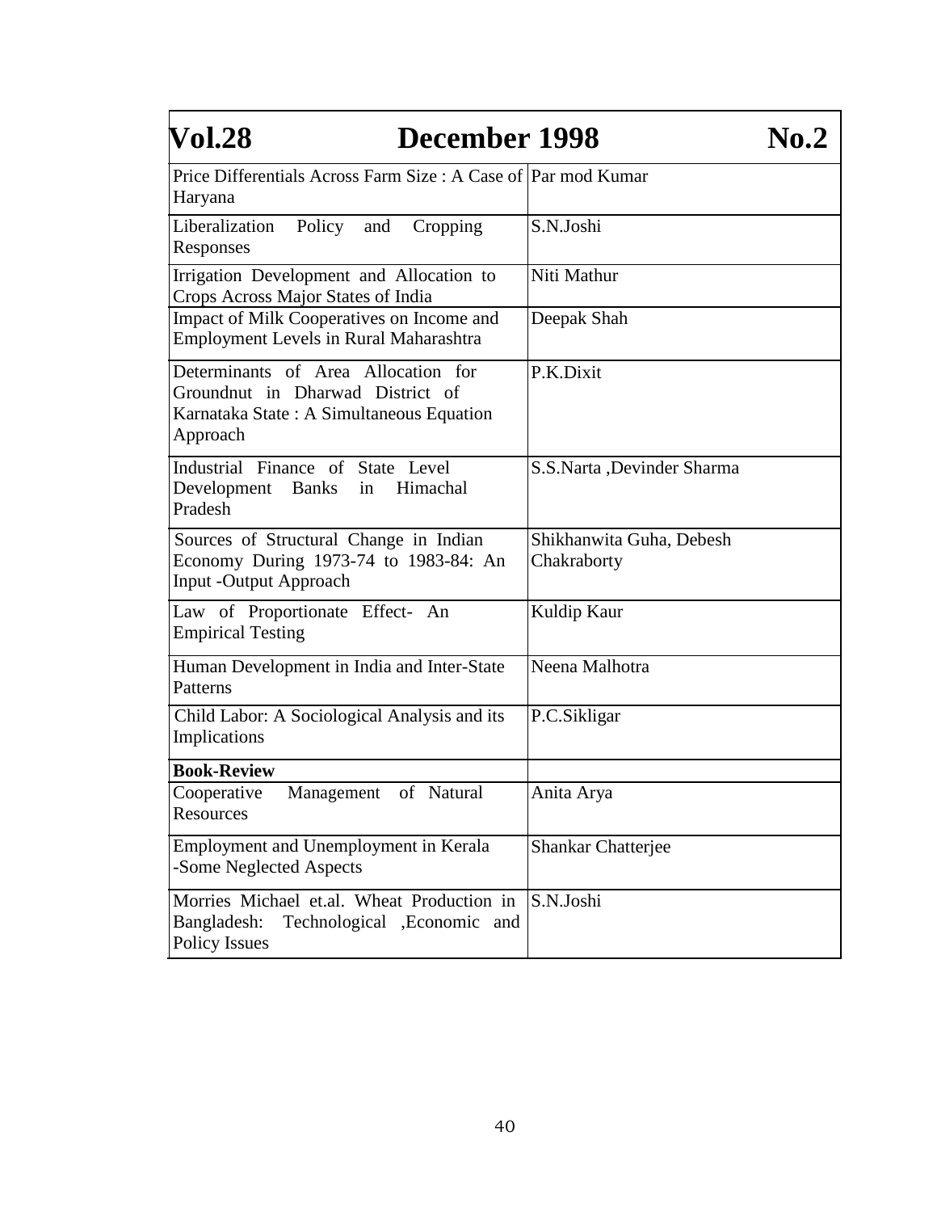| Vol.28 December 1998 No.2 | |
|---|---|
| Price Differentials Across Farm Size : A Case of Haryana | Par mod Kumar |
| Liberalization Policy and Cropping Responses | S.N.Joshi |
| Irrigation Development and Allocation to Crops Across Major States of India | Niti Mathur |
| Impact of Milk Cooperatives on Income and Employment Levels in Rural Maharashtra | Deepak Shah |
| Determinants of Area Allocation for Groundnut in Dharwad District of Karnataka State : A Simultaneous Equation Approach | P.K.Dixit |
| Industrial Finance of State Level Development Banks in Himachal Pradesh | S.S.Narta ,Devinder Sharma |
| Sources of Structural Change in Indian Economy During 1973-74 to 1983-84: An Input -Output Approach | Shikhanwita Guha, Debesh Chakraborty |
| Law of Proportionate Effect- An Empirical Testing | Kuldip Kaur |
| Human Development in India and Inter-State Patterns | Neena Malhotra |
| Child Labor: A Sociological Analysis and its Implications | P.C.Sikligar |
| **Book-Review** | |
| Cooperative Management of Natural Resources | Anita Arya |
| Employment and Unemployment in Kerala -Some Neglected Aspects | Shankar Chatterjee |
| Morries Michael et.al. Wheat Production in Bangladesh: Technological ,Economic and Policy Issues | S.N.Joshi |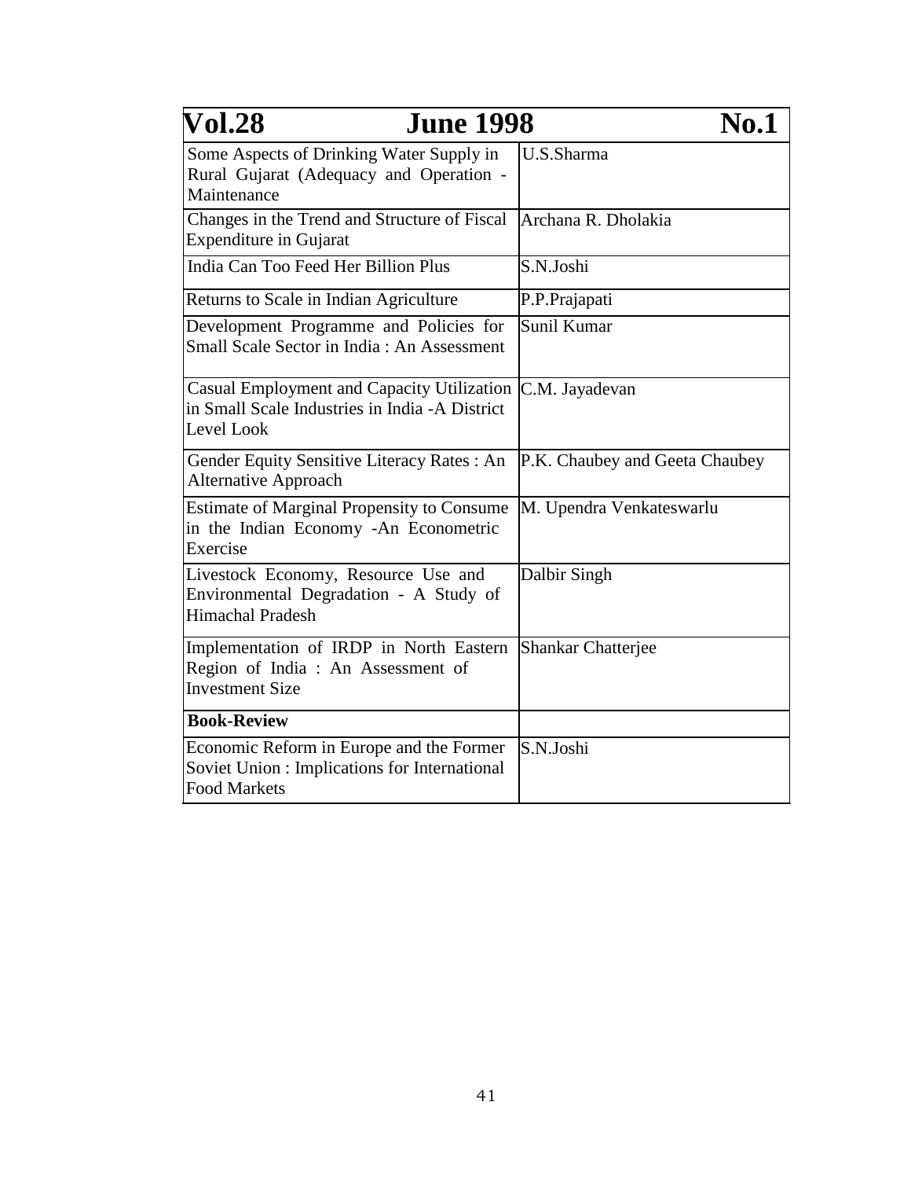| Vol.28 June 1998 | No.1 |
|---|---|
| Some Aspects of Drinking Water Supply in Rural Gujarat (Adequacy and Operation - Maintenance | U.S.Sharma |
| Changes in the Trend and Structure of Fiscal Expenditure in Gujarat | Archana R. Dholakia |
| India Can Too Feed Her Billion Plus | S.N.Joshi |
| Returns to Scale in Indian Agriculture | P.P.Prajapati |
| Development Programme and Policies for Small Scale Sector in India : An Assessment | Sunil Kumar |
| Casual Employment and Capacity Utilization in Small Scale Industries in India -A District Level Look | C.M. Jayadevan |
| Gender Equity Sensitive Literacy Rates : An Alternative Approach | P.K. Chaubey and Geeta Chaubey |
| Estimate of Marginal Propensity to Consume in the Indian Economy -An Econometric Exercise | M. Upendra Venkateswarlu |
| Livestock Economy, Resource Use and Environmental Degradation - A Study of Himachal Pradesh | Dalbir Singh |
| Implementation of IRDP in North Eastern Region of India : An Assessment of Investment Size | Shankar Chatterjee |
| **Book-Review** | |
| Economic Reform in Europe and the Former Soviet Union : Implications for International Food Markets | S.N.Joshi |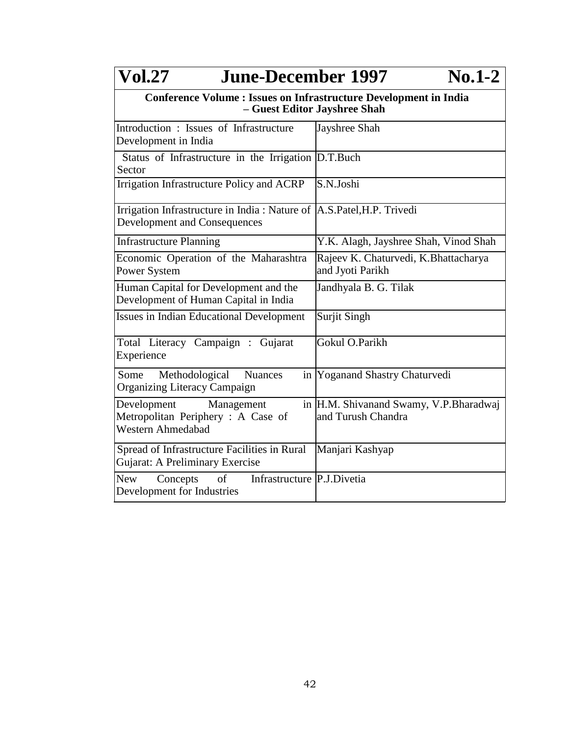## Vol.27 June-December 1997 No.1-2

**Conference Volume : Issues on Infrastructure Development in India – Guest Editor Jayshree Shah**

| Title | Author(s) |
|---|---|
| Introduction : Issues of Infrastructure Development in India | Jayshree Shah |
| Status of Infrastructure in the Irrigation Sector | D.T.Buch |
| Irrigation Infrastructure Policy and ACRP | S.N.Joshi |
| Irrigation Infrastructure in India : Nature of Development and Consequences | A.S.Patel,H.P. Trivedi |
| Infrastructure Planning | Y.K. Alagh, Jayshree Shah, Vinod Shah |
| Economic Operation of the Maharashtra Power System | Rajeev K. Chaturvedi, K.Bhattacharya and Jyoti Parikh |
| Human Capital for Development and the Development of Human Capital in India | Jandhyala B. G. Tilak |
| Issues in Indian Educational Development | Surjit Singh |
| Total Literacy Campaign : Gujarat Experience | Gokul O.Parikh |
| Some Methodological Nuances in Organizing Literacy Campaign | Yoganand Shastry Chaturvedi |
| Development Management in Metropolitan Periphery : A Case of Western Ahmedabad | H.M. Shivanand Swamy, V.P.Bharadwaj and Turush Chandra |
| Spread of Infrastructure Facilities in Rural Gujarat: A Preliminary Exercise | Manjari Kashyap |
| New Concepts of Infrastructure Development for Industries | P.J.Divetia |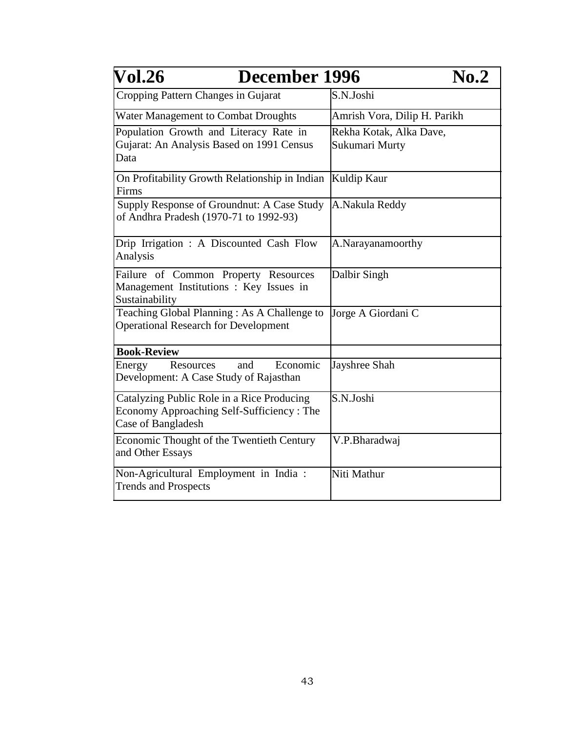| Vol.26 December 1996 No.2 | |
|---|---|
| Cropping Pattern Changes in Gujarat | S.N.Joshi |
| Water Management to Combat Droughts | Amrish Vora, Dilip H. Parikh |
| Population Growth and Literacy Rate in Gujarat: An Analysis Based on 1991 Census Data | Rekha Kotak, Alka Dave, Sukumari Murty |
| On Profitability Growth Relationship in Indian Firms | Kuldip Kaur |
| Supply Response of Groundnut: A Case Study of Andhra Pradesh (1970-71 to 1992-93) | A.Nakula Reddy |
| Drip Irrigation : A Discounted Cash Flow Analysis | A.Narayanamoorthy |
| Failure of Common Property Resources Management Institutions : Key Issues in Sustainability | Dalbir Singh |
| Teaching Global Planning : As A Challenge to Operational Research for Development | Jorge A Giordani C |
| **Book-Review** | |
| Energy Resources and Economic Development: A Case Study of Rajasthan | Jayshree Shah |
| Catalyzing Public Role in a Rice Producing Economy Approaching Self-Sufficiency : The Case of Bangladesh | S.N.Joshi |
| Economic Thought of the Twentieth Century and Other Essays | V.P.Bharadwaj |
| Non-Agricultural Employment in India : Trends and Prospects | Niti Mathur |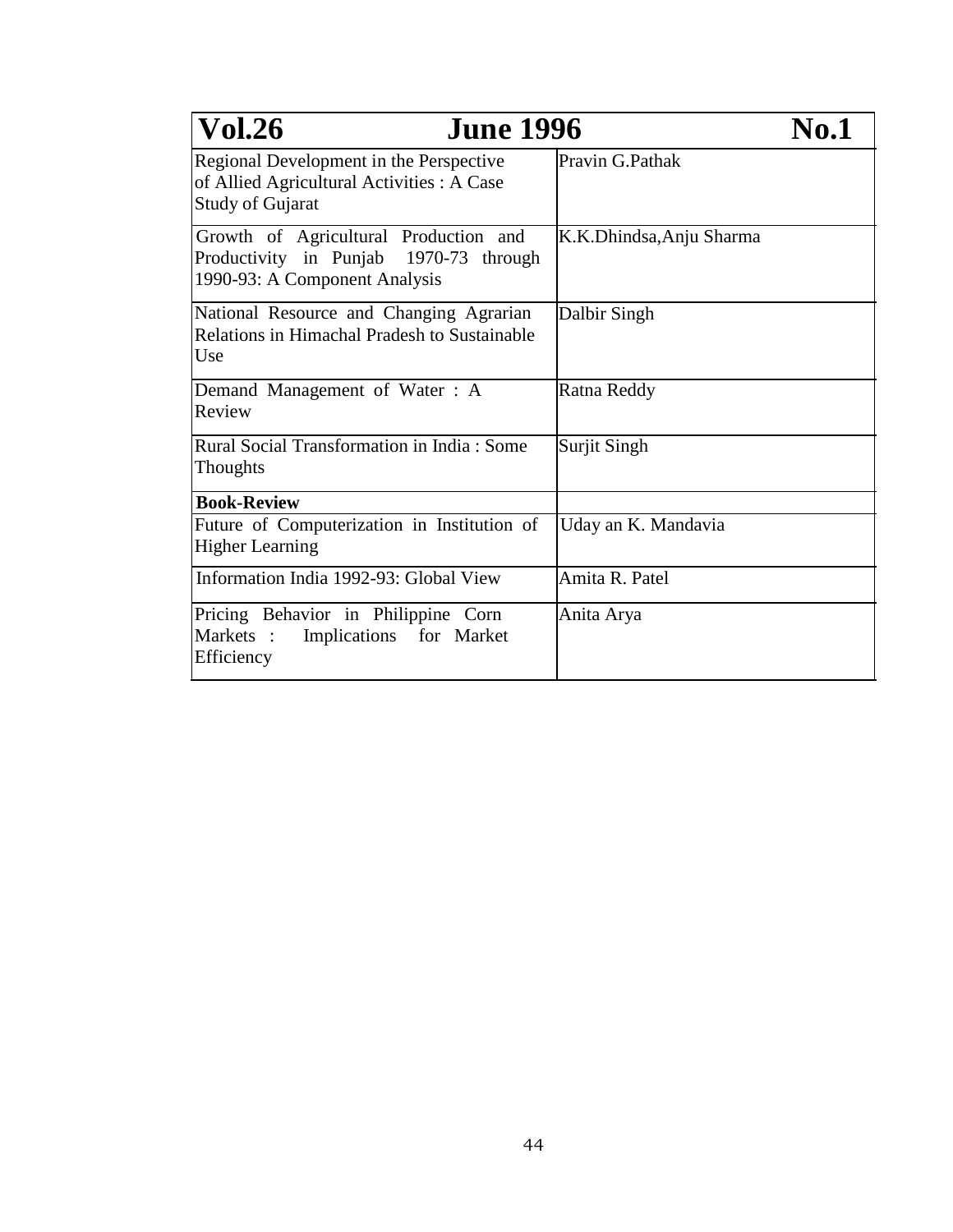| Vol.26 June 1996 No.1 | |
|---|---|
| Regional Development in the Perspective of Allied Agricultural Activities : A Case Study of Gujarat | Pravin G.Pathak |
| Growth of Agricultural Production and Productivity in Punjab 1970-73 through 1990-93: A Component Analysis | K.K.Dhindsa,Anju Sharma |
| National Resource and Changing Agrarian Relations in Himachal Pradesh to Sustainable Use | Dalbir Singh |
| Demand Management of Water : A Review | Ratna Reddy |
| Rural Social Transformation in India : Some Thoughts | Surjit Singh |
| **Book-Review** | |
| Future of Computerization in Institution of Higher Learning | Uday an K. Mandavia |
| Information India 1992-93: Global View | Amita R. Patel |
| Pricing Behavior in Philippine Corn Markets : Implications for Market Efficiency | Anita Arya |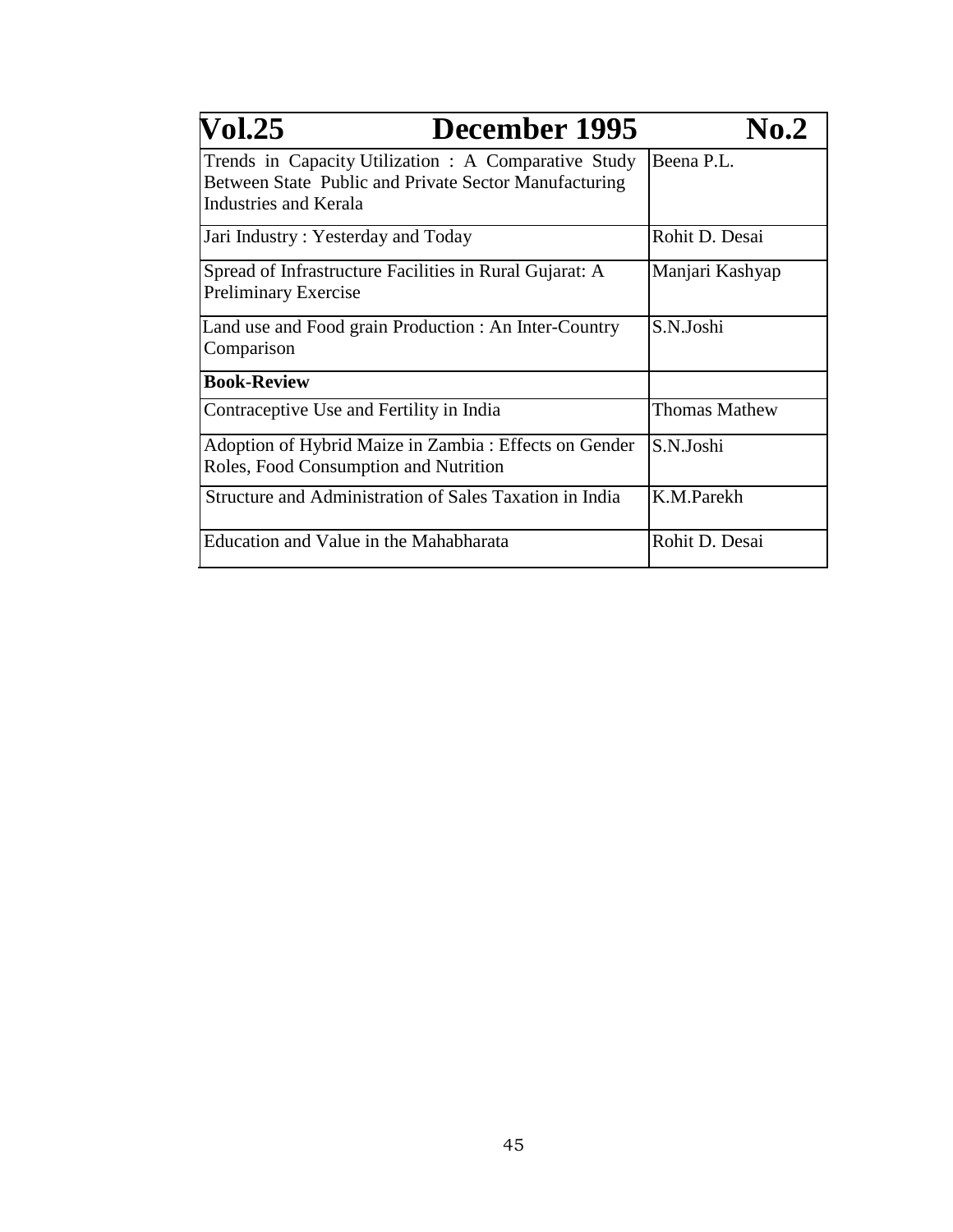| Vol.25 December 1995 No.2 | |
|---|---|
| Trends in Capacity Utilization : A Comparative Study Between State Public and Private Sector Manufacturing Industries and Kerala | Beena P.L. |
| Jari Industry : Yesterday and Today | Rohit D. Desai |
| Spread of Infrastructure Facilities in Rural Gujarat: A Preliminary Exercise | Manjari Kashyap |
| Land use and Food grain Production : An Inter-Country Comparison | S.N.Joshi |
| **Book-Review** | |
| Contraceptive Use and Fertility in India | Thomas Mathew |
| Adoption of Hybrid Maize in Zambia : Effects on Gender Roles, Food Consumption and Nutrition | S.N.Joshi |
| Structure and Administration of Sales Taxation in India | K.M.Parekh |
| Education and Value in the Mahabharata | Rohit D. Desai |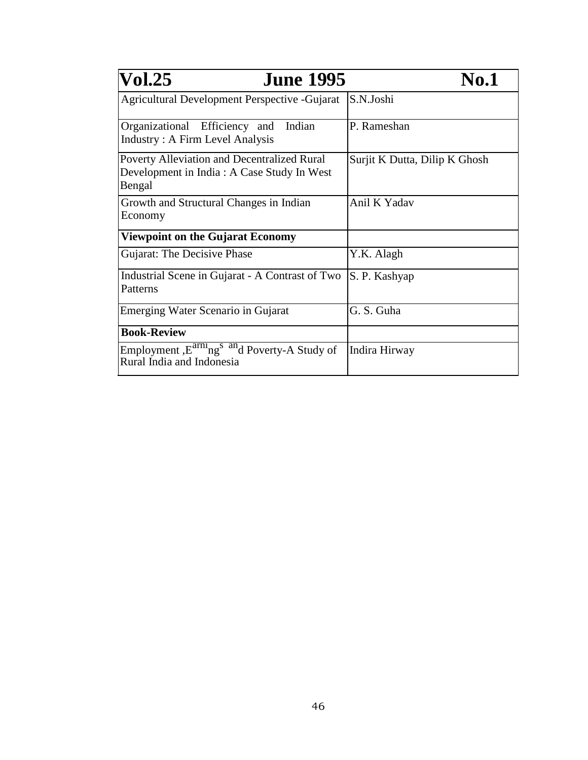| Vol.25 June 1995 No.1 | |
|---|---|
| Agricultural Development Perspective -Gujarat | S.N.Joshi |
| Organizational Efficiency and Indian Industry : A Firm Level Analysis | P. Rameshan |
| Poverty Alleviation and Decentralized Rural Development in India : A Case Study In West Bengal | Surjit K Dutta, Dilip K Ghosh |
| Growth and Structural Changes in Indian Economy | Anil K Yadav |
| **Viewpoint on the Gujarat Economy** | |
| Gujarat: The Decisive Phase | Y.K. Alagh |
| Industrial Scene in Gujarat - A Contrast of Two Patterns | S. P. Kashyap |
| Emerging Water Scenario in Gujarat | G. S. Guha |
| **Book-Review** | |
| Employment ,Earnings and Poverty-A Study of Rural India and Indonesia | Indira Hirway |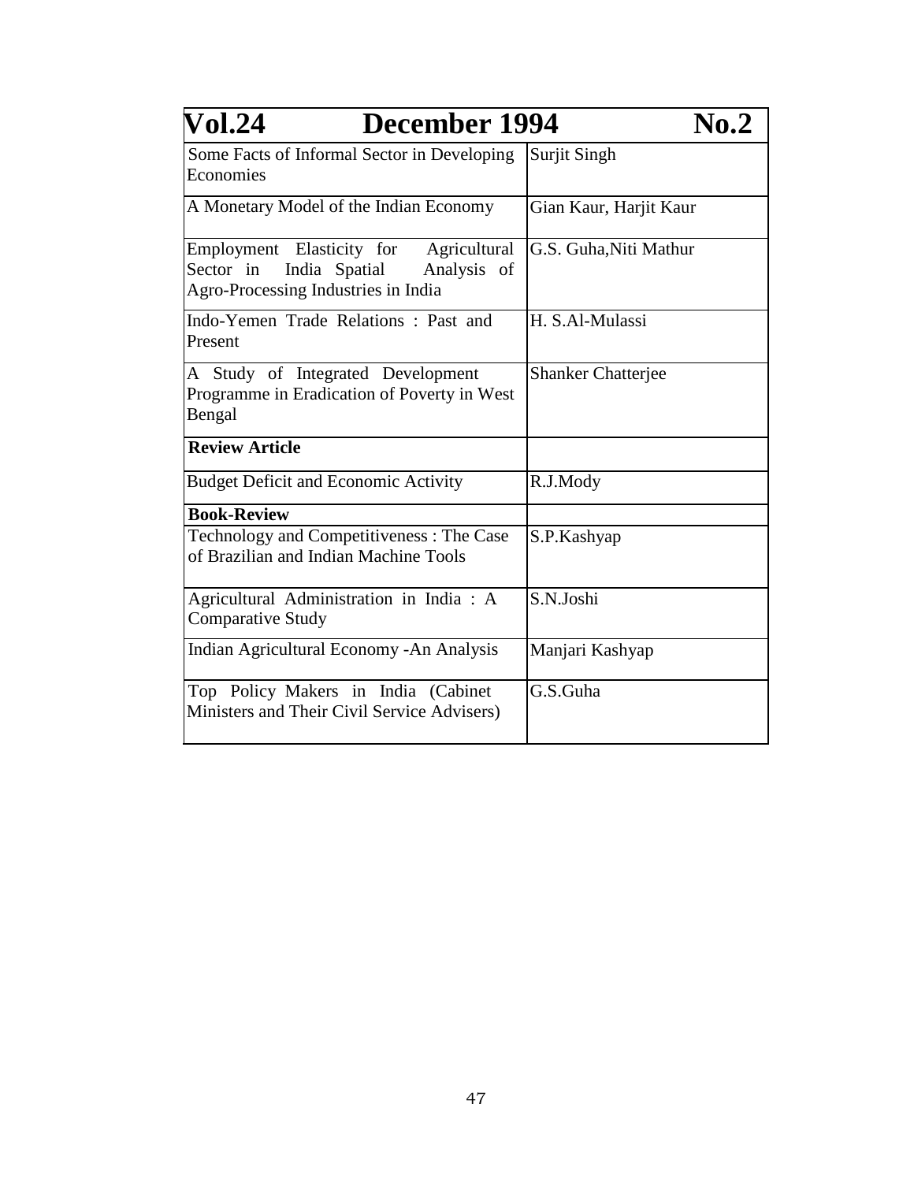| Vol.24 December 1994 No.2 | |
|---|---|
| Some Facts of Informal Sector in Developing Economies | Surjit Singh |
| A Monetary Model of the Indian Economy | Gian Kaur, Harjit Kaur |
| Employment Elasticity for Agricultural Sector in India Spatial Analysis of Agro-Processing Industries in India | G.S. Guha,Niti Mathur |
| Indo-Yemen Trade Relations : Past and Present | H. S.Al-Mulassi |
| A Study of Integrated Development Programme in Eradication of Poverty in West Bengal | Shanker Chatterjee |
| **Review Article** | |
| Budget Deficit and Economic Activity | R.J.Mody |
| **Book-Review** | |
| Technology and Competitiveness : The Case of Brazilian and Indian Machine Tools | S.P.Kashyap |
| Agricultural Administration in India : A Comparative Study | S.N.Joshi |
| Indian Agricultural Economy -An Analysis | Manjari Kashyap |
| Top Policy Makers in India (Cabinet Ministers and Their Civil Service Advisers) | G.S.Guha |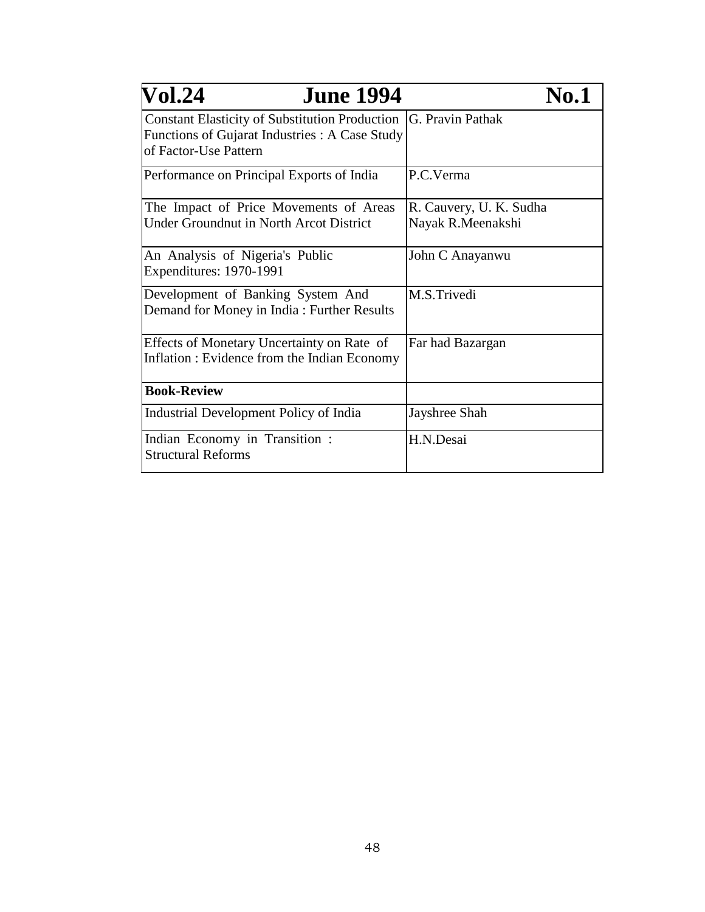| Vol.24 June 1994 | No.1 |
|---|---|
| Constant Elasticity of Substitution Production Functions of Gujarat Industries : A Case Study of Factor-Use Pattern | G. Pravin Pathak |
| Performance on Principal Exports of India | P.C.Verma |
| The Impact of Price Movements of Areas Under Groundnut in North Arcot District | R. Cauvery, U. K. Sudha Nayak R.Meenakshi |
| An Analysis of Nigeria's Public Expenditures: 1970-1991 | John C Anayanwu |
| Development of Banking System And Demand for Money in India : Further Results | M.S.Trivedi |
| Effects of Monetary Uncertainty on Rate of Inflation : Evidence from the Indian Economy | Far had Bazargan |
| **Book-Review** | |
| Industrial Development Policy of India | Jayshree Shah |
| Indian Economy in Transition : Structural Reforms | H.N.Desai |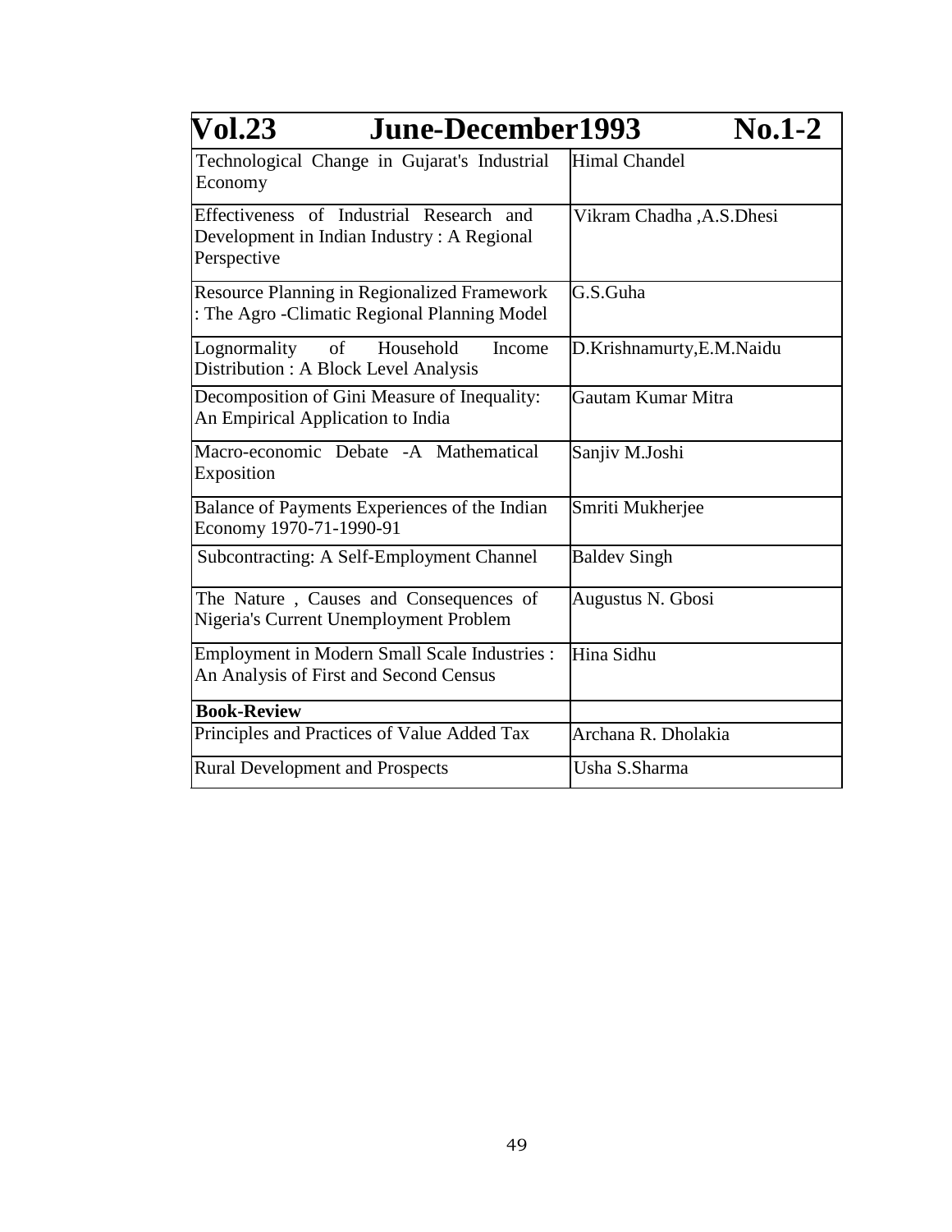| Vol.23 June-December1993 No.1-2 | |
|---|---|
| Technological Change in Gujarat's Industrial Economy | Himal Chandel |
| Effectiveness of Industrial Research and Development in Indian Industry : A Regional Perspective | Vikram Chadha ,A.S.Dhesi |
| Resource Planning in Regionalized Framework : The Agro -Climatic Regional Planning Model | G.S.Guha |
| Lognormality of Household Income Distribution : A Block Level Analysis | D.Krishnamurty,E.M.Naidu |
| Decomposition of Gini Measure of Inequality: An Empirical Application to India | Gautam Kumar Mitra |
| Macro-economic Debate -A Mathematical Exposition | Sanjiv M.Joshi |
| Balance of Payments Experiences of the Indian Economy 1970-71-1990-91 | Smriti Mukherjee |
| Subcontracting: A Self-Employment Channel | Baldev Singh |
| The Nature , Causes and Consequences of Nigeria's Current Unemployment Problem | Augustus N. Gbosi |
| Employment in Modern Small Scale Industries : An Analysis of First and Second Census | Hina Sidhu |
| **Book-Review** | |
| Principles and Practices of Value Added Tax | Archana R. Dholakia |
| Rural Development and Prospects | Usha S.Sharma |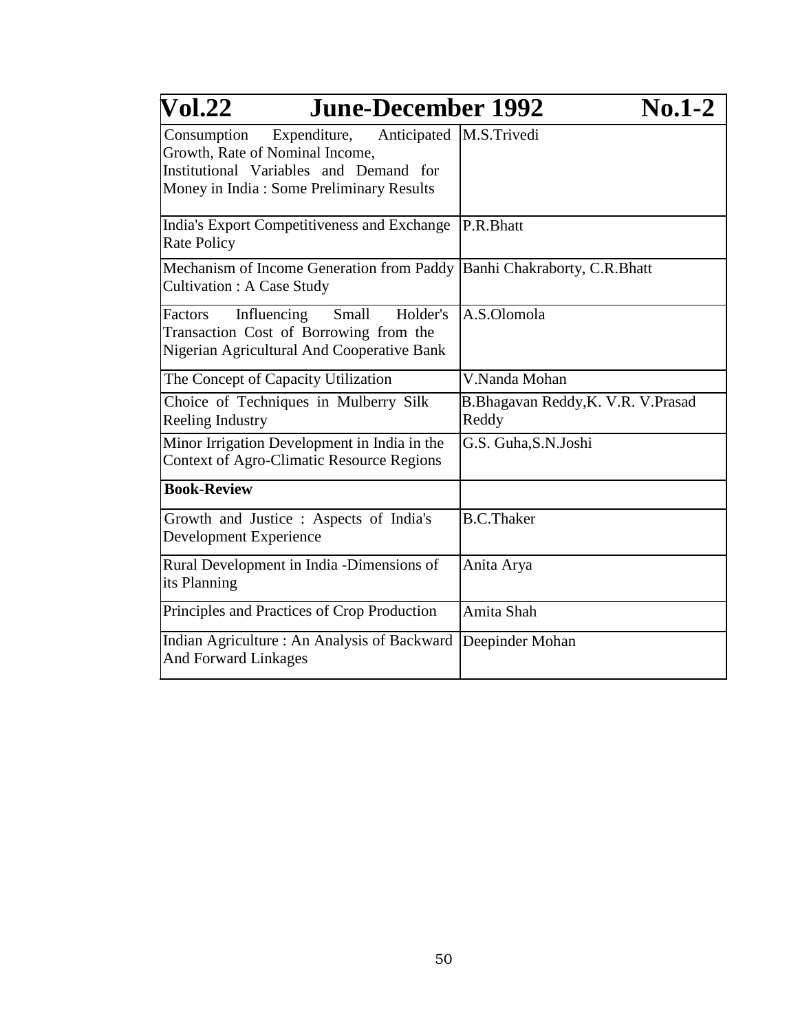| Vol.22 June-December 1992 No.1-2 | |
|---|---|
| Consumption Expenditure, Anticipated Growth, Rate of Nominal Income, Institutional Variables and Demand for Money in India : Some Preliminary Results | M.S.Trivedi |
| India's Export Competitiveness and Exchange Rate Policy | P.R.Bhatt |
| Mechanism of Income Generation from Paddy Cultivation : A Case Study | Banhi Chakraborty, C.R.Bhatt |
| Factors Influencing Small Holder's Transaction Cost of Borrowing from the Nigerian Agricultural And Cooperative Bank | A.S.Olomola |
| The Concept of Capacity Utilization | V.Nanda Mohan |
| Choice of Techniques in Mulberry Silk Reeling Industry | B.Bhagavan Reddy,K. V.R. V.Prasad Reddy |
| Minor Irrigation Development in India in the Context of Agro-Climatic Resource Regions | G.S. Guha,S.N.Joshi |
| **Book-Review** | |
| Growth and Justice : Aspects of India's Development Experience | B.C.Thaker |
| Rural Development in India -Dimensions of its Planning | Anita Arya |
| Principles and Practices of Crop Production | Amita Shah |
| Indian Agriculture : An Analysis of Backward And Forward Linkages | Deepinder Mohan |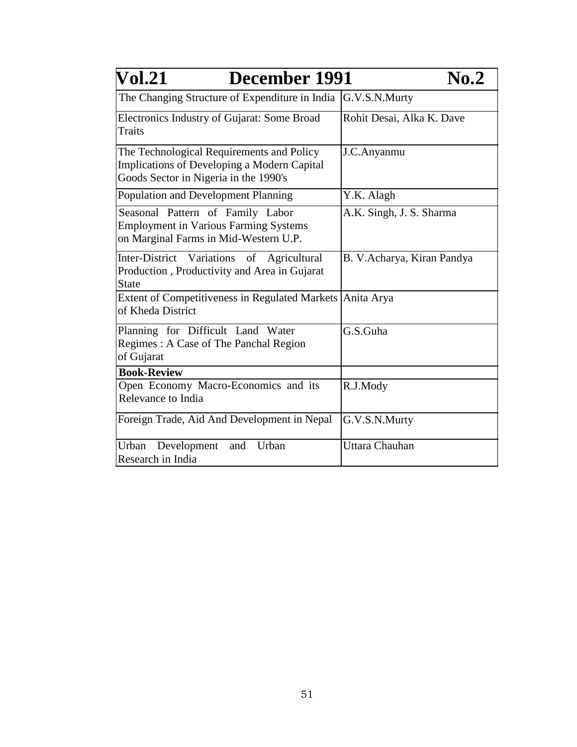| Vol.21 December 1991 No.2 | |
|---|---|
| The Changing Structure of Expenditure in India | G.V.S.N.Murty |
| Electronics Industry of Gujarat: Some Broad Traits | Rohit Desai, Alka K. Dave |
| The Technological Requirements and Policy Implications of Developing a Modern Capital Goods Sector in Nigeria in the 1990's | J.C.Anyanmu |
| Population and Development Planning | Y.K. Alagh |
| Seasonal Pattern of Family Labor Employment in Various Farming Systems on Marginal Farms in Mid-Western U.P. | A.K. Singh, J. S. Sharma |
| Inter-District Variations of Agricultural Production , Productivity and Area in Gujarat State | B. V.Acharya, Kiran Pandya |
| Extent of Competitiveness in Regulated Markets of Kheda District | Anita Arya |
| Planning for Difficult Land Water Regimes : A Case of The Panchal Region of Gujarat | G.S.Guha |
| **Book-Review** | |
| Open Economy Macro-Economics and its Relevance to India | R.J.Mody |
| Foreign Trade, Aid And Development in Nepal | G.V.S.N.Murty |
| Urban Development and Urban Research in India | Uttara Chauhan |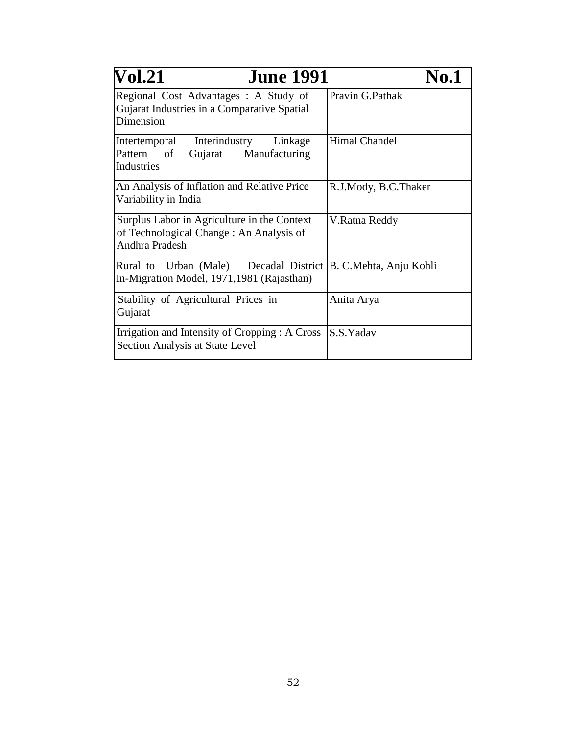| Vol.21 June 1991 No.1 | |
|---|---|
| Regional Cost Advantages : A Study of Gujarat Industries in a Comparative Spatial Dimension | Pravin G.Pathak |
| Intertemporal Interindustry Linkage Pattern of Gujarat Manufacturing Industries | Himal Chandel |
| An Analysis of Inflation and Relative Price Variability in India | R.J.Mody, B.C.Thaker |
| Surplus Labor in Agriculture in the Context of Technological Change : An Analysis of Andhra Pradesh | V.Ratna Reddy |
| Rural to Urban (Male) Decadal District In-Migration Model, 1971,1981 (Rajasthan) | B. C.Mehta, Anju Kohli |
| Stability of Agricultural Prices in Gujarat | Anita Arya |
| Irrigation and Intensity of Cropping : A Cross Section Analysis at State Level | S.S.Yadav |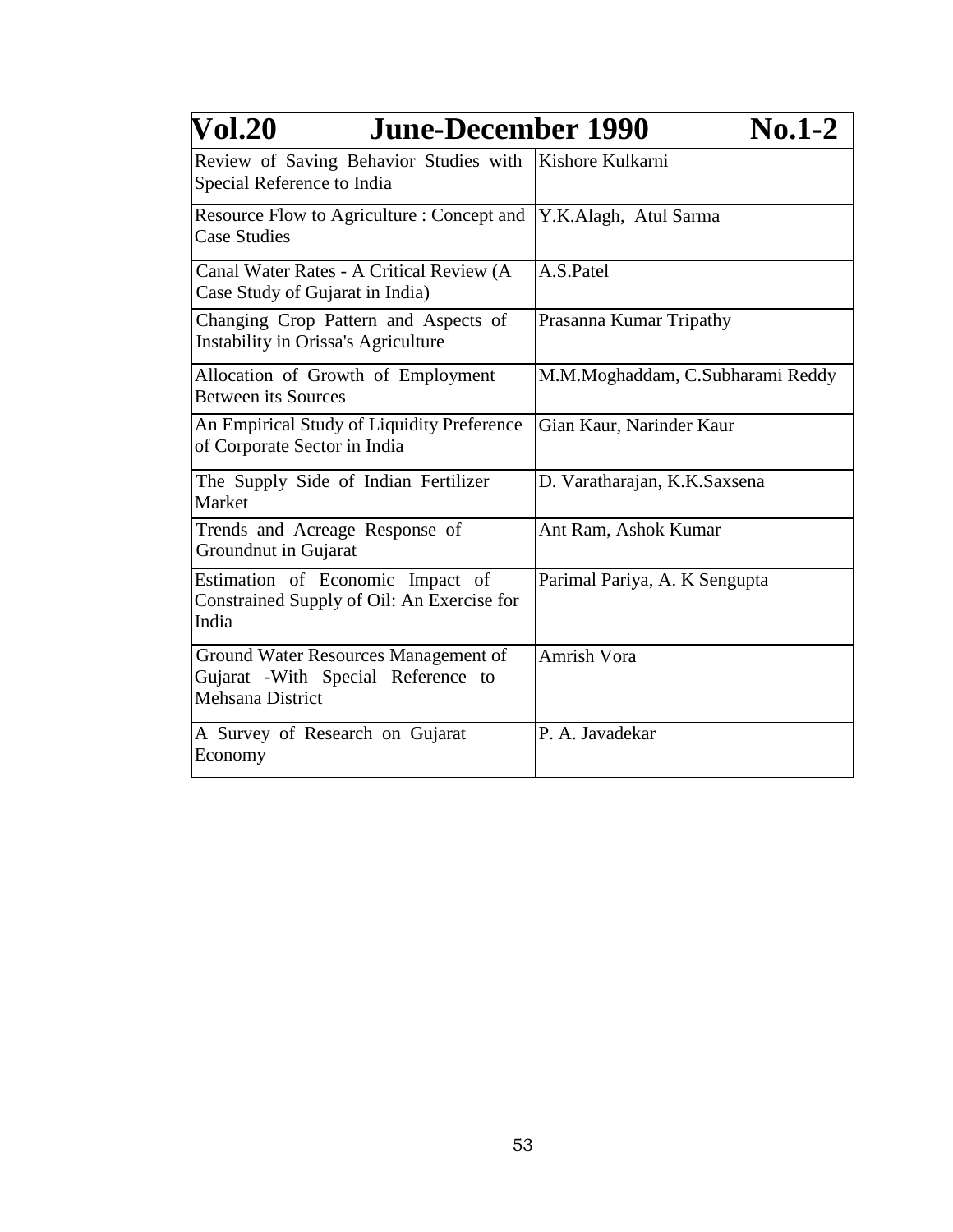| Vol.20 June-December 1990 No.1-2 | |
|---|---|
| Review of Saving Behavior Studies with Special Reference to India | Kishore Kulkarni |
| Resource Flow to Agriculture : Concept and Case Studies | Y.K.Alagh, Atul Sarma |
| Canal Water Rates - A Critical Review (A Case Study of Gujarat in India) | A.S.Patel |
| Changing Crop Pattern and Aspects of Instability in Orissa's Agriculture | Prasanna Kumar Tripathy |
| Allocation of Growth of Employment Between its Sources | M.M.Moghaddam, C.Subharami Reddy |
| An Empirical Study of Liquidity Preference of Corporate Sector in India | Gian Kaur, Narinder Kaur |
| The Supply Side of Indian Fertilizer Market | D. Varatharajan, K.K.Saxsena |
| Trends and Acreage Response of Groundnut in Gujarat | Ant Ram, Ashok Kumar |
| Estimation of Economic Impact of Constrained Supply of Oil: An Exercise for India | Parimal Pariya, A. K Sengupta |
| Ground Water Resources Management of Gujarat -With Special Reference to Mehsana District | Amrish Vora |
| A Survey of Research on Gujarat Economy | P. A. Javadekar |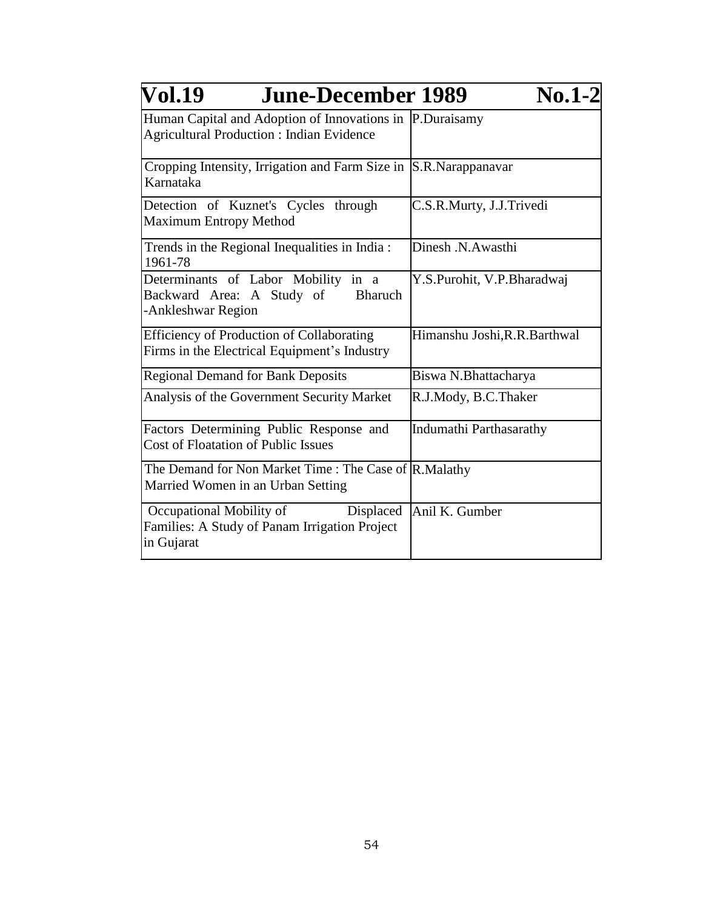| Vol.19 June-December 1989 No.1-2 | |
|---|---|
| Human Capital and Adoption of Innovations in Agricultural Production : Indian Evidence | P.Duraisamy |
| Cropping Intensity, Irrigation and Farm Size in Karnataka | S.R.Narappanavar |
| Detection of Kuznet's Cycles through Maximum Entropy Method | C.S.R.Murty, J.J.Trivedi |
| Trends in the Regional Inequalities in India : 1961-78 | Dinesh .N.Awasthi |
| Determinants of Labor Mobility in a Backward Area: A Study of Bharuch -Ankleshwar Region | Y.S.Purohit, V.P.Bharadwaj |
| Efficiency of Production of Collaborating Firms in the Electrical Equipment's Industry | Himanshu Joshi,R.R.Barthwal |
| Regional Demand for Bank Deposits | Biswa N.Bhattacharya |
| Analysis of the Government Security Market | R.J.Mody, B.C.Thaker |
| Factors Determining Public Response and Cost of Floatation of Public Issues | Indumathi Parthasarathy |
| The Demand for Non Market Time : The Case of Married Women in an Urban Setting | R.Malathy |
| Occupational Mobility of Displaced Families: A Study of Panam Irrigation Project in Gujarat | Anil K. Gumber |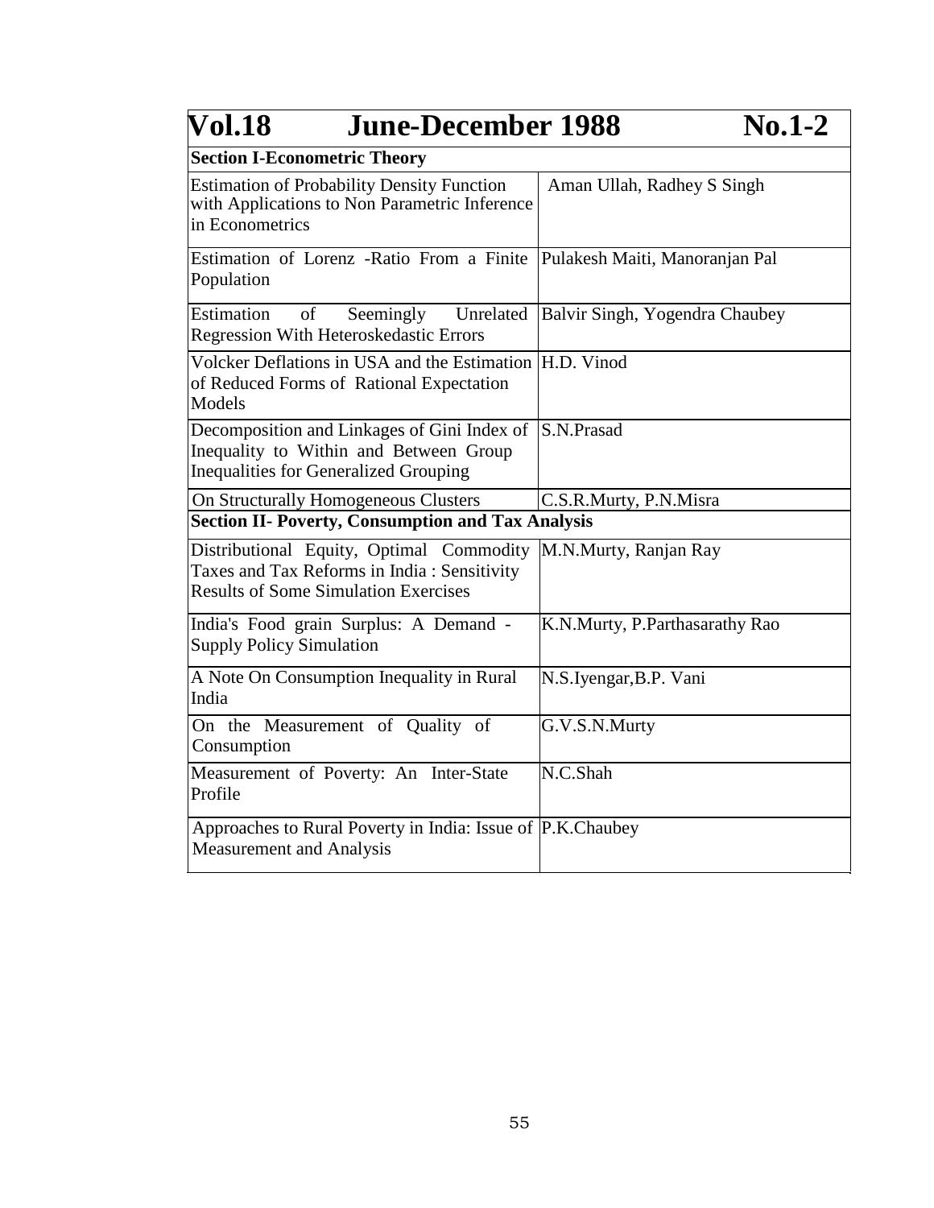## Vol.18 June-December 1988 No.1-2

| Section I-Econometric Theory | |
|---|---|
| Estimation of Probability Density Function with Applications to Non Parametric Inference in Econometrics | Aman Ullah, Radhey S Singh |
| Estimation of Lorenz -Ratio From a Finite Population | Pulakesh Maiti, Manoranjan Pal |
| Estimation of Seemingly Unrelated Regression With Heteroskedastic Errors | Balvir Singh, Yogendra Chaubey |
| Volcker Deflations in USA and the Estimation of Reduced Forms of Rational Expectation Models | H.D. Vinod |
| Decomposition and Linkages of Gini Index of Inequality to Within and Between Group Inequalities for Generalized Grouping | S.N.Prasad |
| On Structurally Homogeneous Clusters | C.S.R.Murty, P.N.Misra |
| **Section II- Poverty, Consumption and Tax Analysis** | |
| Distributional Equity, Optimal Commodity Taxes and Tax Reforms in India : Sensitivity Results of Some Simulation Exercises | M.N.Murty, Ranjan Ray |
| India's Food grain Surplus: A Demand - Supply Policy Simulation | K.N.Murty, P.Parthasarathy Rao |
| A Note On Consumption Inequality in Rural India | N.S.Iyengar,B.P. Vani |
| On the Measurement of Quality of Consumption | G.V.S.N.Murty |
| Measurement of Poverty: An Inter-State Profile | N.C.Shah |
| Approaches to Rural Poverty in India: Issue of Measurement and Analysis | P.K.Chaubey |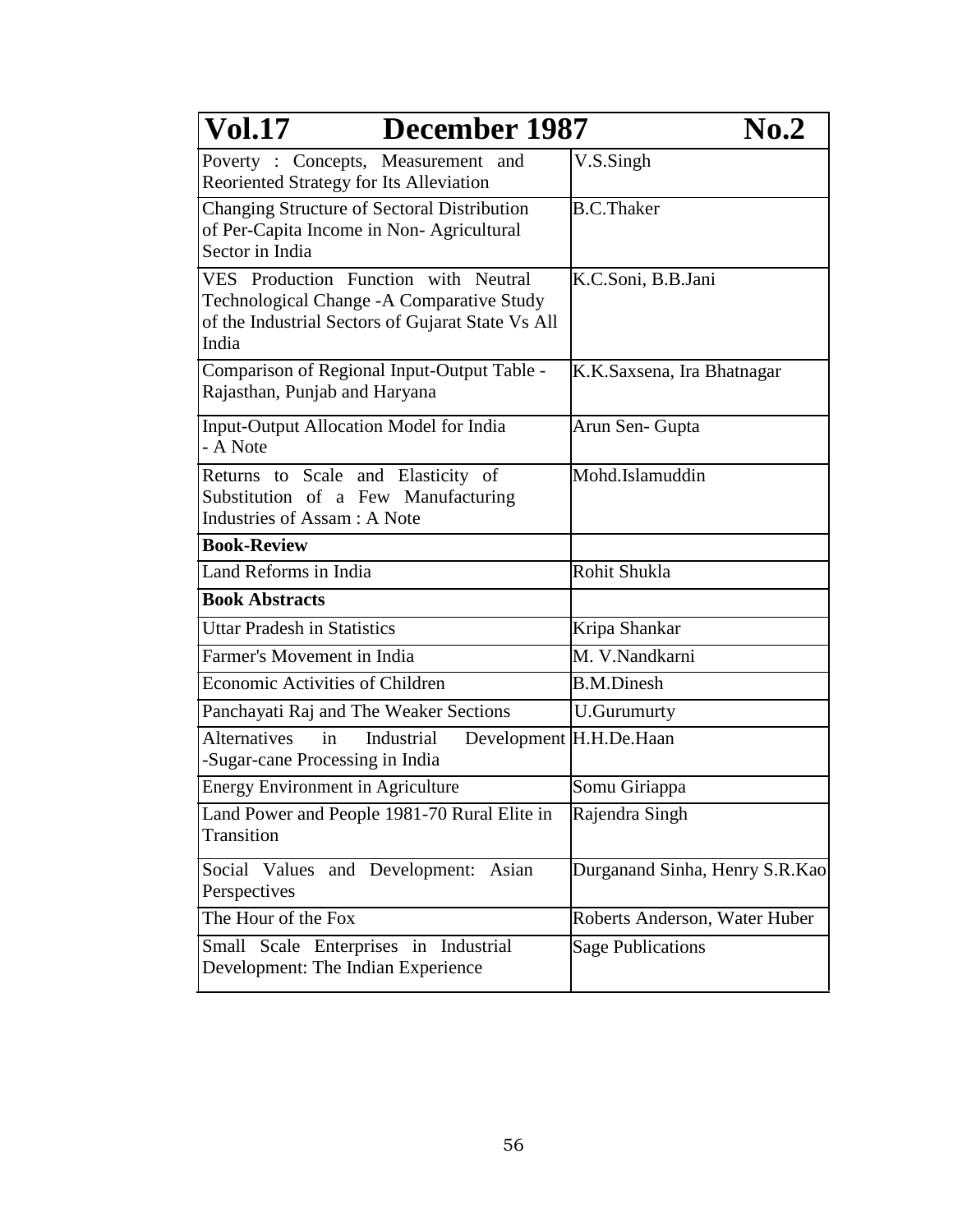| Vol.17 December 1987 | No.2 |
|---|---|
| Poverty : Concepts, Measurement and Reoriented Strategy for Its Alleviation | V.S.Singh |
| Changing Structure of Sectoral Distribution of Per-Capita Income in Non- Agricultural Sector in India | B.C.Thaker |
| VES Production Function with Neutral Technological Change -A Comparative Study of the Industrial Sectors of Gujarat State Vs All India | K.C.Soni, B.B.Jani |
| Comparison of Regional Input-Output Table - Rajasthan, Punjab and Haryana | K.K.Saxsena, Ira Bhatnagar |
| Input-Output Allocation Model for India - A Note | Arun Sen- Gupta |
| Returns to Scale and Elasticity of Substitution of a Few Manufacturing Industries of Assam : A Note | Mohd.Islamuddin |
| **Book-Review** | |
| Land Reforms in India | Rohit Shukla |
| **Book Abstracts** | |
| Uttar Pradesh in Statistics | Kripa Shankar |
| Farmer's Movement in India | M. V.Nandkarni |
| Economic Activities of Children | B.M.Dinesh |
| Panchayati Raj and The Weaker Sections | U.Gurumurty |
| Alternatives in Industrial Development -Sugar-cane Processing in India | H.H.De.Haan |
| Energy Environment in Agriculture | Somu Giriappa |
| Land Power and People 1981-70 Rural Elite in Transition | Rajendra Singh |
| Social Values and Development: Asian Perspectives | Durganand Sinha, Henry S.R.Kao |
| The Hour of the Fox | Roberts Anderson, Water Huber |
| Small Scale Enterprises in Industrial Development: The Indian Experience | Sage Publications |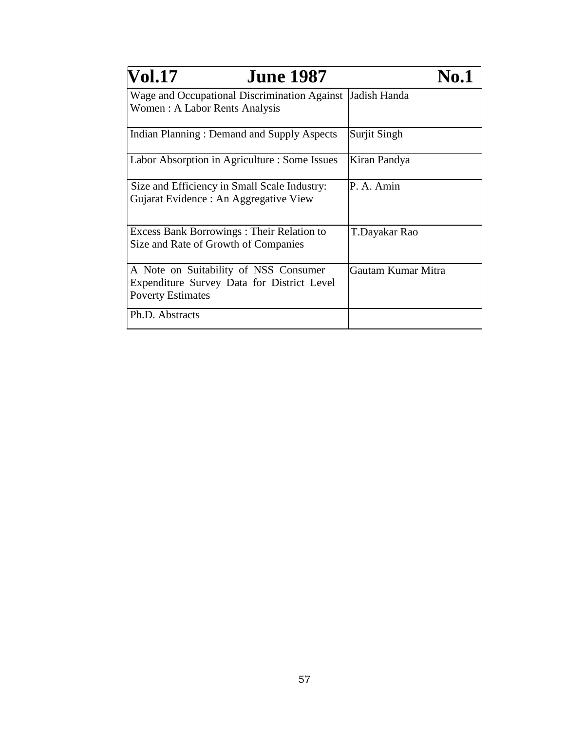| Vol.17 June 1987 | No.1 |
|---|---|
| Wage and Occupational Discrimination Against Women : A Labor Rents Analysis | Jadish Handa |
| Indian Planning : Demand and Supply Aspects | Surjit Singh |
| Labor Absorption in Agriculture : Some Issues | Kiran Pandya |
| Size and Efficiency in Small Scale Industry: Gujarat Evidence : An Aggregative View | P. A. Amin |
| Excess Bank Borrowings : Their Relation to Size and Rate of Growth of Companies | T.Dayakar Rao |
| A Note on Suitability of NSS Consumer Expenditure Survey Data for District Level Poverty Estimates | Gautam Kumar Mitra |
| Ph.D. Abstracts | |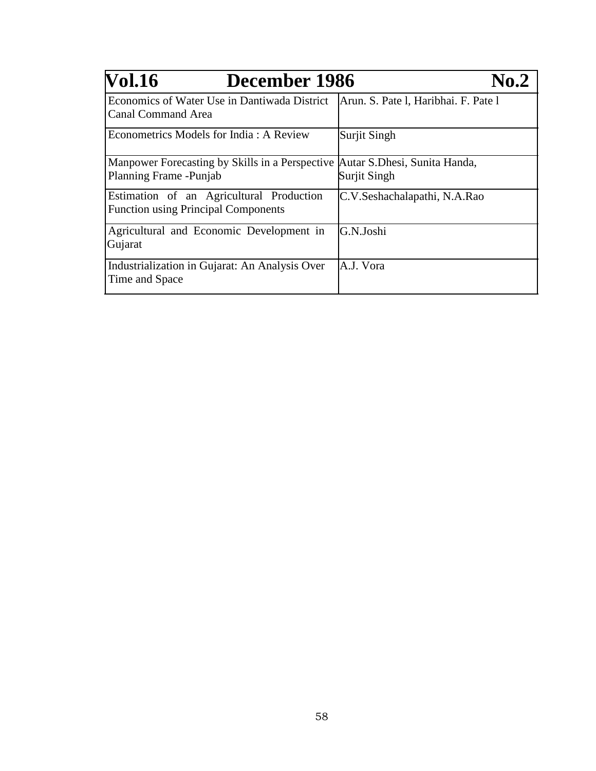| Vol.16 December 1986 No.2 | |
|---|---|
| Economics of Water Use in Dantiwada District Canal Command Area | Arun. S. Pate l, Haribhai. F. Pate l |
| Econometrics Models for India : A Review | Surjit Singh |
| Manpower Forecasting by Skills in a Perspective Planning Frame -Punjab | Autar S.Dhesi, Sunita Handa, Surjit Singh |
| Estimation of an Agricultural Production Function using Principal Components | C.V.Seshachalapathi, N.A.Rao |
| Agricultural and Economic Development in Gujarat | G.N.Joshi |
| Industrialization in Gujarat: An Analysis Over Time and Space | A.J. Vora |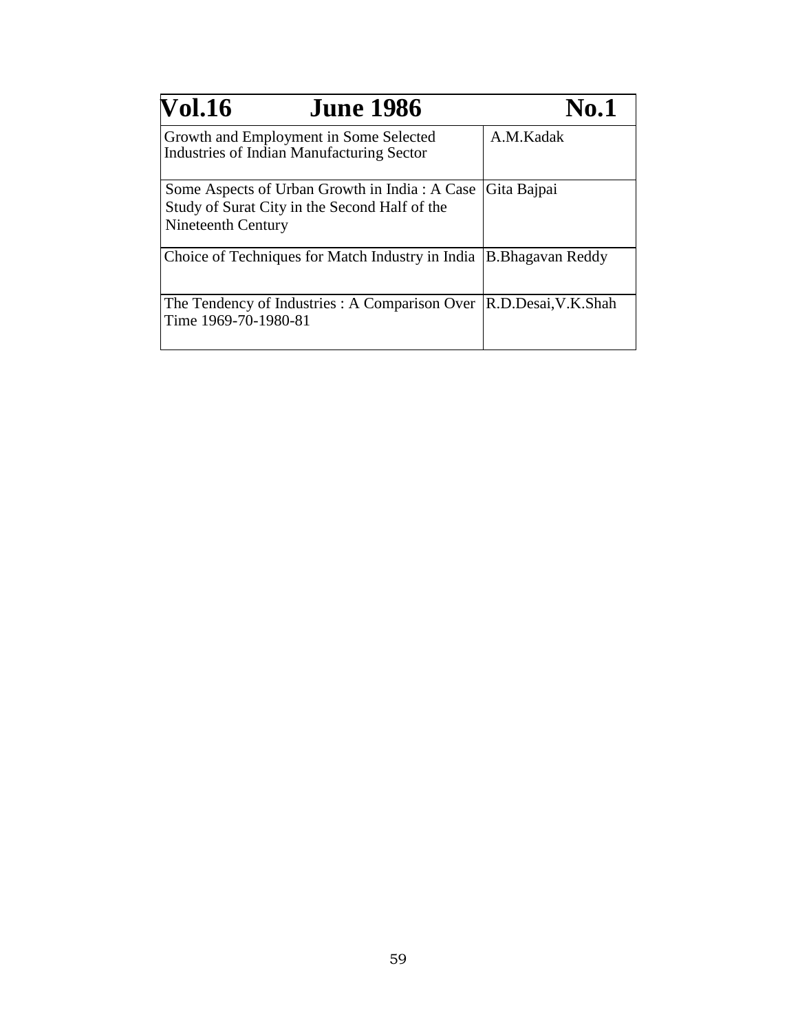| Vol.16 June 1986 | No.1 |
|---|---|
| Growth and Employment in Some Selected Industries of Indian Manufacturing Sector | A.M.Kadak |
| Some Aspects of Urban Growth in India : A Case Study of Surat City in the Second Half of the Nineteenth Century | Gita Bajpai |
| Choice of Techniques for Match Industry in India | B.Bhagavan Reddy |
| The Tendency of Industries : A Comparison Over Time 1969-70-1980-81 | R.D.Desai,V.K.Shah |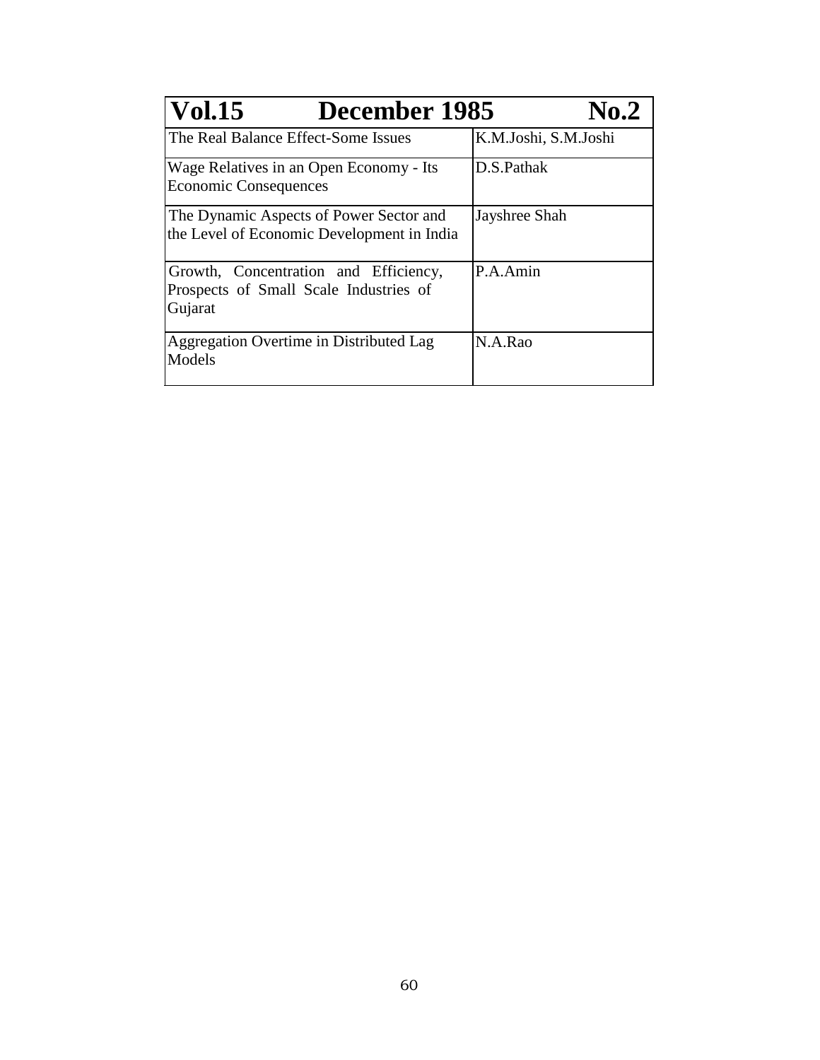| Vol.15 December 1985 No.2 | |
|---|---|
| The Real Balance Effect-Some Issues | K.M.Joshi, S.M.Joshi |
| Wage Relatives in an Open Economy - Its Economic Consequences | D.S.Pathak |
| The Dynamic Aspects of Power Sector and the Level of Economic Development in India | Jayshree Shah |
| Growth, Concentration and Efficiency, Prospects of Small Scale Industries of Gujarat | P.A.Amin |
| Aggregation Overtime in Distributed Lag Models | N.A.Rao |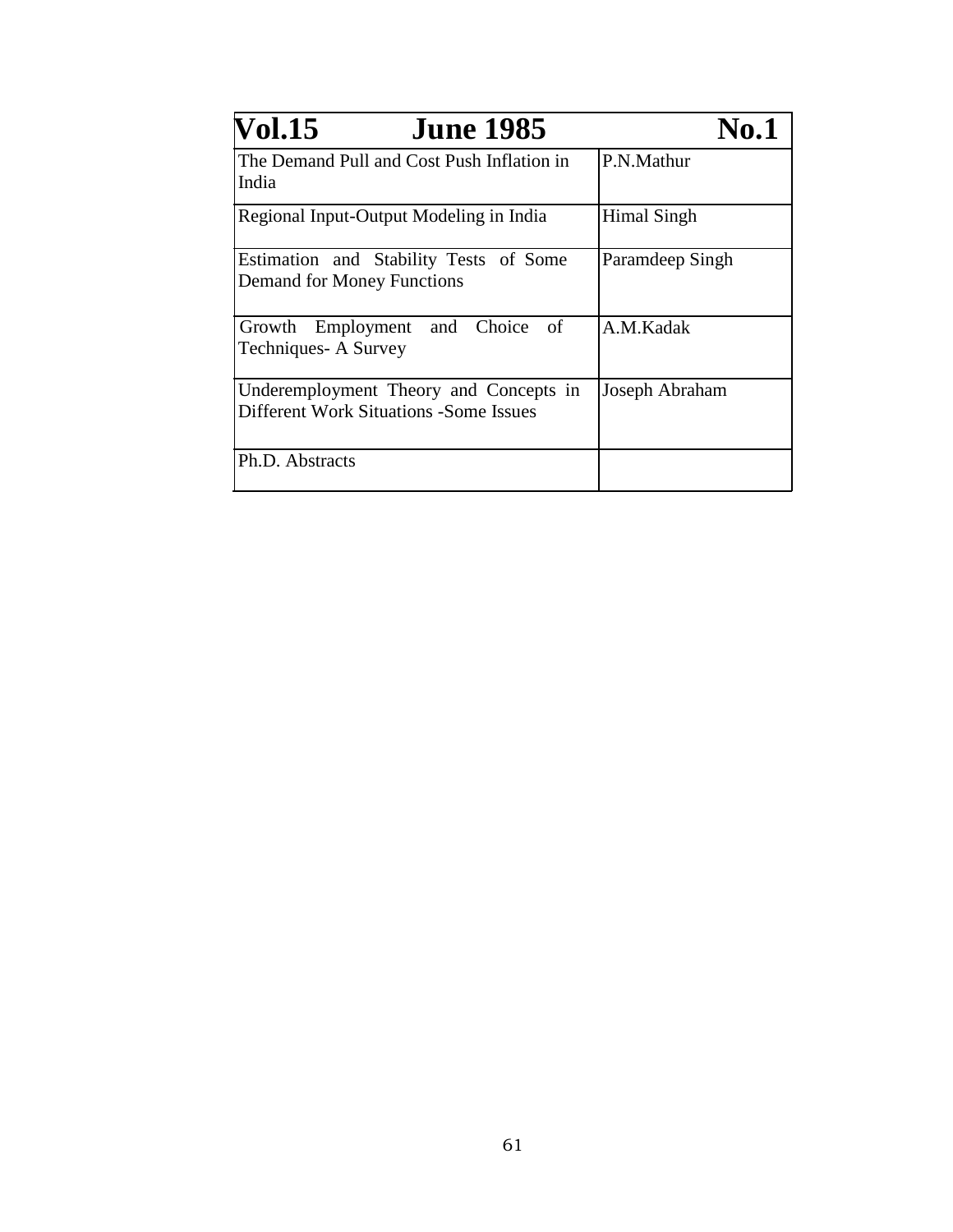| **Vol.15** | **June 1985** | **No.1** |
|---|---|---|
| The Demand Pull and Cost Push Inflation in India | | P.N.Mathur |
| Regional Input-Output Modeling in India | | Himal Singh |
| Estimation and Stability Tests of Some Demand for Money Functions | | Paramdeep Singh |
| Growth Employment and Choice of Techniques- A Survey | | A.M.Kadak |
| Underemployment Theory and Concepts in Different Work Situations -Some Issues | | Joseph Abraham |
| Ph.D. Abstracts | | |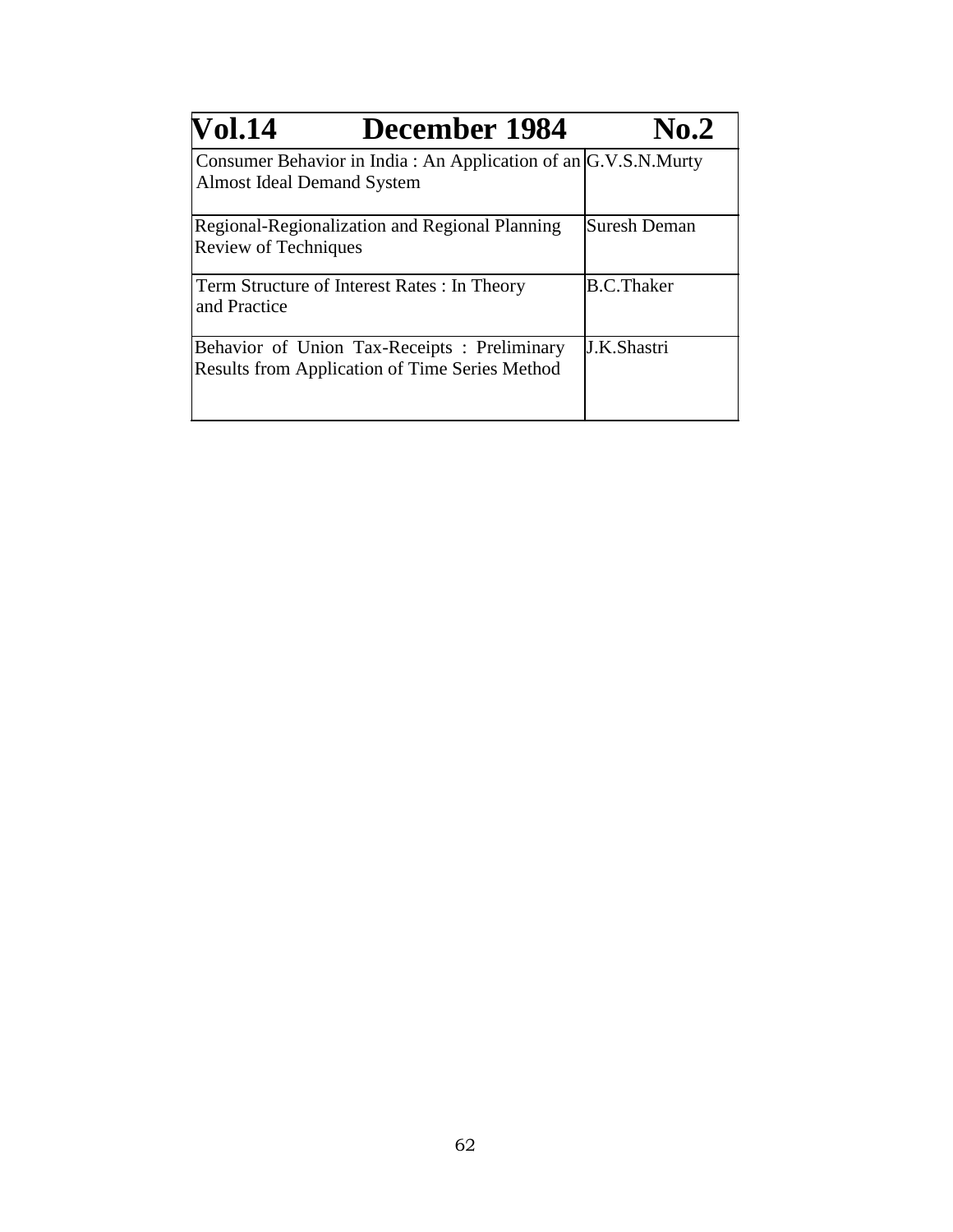| Vol.14 December 1984 | No.2 |
|---|---|
| Consumer Behavior in India : An Application of an Almost Ideal Demand System | G.V.S.N.Murty |
| Regional-Regionalization and Regional Planning Review of Techniques | Suresh Deman |
| Term Structure of Interest Rates : In Theory and Practice | B.C.Thaker |
| Behavior of Union Tax-Receipts : Preliminary Results from Application of Time Series Method | J.K.Shastri |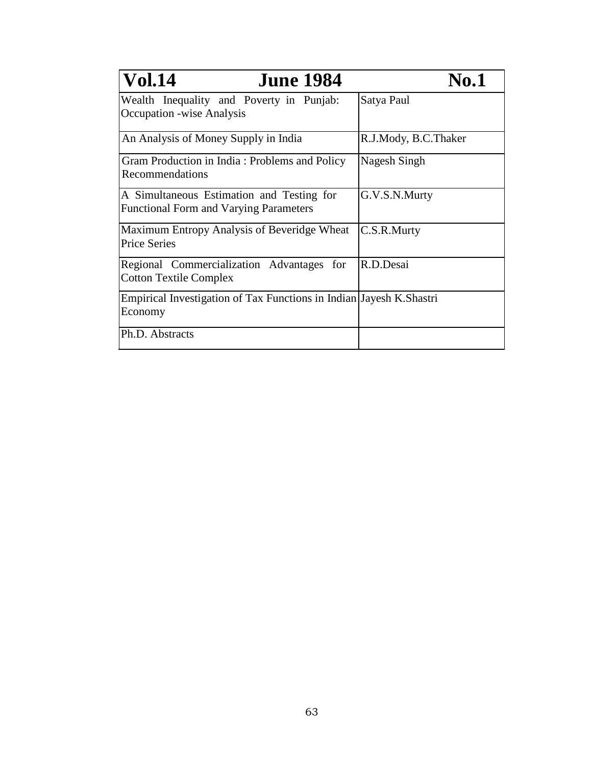| Vol.14 June 1984 | No.1 |
|---|---|
| Wealth Inequality and Poverty in Punjab: Occupation -wise Analysis | Satya Paul |
| An Analysis of Money Supply in India | R.J.Mody, B.C.Thaker |
| Gram Production in India : Problems and Policy Recommendations | Nagesh Singh |
| A Simultaneous Estimation and Testing for Functional Form and Varying Parameters | G.V.S.N.Murty |
| Maximum Entropy Analysis of Beveridge Wheat Price Series | C.S.R.Murty |
| Regional Commercialization Advantages for Cotton Textile Complex | R.D.Desai |
| Empirical Investigation of Tax Functions in Indian Economy | Jayesh K.Shastri |
| Ph.D. Abstracts | |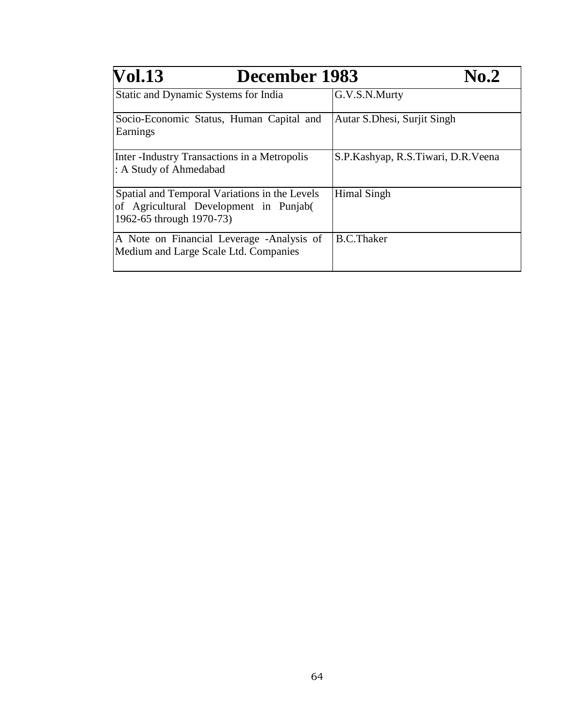| Vol.13 December 1983 No.2 | |
|---|---|
| Static and Dynamic Systems for India | G.V.S.N.Murty |
| Socio-Economic Status, Human Capital and Earnings | Autar S.Dhesi, Surjit Singh |
| Inter -Industry Transactions in a Metropolis : A Study of Ahmedabad | S.P.Kashyap, R.S.Tiwari, D.R.Veena |
| Spatial and Temporal Variations in the Levels of Agricultural Development in Punjab( 1962-65 through 1970-73) | Himal Singh |
| A Note on Financial Leverage -Analysis of Medium and Large Scale Ltd. Companies | B.C.Thaker |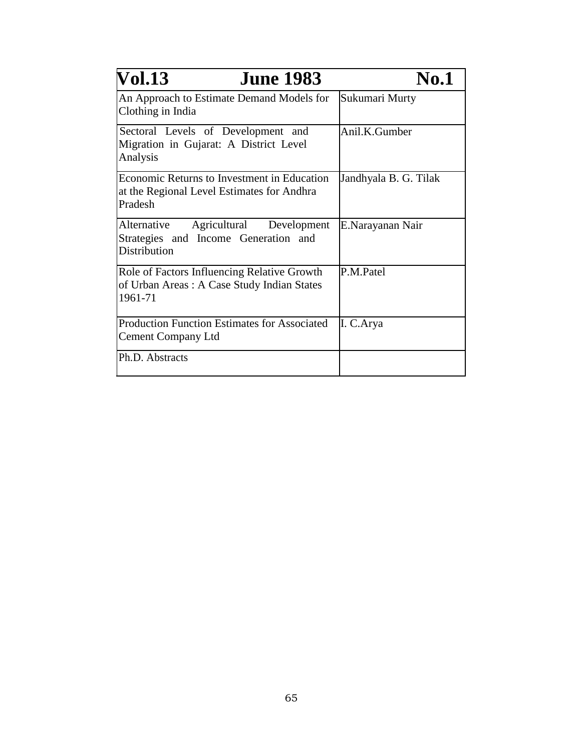| Vol.13 June 1983 | No.1 |
|---|---|
| An Approach to Estimate Demand Models for Clothing in India | Sukumari Murty |
| Sectoral Levels of Development and Migration in Gujarat: A District Level Analysis | Anil.K.Gumber |
| Economic Returns to Investment in Education at the Regional Level Estimates for Andhra Pradesh | Jandhyala B. G. Tilak |
| Alternative Agricultural Development Strategies and Income Generation and Distribution | E.Narayanan Nair |
| Role of Factors Influencing Relative Growth of Urban Areas : A Case Study Indian States 1961-71 | P.M.Patel |
| Production Function Estimates for Associated Cement Company Ltd | I. C.Arya |
| Ph.D. Abstracts | |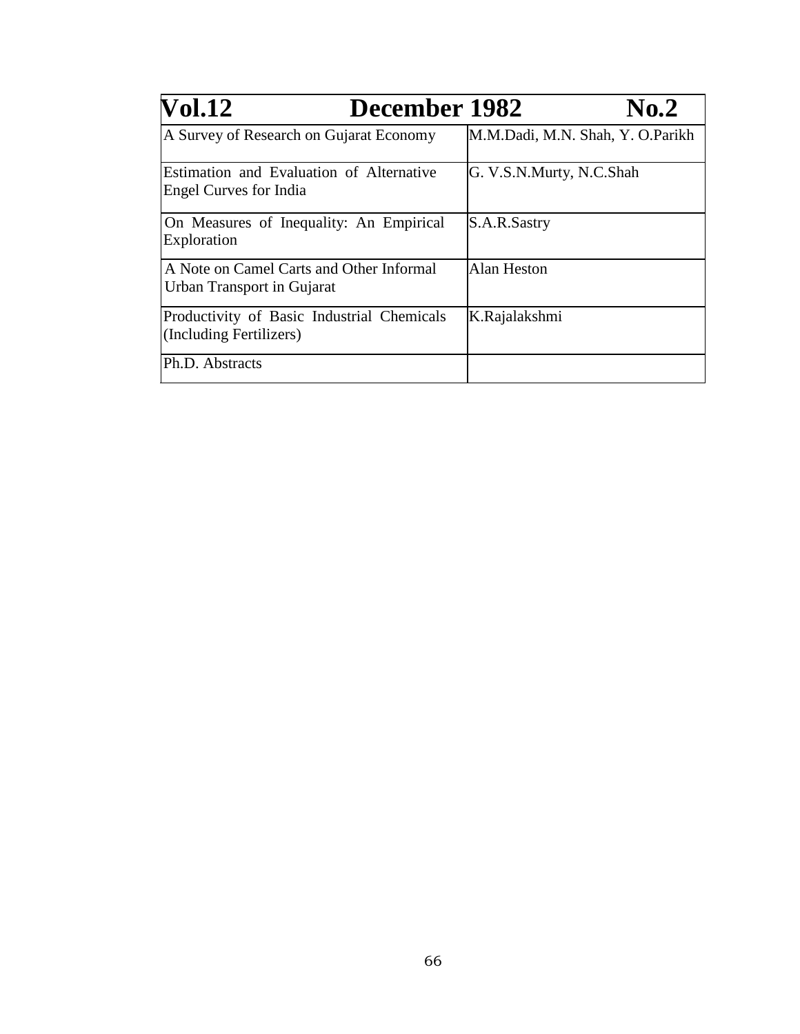| Vol.12 December 1982 No.2 | |
|---|---|
| A Survey of Research on Gujarat Economy | M.M.Dadi, M.N. Shah, Y. O.Parikh |
| Estimation and Evaluation of Alternative Engel Curves for India | G. V.S.N.Murty, N.C.Shah |
| On Measures of Inequality: An Empirical Exploration | S.A.R.Sastry |
| A Note on Camel Carts and Other Informal Urban Transport in Gujarat | Alan Heston |
| Productivity of Basic Industrial Chemicals (Including Fertilizers) | K.Rajalakshmi |
| Ph.D. Abstracts | |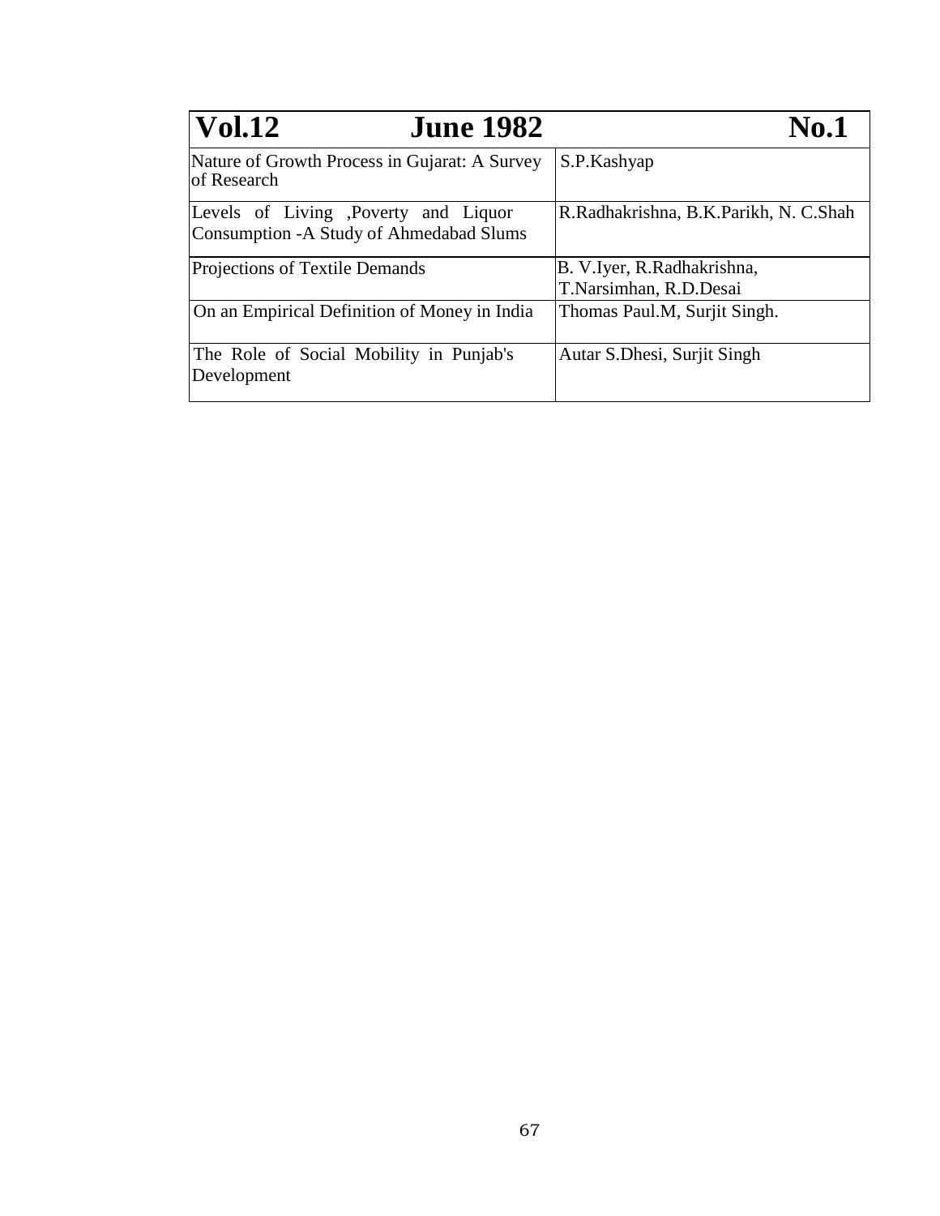| Vol.12 June 1982 | No.1 |
|---|---|
| Nature of Growth Process in Gujarat: A Survey of Research | S.P.Kashyap |
| Levels of Living ,Poverty and Liquor Consumption -A Study of Ahmedabad Slums | R.Radhakrishna, B.K.Parikh, N. C.Shah |
| Projections of Textile Demands | B. V.Iyer, R.Radhakrishna, T.Narsimhan, R.D.Desai |
| On an Empirical Definition of Money in India | Thomas Paul.M, Surjit Singh. |
| The Role of Social Mobility in Punjab's Development | Autar S.Dhesi, Surjit Singh |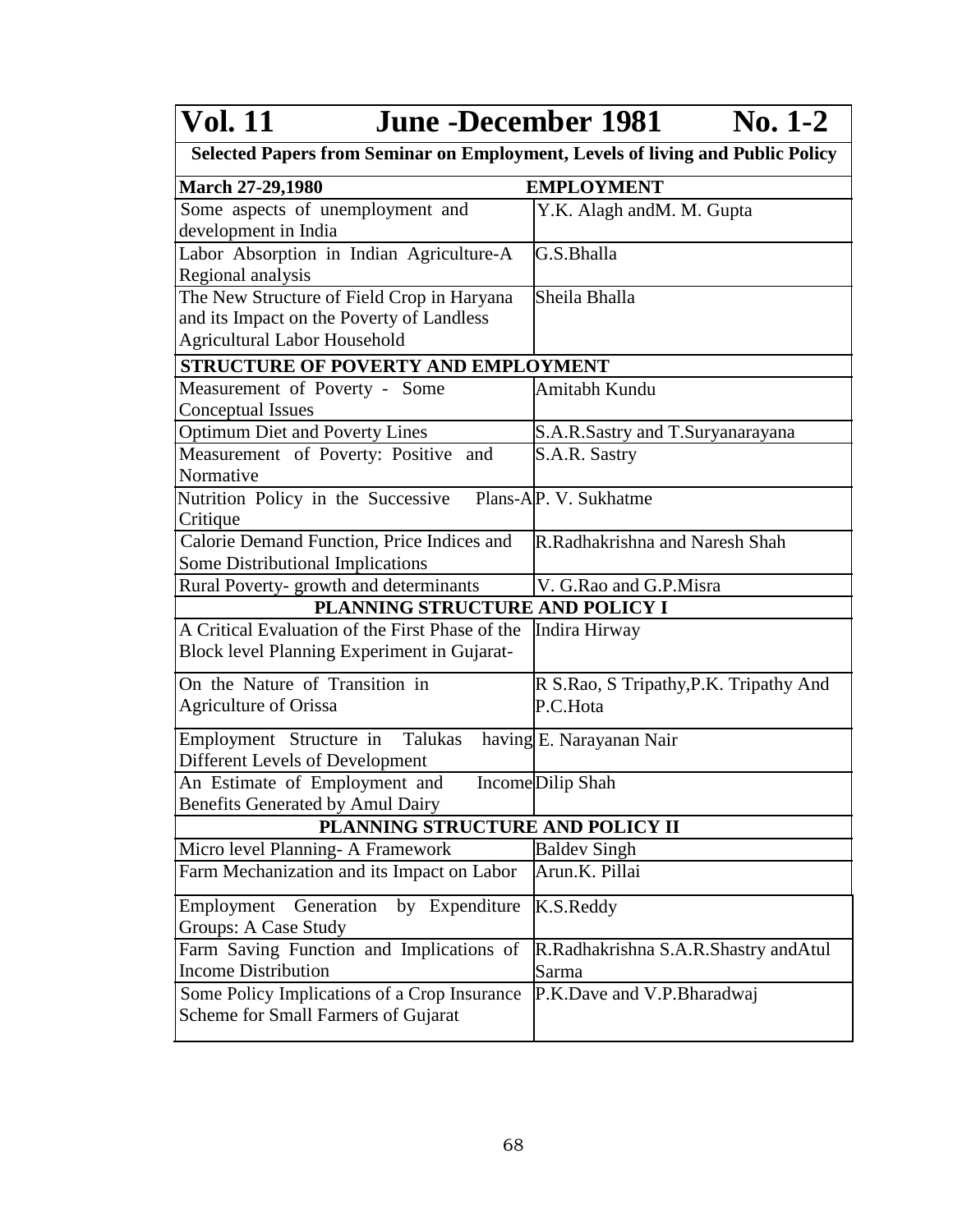| Vol. 11 June -December 1981 No. 1-2 | |
|---|---|
| **Selected Papers from Seminar on Employment, Levels of living and Public Policy** | |
| **March 27-29,1980** | **EMPLOYMENT** |
| Some aspects of unemployment and development in India | Y.K. Alagh andM. M. Gupta |
| Labor Absorption in Indian Agriculture-A Regional analysis | G.S.Bhalla |
| The New Structure of Field Crop in Haryana and its Impact on the Poverty of Landless Agricultural Labor Household | Sheila Bhalla |
| **STRUCTURE OF POVERTY AND EMPLOYMENT** | |
| Measurement of Poverty - Some Conceptual Issues | Amitabh Kundu |
| Optimum Diet and Poverty Lines | S.A.R.Sastry and T.Suryanarayana |
| Measurement of Poverty: Positive and Normative | S.A.R. Sastry |
| Nutrition Policy in the Successive Plans-A Critique | P. V. Sukhatme |
| Calorie Demand Function, Price Indices and Some Distributional Implications | R.Radhakrishna and Naresh Shah |
| Rural Poverty- growth and determinants | V. G.Rao and G.P.Misra |
| **PLANNING STRUCTURE AND POLICY I** | |
| A Critical Evaluation of the First Phase of the Block level Planning Experiment in Gujarat- | Indira Hirway |
| On the Nature of Transition in Agriculture of Orissa | R S.Rao, S Tripathy,P.K. Tripathy And P.C.Hota |
| Employment Structure in Talukas having Different Levels of Development | E. Narayanan Nair |
| An Estimate of Employment and Income Benefits Generated by Amul Dairy | Dilip Shah |
| **PLANNING STRUCTURE AND POLICY II** | |
| Micro level Planning- A Framework | Baldev Singh |
| Farm Mechanization and its Impact on Labor | Arun.K. Pillai |
| Employment Generation by Expenditure Groups: A Case Study | K.S.Reddy |
| Farm Saving Function and Implications of Income Distribution | R.Radhakrishna S.A.R.Shastry andAtul Sarma |
| Some Policy Implications of a Crop Insurance Scheme for Small Farmers of Gujarat | P.K.Dave and V.P.Bharadwaj |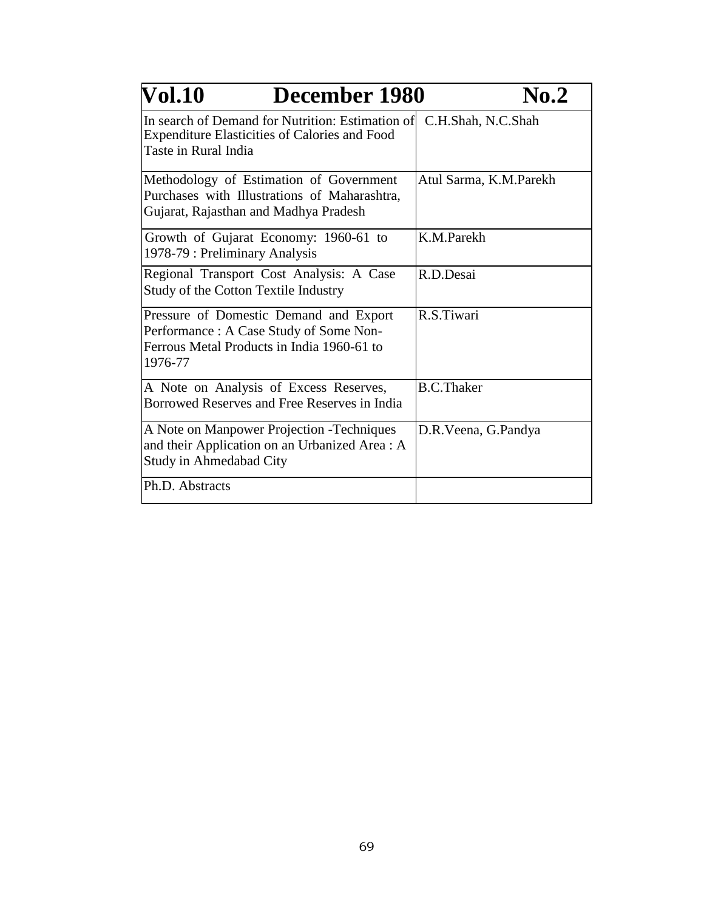| Vol.10 December 1980 No.2 | |
|---|---|
| In search of Demand for Nutrition: Estimation of Expenditure Elasticities of Calories and Food Taste in Rural India | C.H.Shah, N.C.Shah |
| Methodology of Estimation of Government Purchases with Illustrations of Maharashtra, Gujarat, Rajasthan and Madhya Pradesh | Atul Sarma, K.M.Parekh |
| Growth of Gujarat Economy: 1960-61 to 1978-79 : Preliminary Analysis | K.M.Parekh |
| Regional Transport Cost Analysis: A Case Study of the Cotton Textile Industry | R.D.Desai |
| Pressure of Domestic Demand and Export Performance : A Case Study of Some Non-Ferrous Metal Products in India 1960-61 to 1976-77 | R.S.Tiwari |
| A Note on Analysis of Excess Reserves, Borrowed Reserves and Free Reserves in India | B.C.Thaker |
| A Note on Manpower Projection -Techniques and their Application on an Urbanized Area : A Study in Ahmedabad City | D.R.Veena, G.Pandya |
| Ph.D. Abstracts | |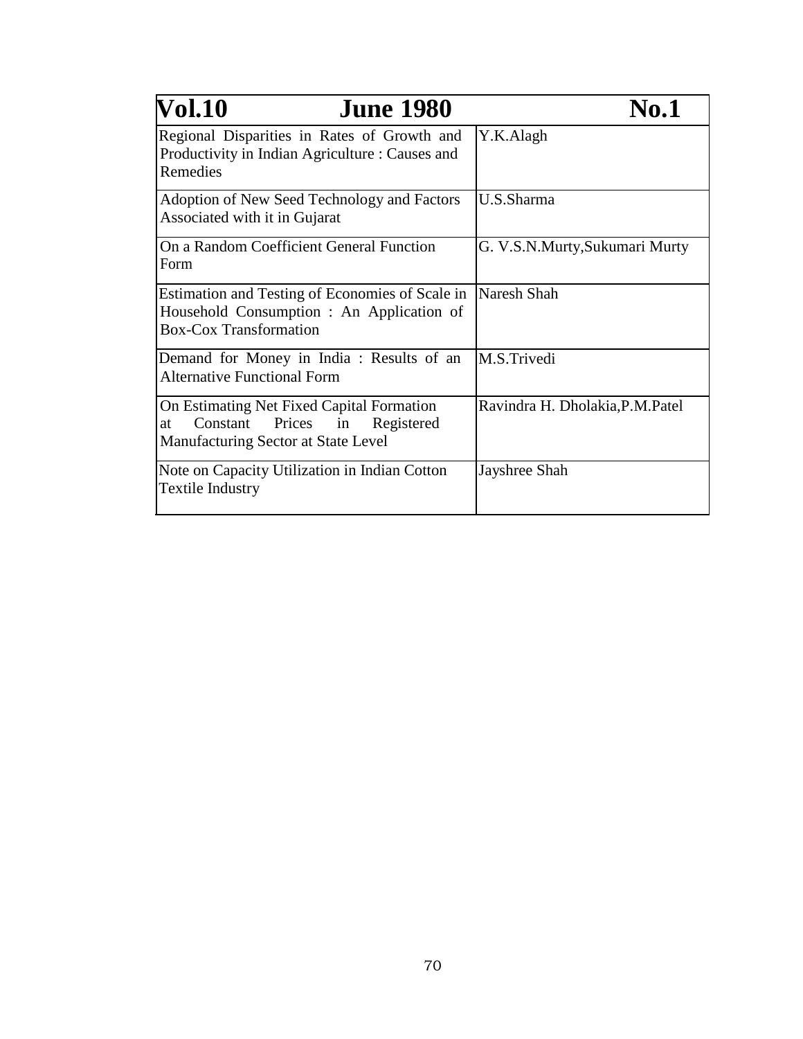| Vol.10 June 1980 | No.1 |
|---|---|
| Regional Disparities in Rates of Growth and Productivity in Indian Agriculture : Causes and Remedies | Y.K.Alagh |
| Adoption of New Seed Technology and Factors Associated with it in Gujarat | U.S.Sharma |
| On a Random Coefficient General Function Form | G. V.S.N.Murty,Sukumari Murty |
| Estimation and Testing of Economies of Scale in Household Consumption : An Application of Box-Cox Transformation | Naresh Shah |
| Demand for Money in India : Results of an Alternative Functional Form | M.S.Trivedi |
| On Estimating Net Fixed Capital Formation at Constant Prices in Registered Manufacturing Sector at State Level | Ravindra H. Dholakia,P.M.Patel |
| Note on Capacity Utilization in Indian Cotton Textile Industry | Jayshree Shah |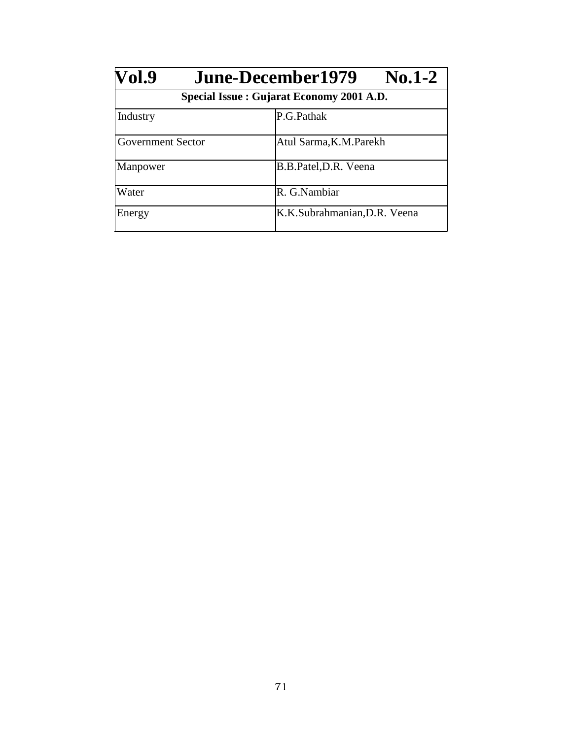| Vol.9 June-December1979 No.1-2 | |
|---|---|
| **Special Issue : Gujarat Economy 2001 A.D.** | |
| Industry | P.G.Pathak |
| Government Sector | Atul Sarma,K.M.Parekh |
| Manpower | B.B.Patel,D.R. Veena |
| Water | R. G.Nambiar |
| Energy | K.K.Subrahmanian,D.R. Veena |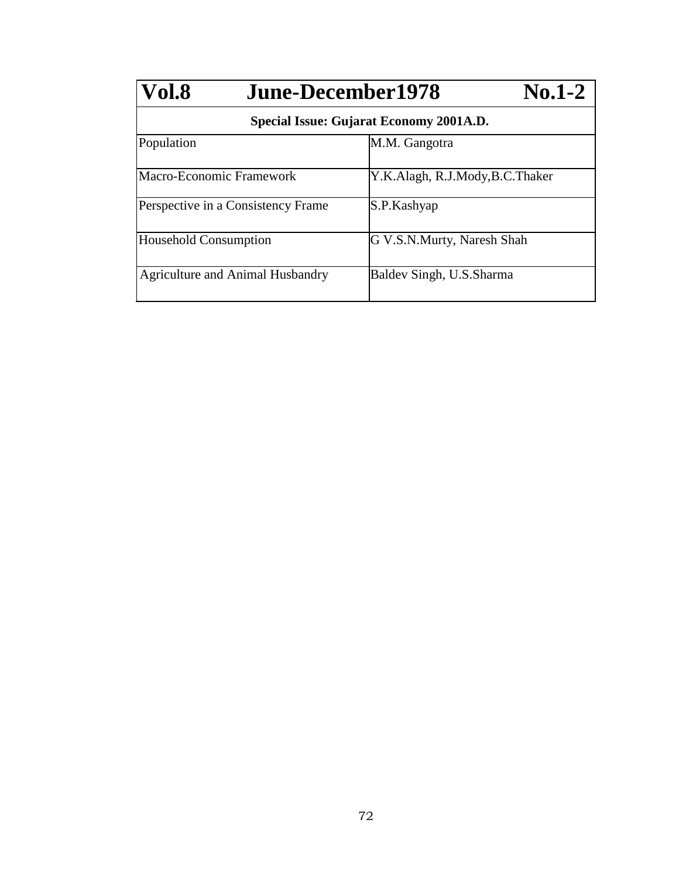| **Vol.8 June-December1978 No.1-2** | |
|---|---|
| **Special Issue: Gujarat Economy 2001A.D.** | |
| Population | M.M. Gangotra |
| Macro-Economic Framework | Y.K.Alagh, R.J.Mody,B.C.Thaker |
| Perspective in a Consistency Frame | S.P.Kashyap |
| Household Consumption | G V.S.N.Murty, Naresh Shah |
| Agriculture and Animal Husbandry | Baldev Singh, U.S.Sharma |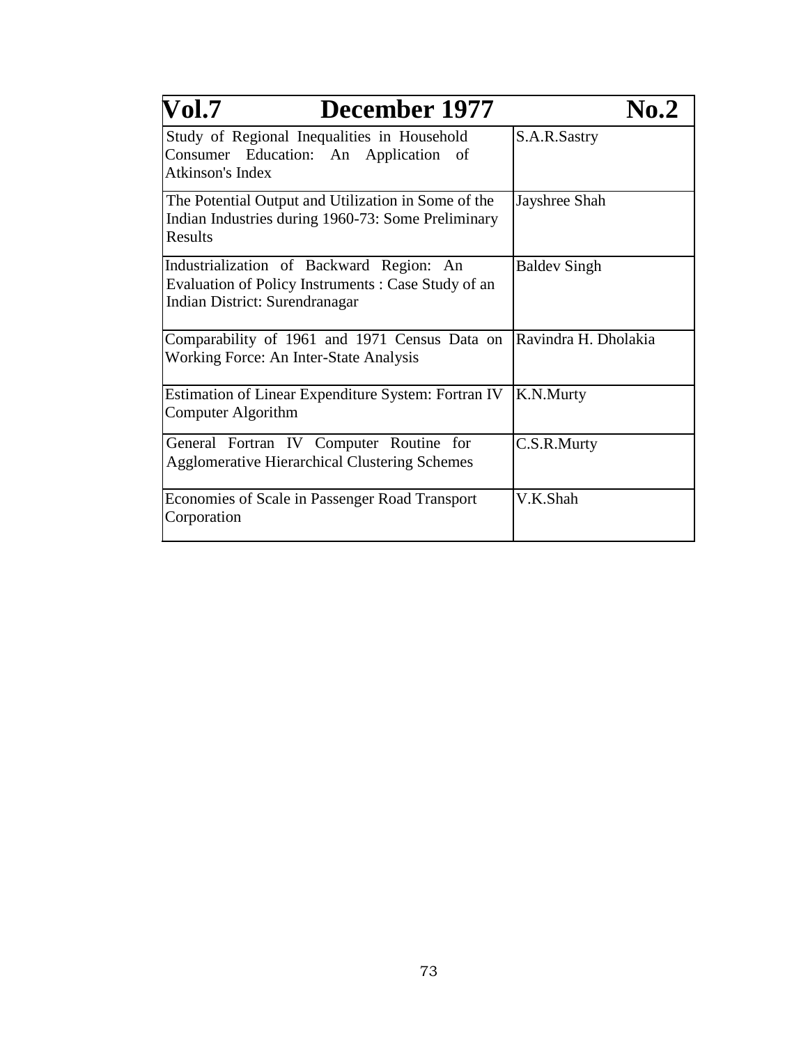| Vol.7 December 1977 | No.2 |
| --- | --- |
| Study of Regional Inequalities in Household Consumer Education: An Application of Atkinson's Index | S.A.R.Sastry |
| The Potential Output and Utilization in Some of the Indian Industries during 1960-73: Some Preliminary Results | Jayshree Shah |
| Industrialization of Backward Region: An Evaluation of Policy Instruments : Case Study of an Indian District: Surendranagar | Baldev Singh |
| Comparability of 1961 and 1971 Census Data on Working Force: An Inter-State Analysis | Ravindra H. Dholakia |
| Estimation of Linear Expenditure System: Fortran IV Computer Algorithm | K.N.Murty |
| General Fortran IV Computer Routine for Agglomerative Hierarchical Clustering Schemes | C.S.R.Murty |
| Economies of Scale in Passenger Road Transport Corporation | V.K.Shah |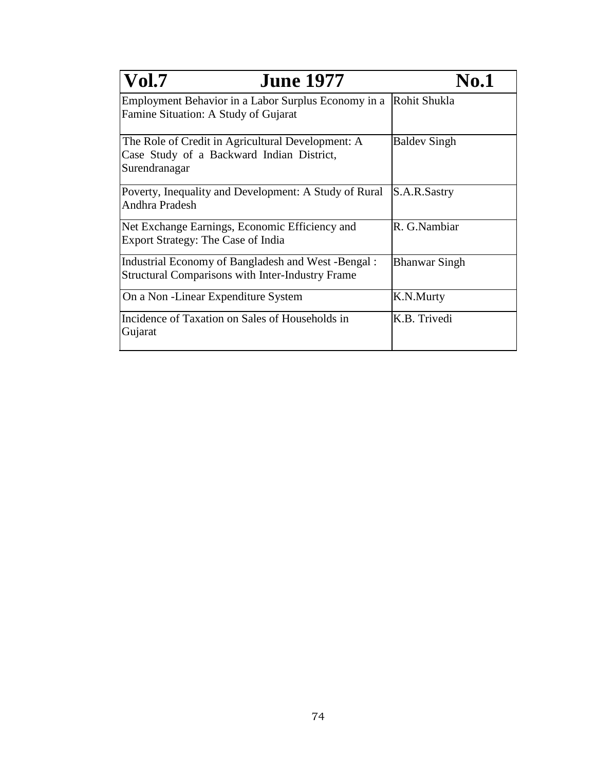| Vol.7 June 1977 No.1 | |
|---|---|
| Employment Behavior in a Labor Surplus Economy in a Famine Situation: A Study of Gujarat | Rohit Shukla |
| The Role of Credit in Agricultural Development: A Case Study of a Backward Indian District, Surendranagar | Baldev Singh |
| Poverty, Inequality and Development: A Study of Rural Andhra Pradesh | S.A.R.Sastry |
| Net Exchange Earnings, Economic Efficiency and Export Strategy: The Case of India | R. G.Nambiar |
| Industrial Economy of Bangladesh and West -Bengal : Structural Comparisons with Inter-Industry Frame | Bhanwar Singh |
| On a Non -Linear Expenditure System | K.N.Murty |
| Incidence of Taxation on Sales of Households in Gujarat | K.B. Trivedi |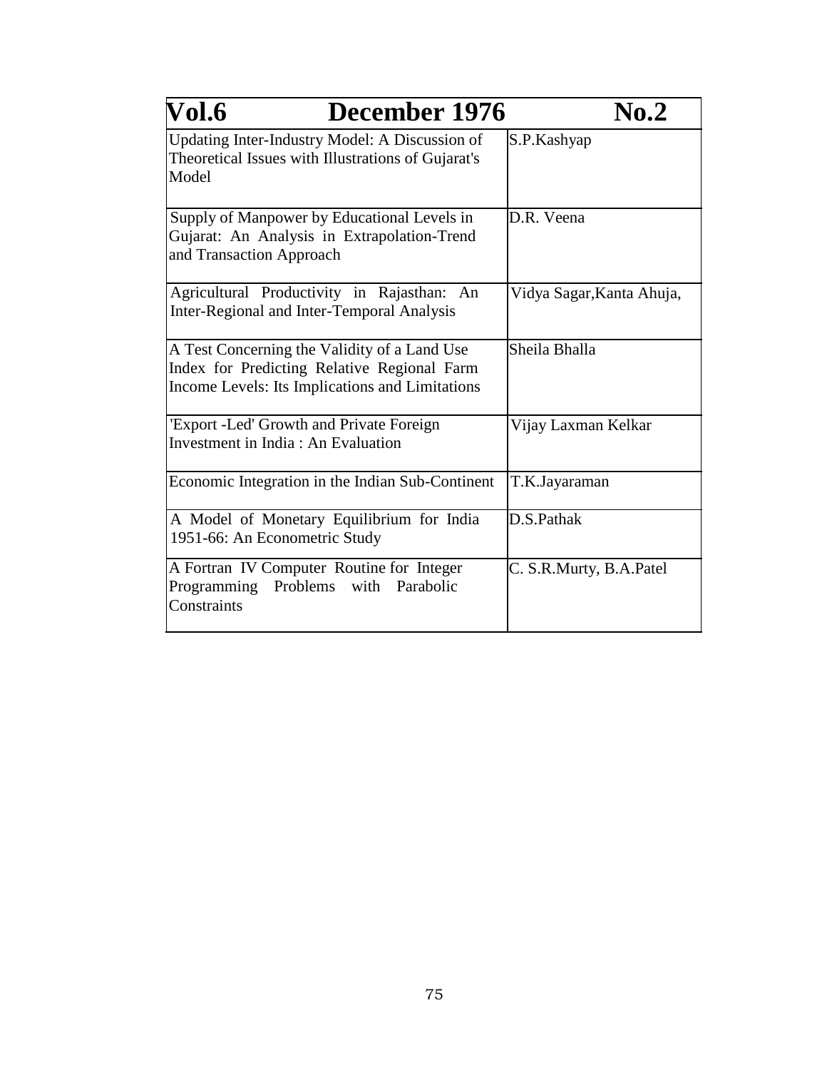| Vol.6 | December 1976 | No.2 |
|---|---|---|
| Updating Inter-Industry Model: A Discussion of Theoretical Issues with Illustrations of Gujarat's Model | | S.P.Kashyap |
| Supply of Manpower by Educational Levels in Gujarat: An Analysis in Extrapolation-Trend and Transaction Approach | | D.R. Veena |
| Agricultural Productivity in Rajasthan: An Inter-Regional and Inter-Temporal Analysis | | Vidya Sagar,Kanta Ahuja, |
| A Test Concerning the Validity of a Land Use Index for Predicting Relative Regional Farm Income Levels: Its Implications and Limitations | | Sheila Bhalla |
| 'Export -Led' Growth and Private Foreign Investment in India : An Evaluation | | Vijay Laxman Kelkar |
| Economic Integration in the Indian Sub-Continent | | T.K.Jayaraman |
| A Model of Monetary Equilibrium for India 1951-66: An Econometric Study | | D.S.Pathak |
| A Fortran IV Computer Routine for Integer Programming Problems with Parabolic Constraints | | C. S.R.Murty, B.A.Patel |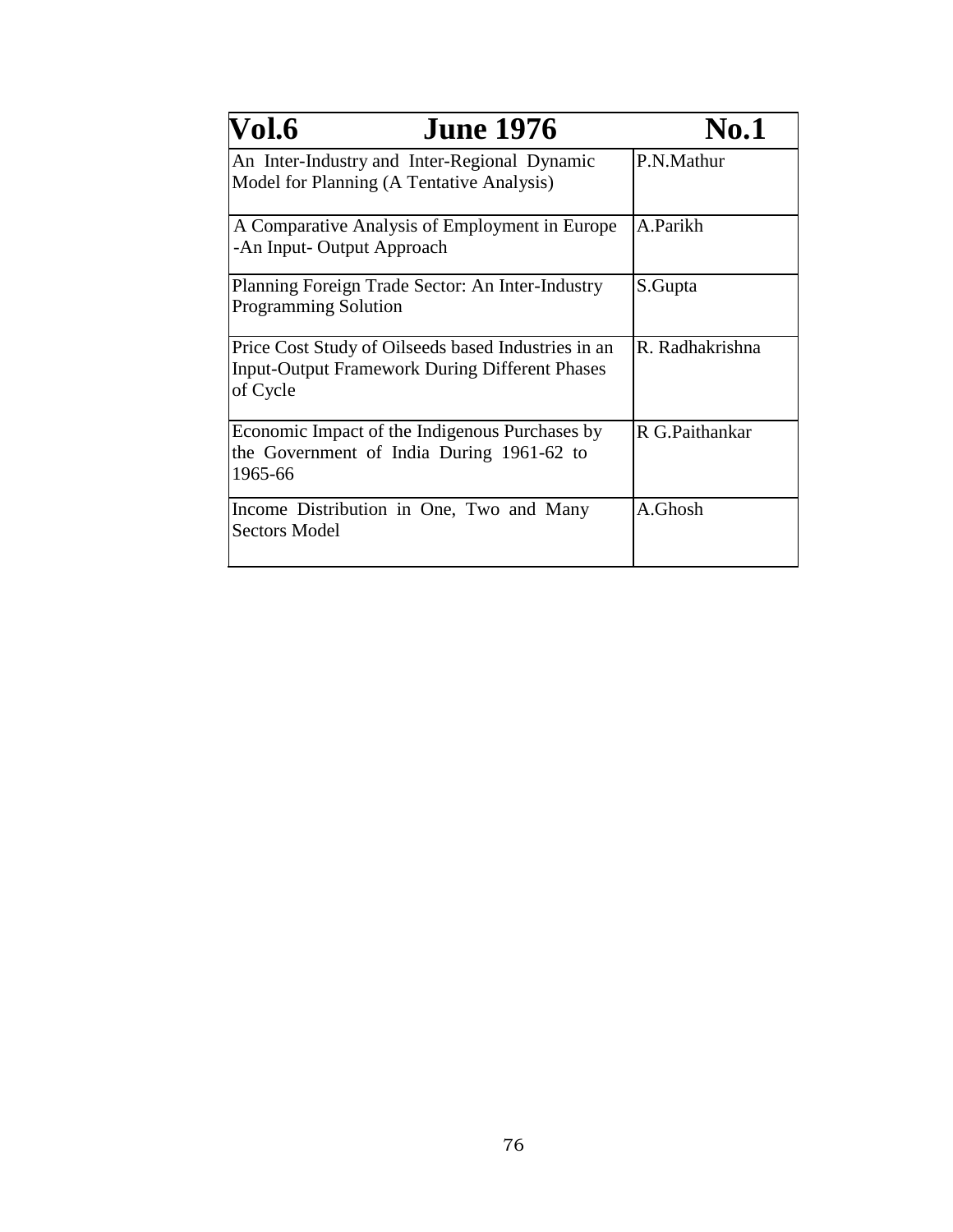| Vol.6 June 1976 | No.1 |
|---|---|
| An Inter-Industry and Inter-Regional Dynamic Model for Planning (A Tentative Analysis) | P.N.Mathur |
| A Comparative Analysis of Employment in Europe -An Input- Output Approach | A.Parikh |
| Planning Foreign Trade Sector: An Inter-Industry Programming Solution | S.Gupta |
| Price Cost Study of Oilseeds based Industries in an Input-Output Framework During Different Phases of Cycle | R. Radhakrishna |
| Economic Impact of the Indigenous Purchases by the Government of India During 1961-62 to 1965-66 | R G.Paithankar |
| Income Distribution in One, Two and Many Sectors Model | A.Ghosh |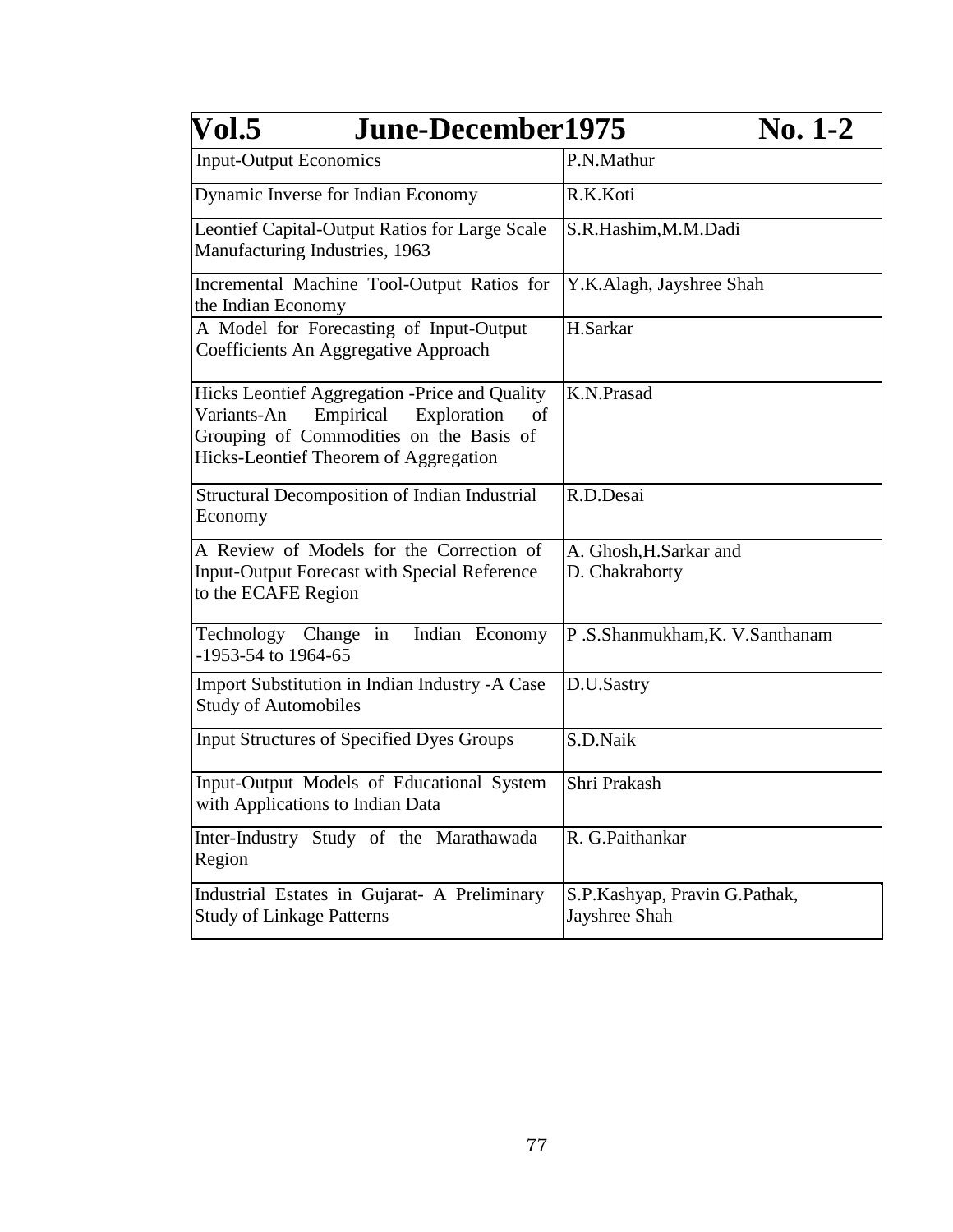| **Vol.5 June-December1975** | **No. 1-2** |
|---|---|
| Input-Output Economics | P.N.Mathur |
| Dynamic Inverse for Indian Economy | R.K.Koti |
| Leontief Capital-Output Ratios for Large Scale Manufacturing Industries, 1963 | S.R.Hashim,M.M.Dadi |
| Incremental Machine Tool-Output Ratios for the Indian Economy | Y.K.Alagh, Jayshree Shah |
| A Model for Forecasting of Input-Output Coefficients An Aggregative Approach | H.Sarkar |
| Hicks Leontief Aggregation -Price and Quality Variants-An Empirical Exploration of Grouping of Commodities on the Basis of Hicks-Leontief Theorem of Aggregation | K.N.Prasad |
| Structural Decomposition of Indian Industrial Economy | R.D.Desai |
| A Review of Models for the Correction of Input-Output Forecast with Special Reference to the ECAFE Region | A. Ghosh,H.Sarkar and D. Chakraborty |
| Technology Change in Indian Economy -1953-54 to 1964-65 | P .S.Shanmukham,K. V.Santhanam |
| Import Substitution in Indian Industry -A Case Study of Automobiles | D.U.Sastry |
| Input Structures of Specified Dyes Groups | S.D.Naik |
| Input-Output Models of Educational System with Applications to Indian Data | Shri Prakash |
| Inter-Industry Study of the Marathawada Region | R. G.Paithankar |
| Industrial Estates in Gujarat- A Preliminary Study of Linkage Patterns | S.P.Kashyap, Pravin G.Pathak, Jayshree Shah |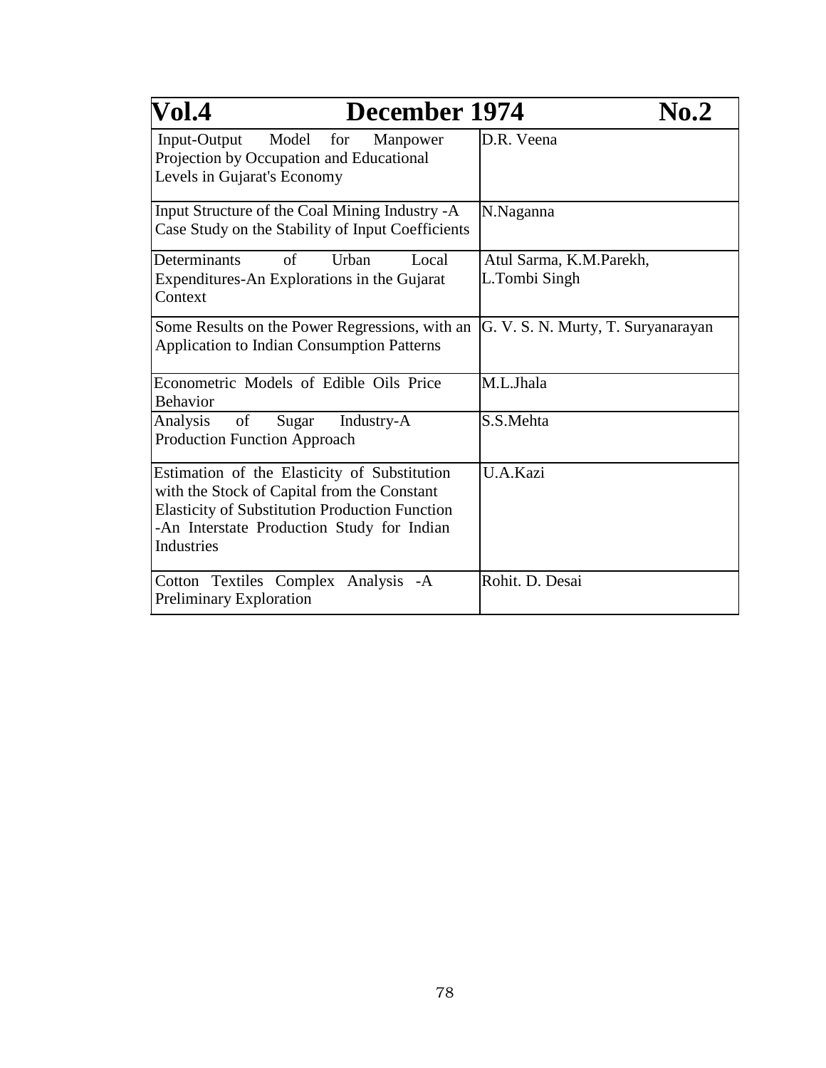| Vol.4 December 1974 No.2 | |
|---|---|
| Input-Output Model for Manpower Projection by Occupation and Educational Levels in Gujarat's Economy | D.R. Veena |
| Input Structure of the Coal Mining Industry -A Case Study on the Stability of Input Coefficients | N.Naganna |
| Determinants of Urban Local Expenditures-An Explorations in the Gujarat Context | Atul Sarma, K.M.Parekh, L.Tombi Singh |
| Some Results on the Power Regressions, with an Application to Indian Consumption Patterns | G. V. S. N. Murty, T. Suryanarayan |
| Econometric Models of Edible Oils Price Behavior | M.L.Jhala |
| Analysis of Sugar Industry-A Production Function Approach | S.S.Mehta |
| Estimation of the Elasticity of Substitution with the Stock of Capital from the Constant Elasticity of Substitution Production Function -An Interstate Production Study for Indian Industries | U.A.Kazi |
| Cotton Textiles Complex Analysis -A Preliminary Exploration | Rohit. D. Desai |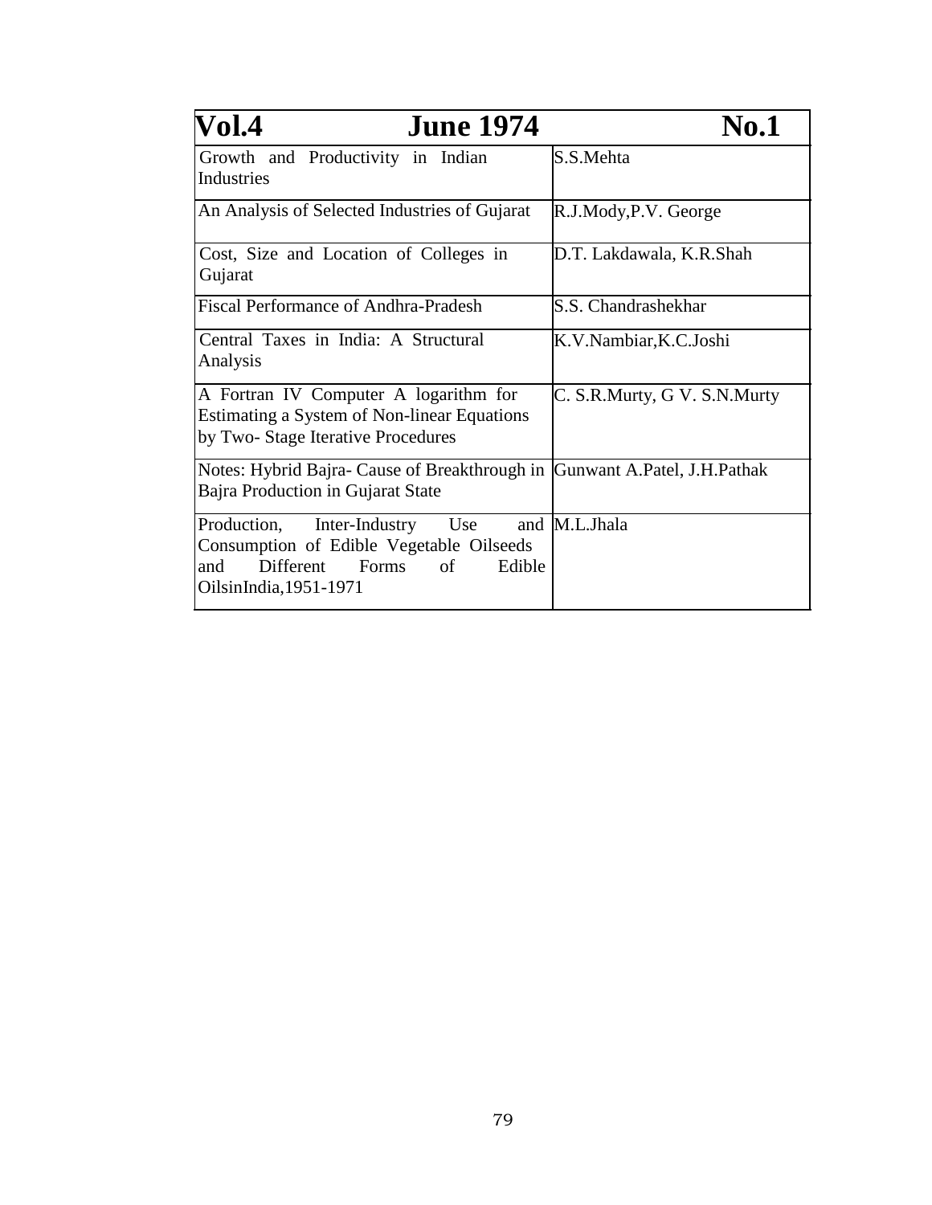| Vol.4 June 1974 | No.1 |
|---|---|
| Growth and Productivity in Indian Industries | S.S.Mehta |
| An Analysis of Selected Industries of Gujarat | R.J.Mody,P.V. George |
| Cost, Size and Location of Colleges in Gujarat | D.T. Lakdawala, K.R.Shah |
| Fiscal Performance of Andhra-Pradesh | S.S. Chandrashekhar |
| Central Taxes in India: A Structural Analysis | K.V.Nambiar,K.C.Joshi |
| A Fortran IV Computer A logarithm for Estimating a System of Non-linear Equations by Two- Stage Iterative Procedures | C. S.R.Murty, G V. S.N.Murty |
| Notes: Hybrid Bajra- Cause of Breakthrough in Bajra Production in Gujarat State | Gunwant A.Patel, J.H.Pathak |
| Production, Inter-Industry Use and Consumption of Edible Vegetable Oilseeds and Different Forms of Edible OilsinIndia,1951-1971 | M.L.Jhala |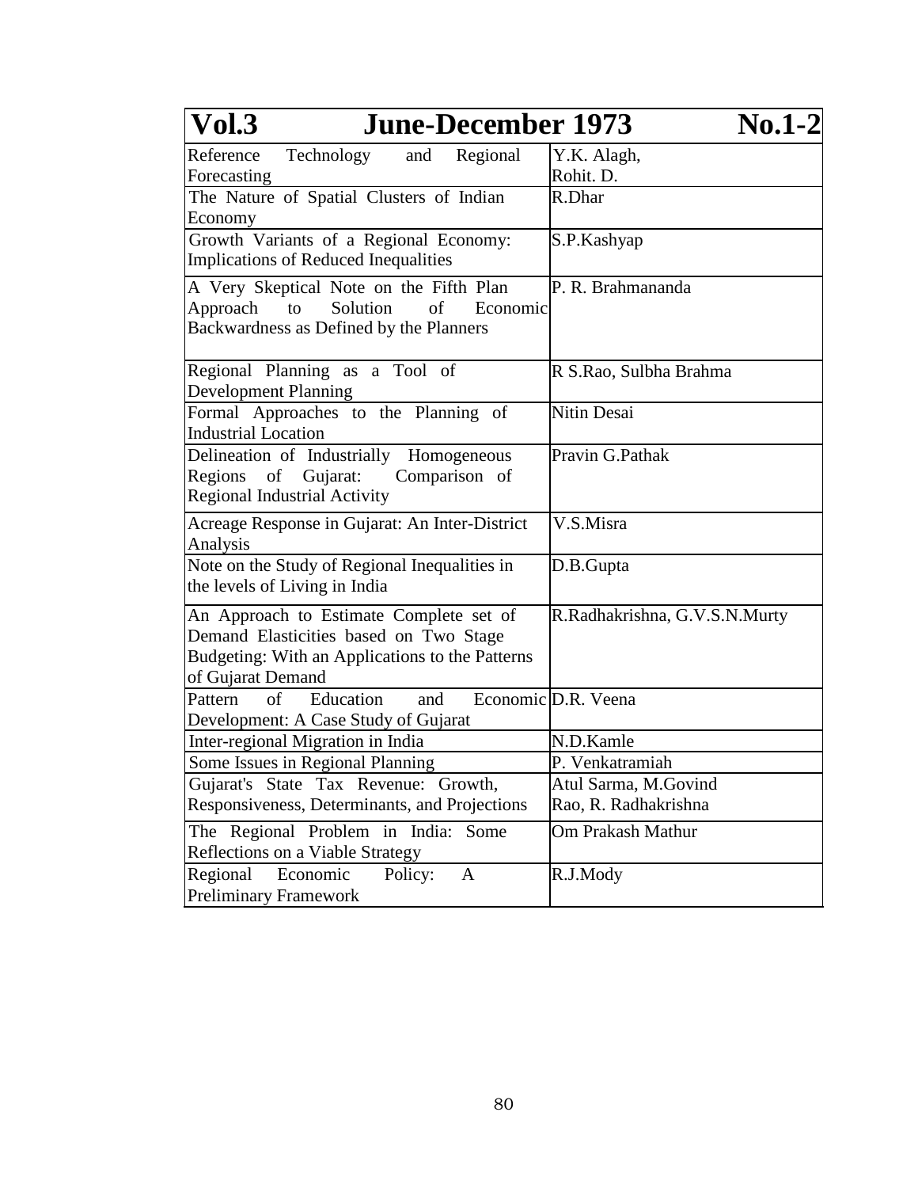| Vol.3 | June-December 1973 No.1-2 |
| --- | --- |
| Reference Technology and Regional Forecasting | Y.K. Alagh, Rohit. D. |
| The Nature of Spatial Clusters of Indian Economy | R.Dhar |
| Growth Variants of a Regional Economy: Implications of Reduced Inequalities | S.P.Kashyap |
| A Very Skeptical Note on the Fifth Plan Approach to Solution of Economic Backwardness as Defined by the Planners | P. R. Brahmananda |
| Regional Planning as a Tool of Development Planning | R S.Rao, Sulbha Brahma |
| Formal Approaches to the Planning of Industrial Location | Nitin Desai |
| Delineation of Industrially Homogeneous Regions of Gujarat: Comparison of Regional Industrial Activity | Pravin G.Pathak |
| Acreage Response in Gujarat: An Inter-District Analysis | V.S.Misra |
| Note on the Study of Regional Inequalities in the levels of Living in India | D.B.Gupta |
| An Approach to Estimate Complete set of Demand Elasticities based on Two Stage Budgeting: With an Applications to the Patterns of Gujarat Demand | R.Radhakrishna, G.V.S.N.Murty |
| Pattern of Education and Economic Development: A Case Study of Gujarat | D.R. Veena |
| Inter-regional Migration in India | N.D.Kamle |
| Some Issues in Regional Planning | P. Venkatramiah |
| Gujarat's State Tax Revenue: Growth, Responsiveness, Determinants, and Projections | Atul Sarma, M.Govind Rao, R. Radhakrishna |
| The Regional Problem in India: Some Reflections on a Viable Strategy | Om Prakash Mathur |
| Regional Economic Policy: A Preliminary Framework | R.J.Mody |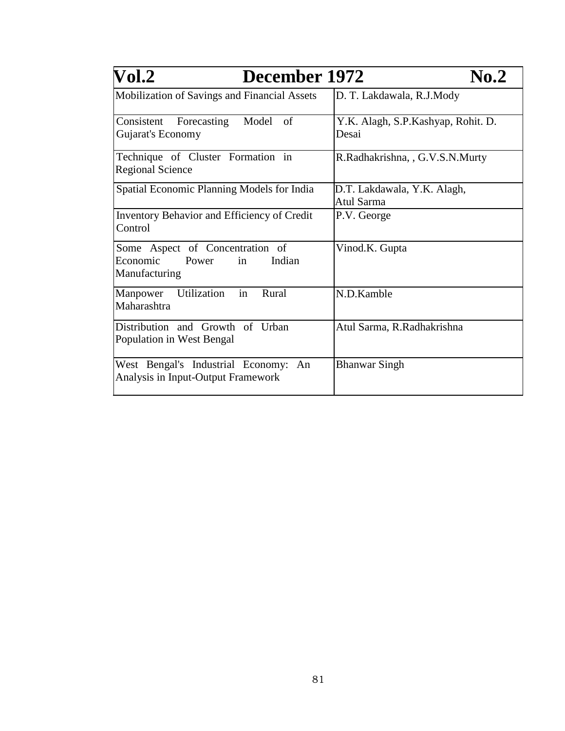| Vol.2 | December 1972 No.2 |
|---|---|
| Mobilization of Savings and Financial Assets | D. T. Lakdawala, R.J.Mody |
| Consistent Forecasting Model of Gujarat's Economy | Y.K. Alagh, S.P.Kashyap, Rohit. D. Desai |
| Technique of Cluster Formation in Regional Science | R.Radhakrishna, , G.V.S.N.Murty |
| Spatial Economic Planning Models for India | D.T. Lakdawala, Y.K. Alagh, Atul Sarma |
| Inventory Behavior and Efficiency of Credit Control | P.V. George |
| Some Aspect of Concentration of Economic Power in Indian Manufacturing | Vinod.K. Gupta |
| Manpower Utilization in Rural Maharashtra | N.D.Kamble |
| Distribution and Growth of Urban Population in West Bengal | Atul Sarma, R.Radhakrishna |
| West Bengal's Industrial Economy: An Analysis in Input-Output Framework | Bhanwar Singh |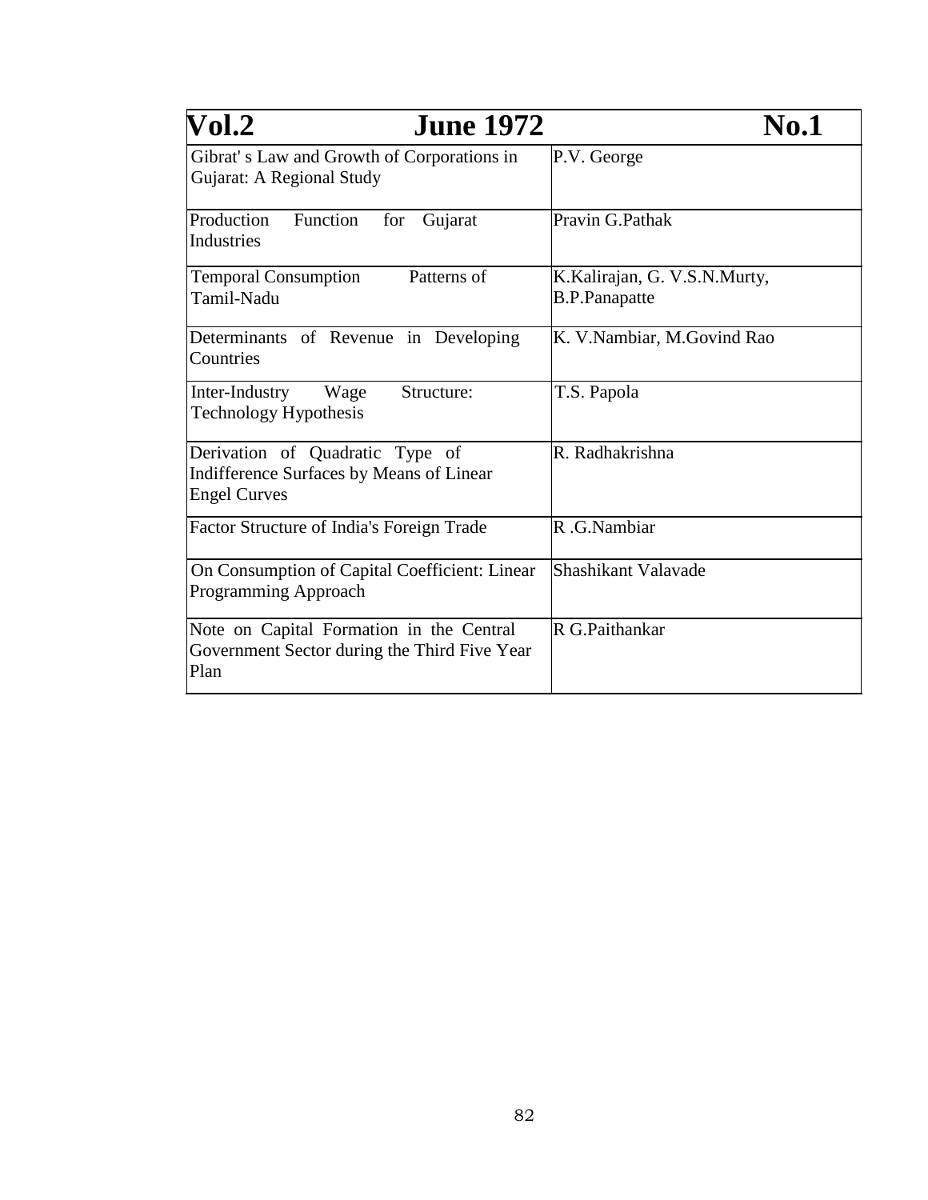| Vol.2 | June 1972 No.1 |
|---|---|
| Gibrat' s Law and Growth of Corporations in Gujarat: A Regional Study | P.V. George |
| Production Function for Gujarat Industries | Pravin G.Pathak |
| Temporal Consumption Patterns of Tamil-Nadu | K.Kalirajan, G. V.S.N.Murty, B.P.Panapatte |
| Determinants of Revenue in Developing Countries | K. V.Nambiar, M.Govind Rao |
| Inter-Industry Wage Structure: Technology Hypothesis | T.S. Papola |
| Derivation of Quadratic Type of Indifference Surfaces by Means of Linear Engel Curves | R. Radhakrishna |
| Factor Structure of India's Foreign Trade | R .G.Nambiar |
| On Consumption of Capital Coefficient: Linear Programming Approach | Shashikant Valavade |
| Note on Capital Formation in the Central Government Sector during the Third Five Year Plan | R G.Paithankar |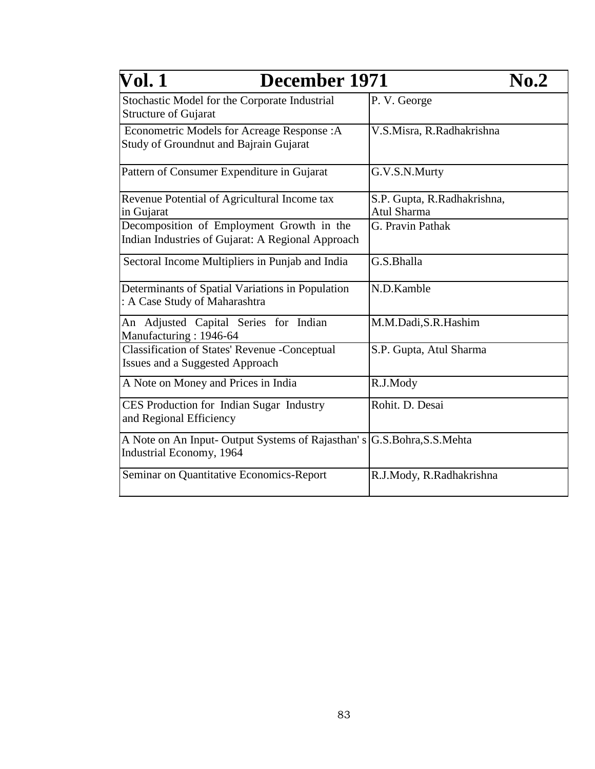| Vol. 1 December 1971 | No.2 |
|---|---|
| Stochastic Model for the Corporate Industrial Structure of Gujarat | P. V. George |
| Econometric Models for Acreage Response :A Study of Groundnut and Bajrain Gujarat | V.S.Misra, R.Radhakrishna |
| Pattern of Consumer Expenditure in Gujarat | G.V.S.N.Murty |
| Revenue Potential of Agricultural Income tax in Gujarat | S.P. Gupta, R.Radhakrishna, Atul Sharma |
| Decomposition of Employment Growth in the Indian Industries of Gujarat: A Regional Approach | G. Pravin Pathak |
| Sectoral Income Multipliers in Punjab and India | G.S.Bhalla |
| Determinants of Spatial Variations in Population : A Case Study of Maharashtra | N.D.Kamble |
| An Adjusted Capital Series for Indian Manufacturing : 1946-64 | M.M.Dadi,S.R.Hashim |
| Classification of States' Revenue -Conceptual Issues and a Suggested Approach | S.P. Gupta, Atul Sharma |
| A Note on Money and Prices in India | R.J.Mody |
| CES Production for Indian Sugar Industry and Regional Efficiency | Rohit. D. Desai |
| A Note on An Input- Output Systems of Rajasthan' s Industrial Economy, 1964 | G.S.Bohra,S.S.Mehta |
| Seminar on Quantitative Economics-Report | R.J.Mody, R.Radhakrishna |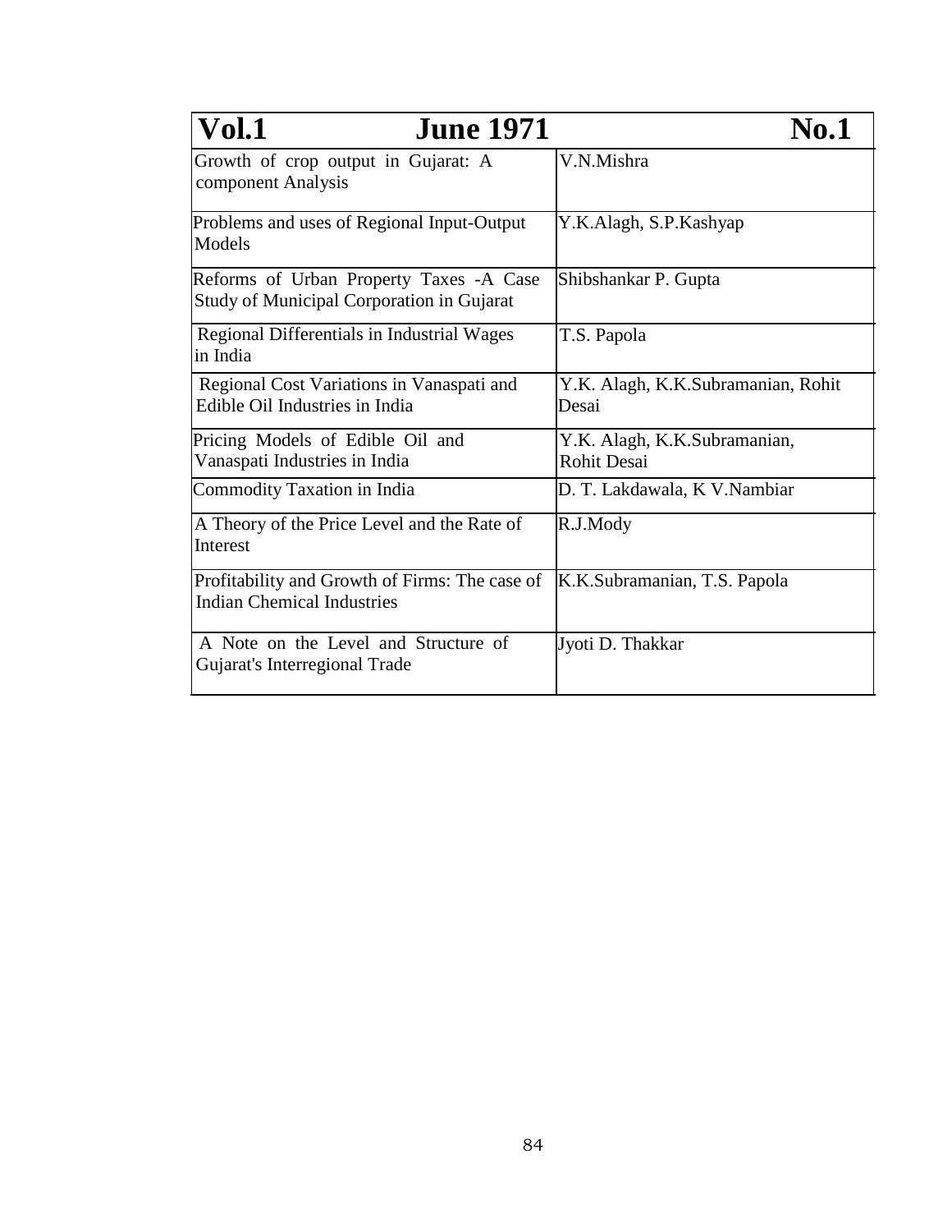| Vol.1 June 1971 | No.1 |
|---|---|
| Growth of crop output in Gujarat: A component Analysis | V.N.Mishra |
| Problems and uses of Regional Input-Output Models | Y.K.Alagh, S.P.Kashyap |
| Reforms of Urban Property Taxes -A Case Study of Municipal Corporation in Gujarat | Shibshankar P. Gupta |
| Regional Differentials in Industrial Wages in India | T.S. Papola |
| Regional Cost Variations in Vanaspati and Edible Oil Industries in India | Y.K. Alagh, K.K.Subramanian, Rohit Desai |
| Pricing Models of Edible Oil and Vanaspati Industries in India | Y.K. Alagh, K.K.Subramanian, Rohit Desai |
| Commodity Taxation in India | D. T. Lakdawala, K V.Nambiar |
| A Theory of the Price Level and the Rate of Interest | R.J.Mody |
| Profitability and Growth of Firms: The case of Indian Chemical Industries | K.K.Subramanian, T.S. Papola |
| A Note on the Level and Structure of Gujarat's Interregional Trade | Jyoti D. Thakkar |